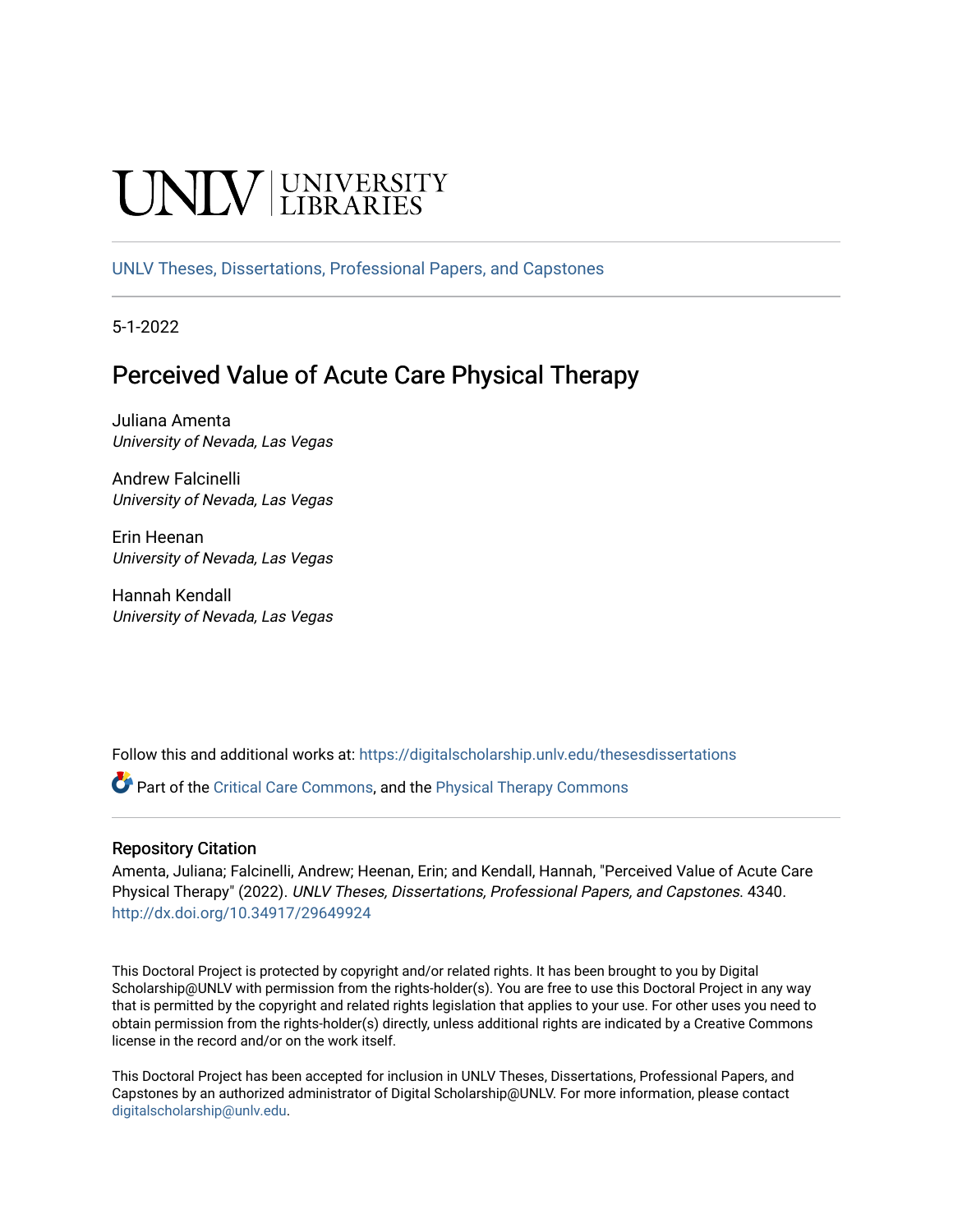UNLV | UNIVERSITY LIBRARIES

UNLV Theses, Dissertations, Professional Papers, and Capstones

5-1-2022

# Perceived Value of Acute Care Physical Therapy

Juliana Amenta
*University of Nevada, Las Vegas*

Andrew Falcinelli
*University of Nevada, Las Vegas*

Erin Heenan
*University of Nevada, Las Vegas*

Hannah Kendall
*University of Nevada, Las Vegas*

Follow this and additional works at: https://digitalscholarship.unlv.edu/thesesdissertations

Part of the Critical Care Commons, and the Physical Therapy Commons

## Repository Citation

Amenta, Juliana; Falcinelli, Andrew; Heenan, Erin; and Kendall, Hannah, "Perceived Value of Acute Care Physical Therapy" (2022). *UNLV Theses, Dissertations, Professional Papers, and Capstones*. 4340.
http://dx.doi.org/10.34917/29649924

This Doctoral Project is protected by copyright and/or related rights. It has been brought to you by Digital Scholarship@UNLV with permission from the rights-holder(s). You are free to use this Doctoral Project in any way that is permitted by the copyright and related rights legislation that applies to your use. For other uses you need to obtain permission from the rights-holder(s) directly, unless additional rights are indicated by a Creative Commons license in the record and/or on the work itself.

This Doctoral Project has been accepted for inclusion in UNLV Theses, Dissertations, Professional Papers, and Capstones by an authorized administrator of Digital Scholarship@UNLV. For more information, please contact digitalscholarship@unlv.edu.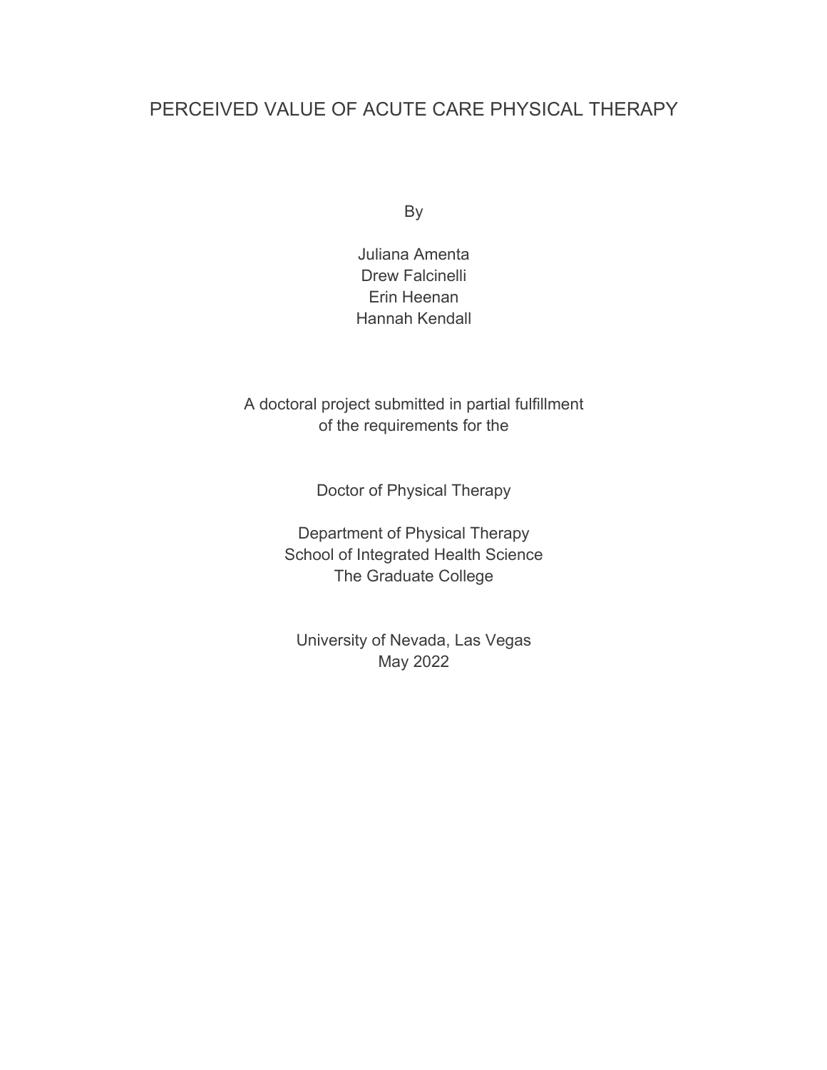# PERCEIVED VALUE OF ACUTE CARE PHYSICAL THERAPY

By

Juliana Amenta
Drew Falcinelli
Erin Heenan
Hannah Kendall

A doctoral project submitted in partial fulfillment
of the requirements for the

Doctor of Physical Therapy

Department of Physical Therapy
School of Integrated Health Science
The Graduate College

University of Nevada, Las Vegas
May 2022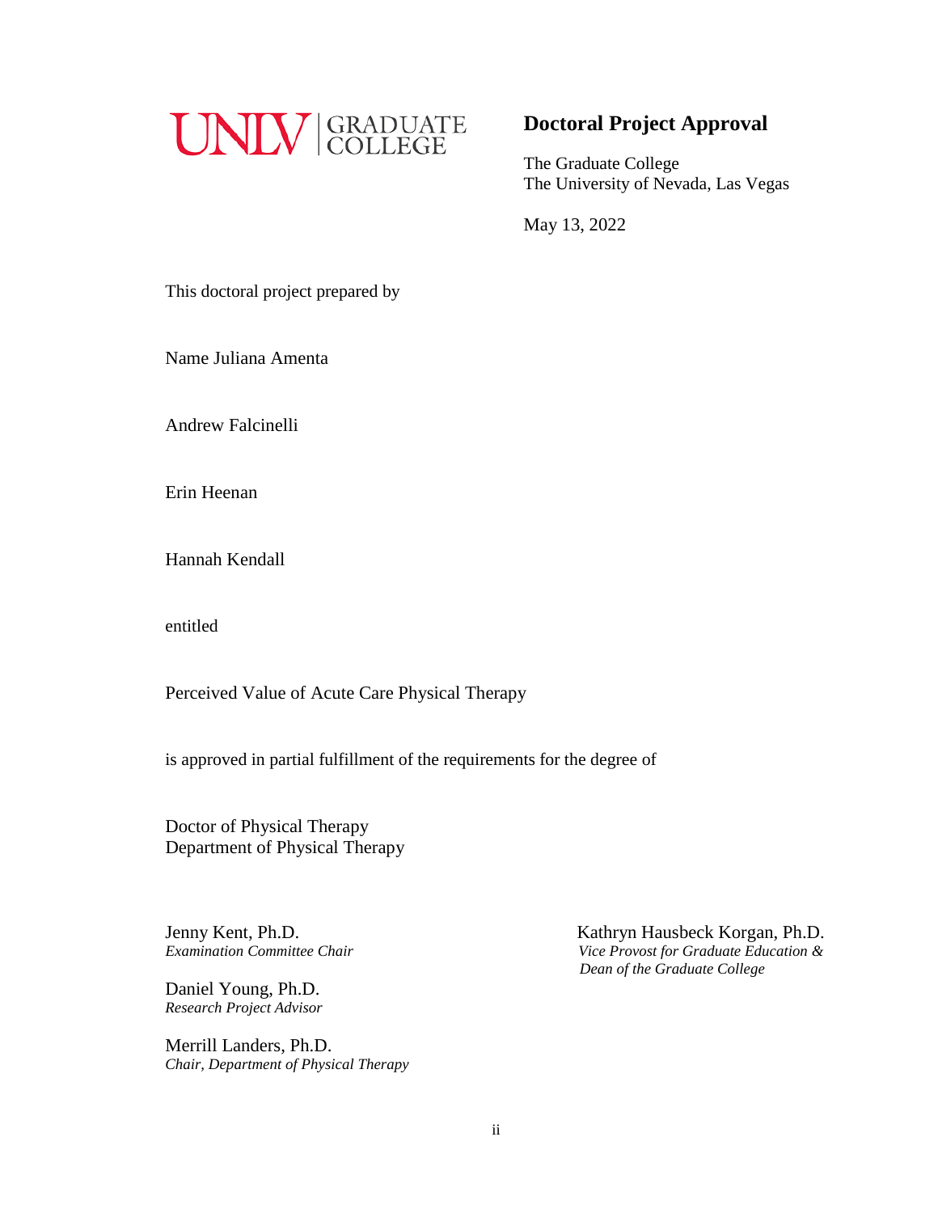UNLV | GRADUATE COLLEGE

# Doctoral Project Approval

The Graduate College
The University of Nevada, Las Vegas

May 13, 2022

This doctoral project prepared by

Name Juliana Amenta

Andrew Falcinelli

Erin Heenan

Hannah Kendall

entitled

Perceived Value of Acute Care Physical Therapy

is approved in partial fulfillment of the requirements for the degree of

Doctor of Physical Therapy
Department of Physical Therapy

Jenny Kent, Ph.D.
*Examination Committee Chair*

Daniel Young, Ph.D.
*Research Project Advisor*

Merrill Landers, Ph.D.
*Chair, Department of Physical Therapy*

Kathryn Hausbeck Korgan, Ph.D.
*Vice Provost for Graduate Education & Dean of the Graduate College*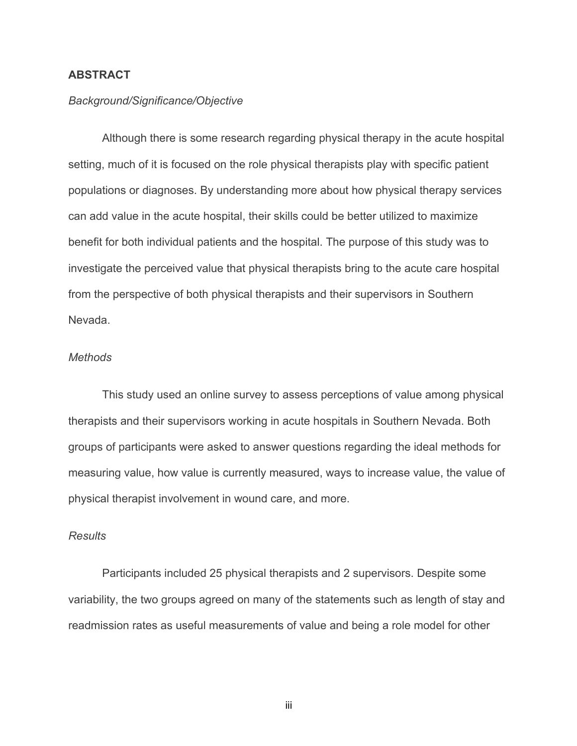## ABSTRACT

*Background/Significance/Objective*

Although there is some research regarding physical therapy in the acute hospital setting, much of it is focused on the role physical therapists play with specific patient populations or diagnoses. By understanding more about how physical therapy services can add value in the acute hospital, their skills could be better utilized to maximize benefit for both individual patients and the hospital. The purpose of this study was to investigate the perceived value that physical therapists bring to the acute care hospital from the perspective of both physical therapists and their supervisors in Southern Nevada.

*Methods*

This study used an online survey to assess perceptions of value among physical therapists and their supervisors working in acute hospitals in Southern Nevada. Both groups of participants were asked to answer questions regarding the ideal methods for measuring value, how value is currently measured, ways to increase value, the value of physical therapist involvement in wound care, and more.

*Results*

Participants included 25 physical therapists and 2 supervisors. Despite some variability, the two groups agreed on many of the statements such as length of stay and readmission rates as useful measurements of value and being a role model for other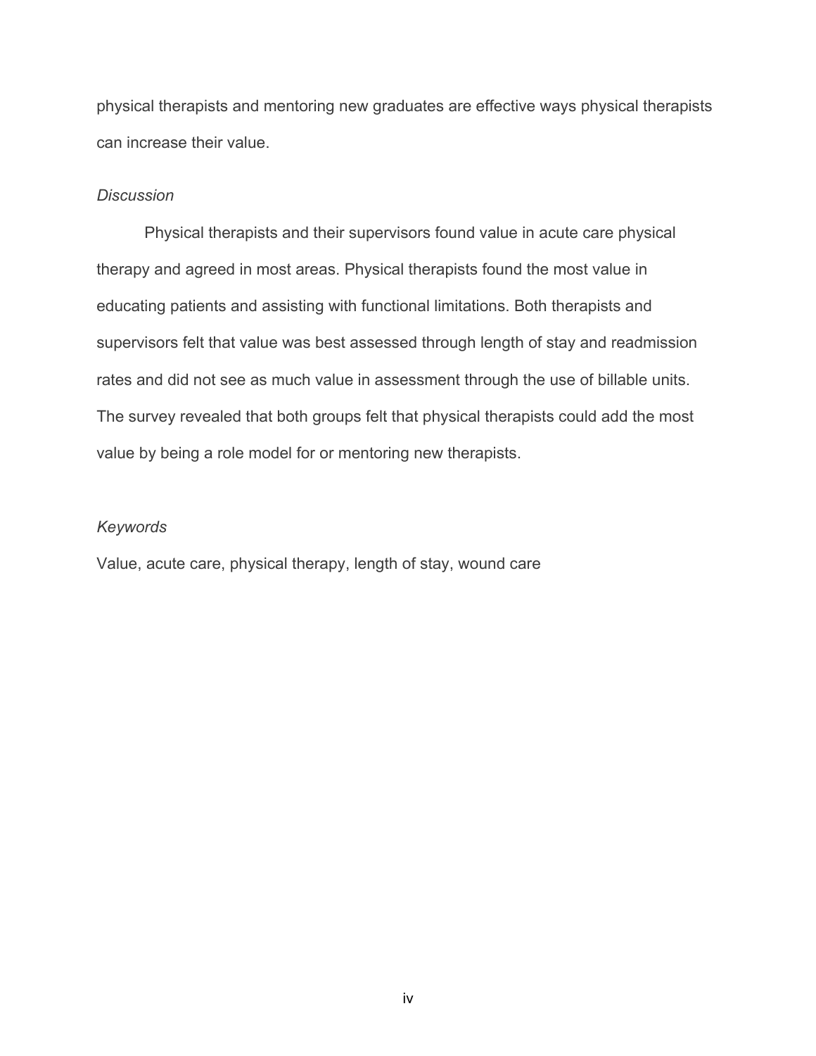physical therapists and mentoring new graduates are effective ways physical therapists can increase their value.

*Discussion*

Physical therapists and their supervisors found value in acute care physical therapy and agreed in most areas. Physical therapists found the most value in educating patients and assisting with functional limitations. Both therapists and supervisors felt that value was best assessed through length of stay and readmission rates and did not see as much value in assessment through the use of billable units. The survey revealed that both groups felt that physical therapists could add the most value by being a role model for or mentoring new therapists.

*Keywords*

Value, acute care, physical therapy, length of stay, wound care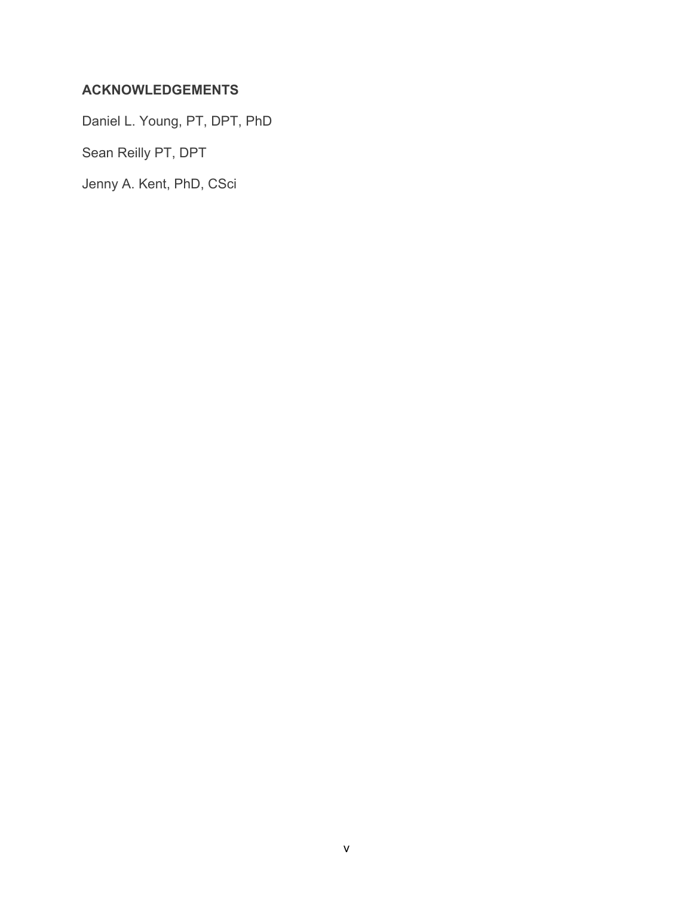## ACKNOWLEDGEMENTS

Daniel L. Young, PT, DPT, PhD

Sean Reilly PT, DPT

Jenny A. Kent, PhD, CSci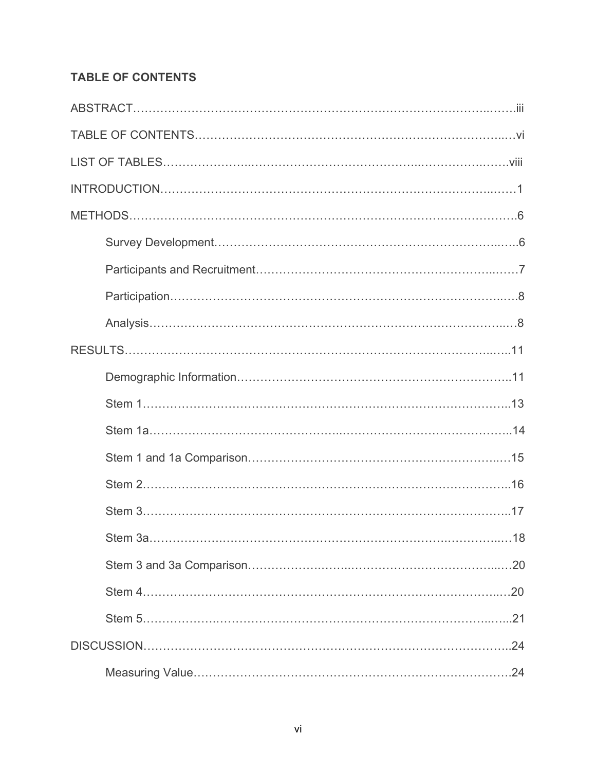**TABLE OF CONTENTS**

ABSTRACT……………………………………………………………………………..…….iii

TABLE OF CONTENTS…………………………………………………………………...…vi

LIST OF TABLES…………………..……………………………………..…………….……viii

INTRODUCTION……………………………………………………………………..……1

METHODS………………………………………………………………………………….6

- Survey Development…………………………………………………………………..…..6
- Participants and Recruitment……………………………………………………..……7
- Participation……………………………………………………………………….…..8
- Analysis……………………………………………………………………………..…8

RESULTS…………………………………………………………………………………..….11

- Demographic Information…………………………………………………………..11
- Stem 1……………………………………………………………………………..13
- Stem 1a……………………………………...………………………………………..14
- Stem 1 and 1a Comparison……………………………………………………..…15
- Stem 2……………………………………………………………………………..16
- Stem 3……………………………………………………………………………..17
- Stem 3a……………………………………………………………………..…………..…18
- Stem 3 and 3a Comparison…………………..……..…………………………….....20
- Stem 4………………………………………………………………………………..…20
- Stem 5…………………………………………………………………………..…...21

DISCUSSION……………………………………………………………………………..24

- Measuring Value…………………………………………………………………….24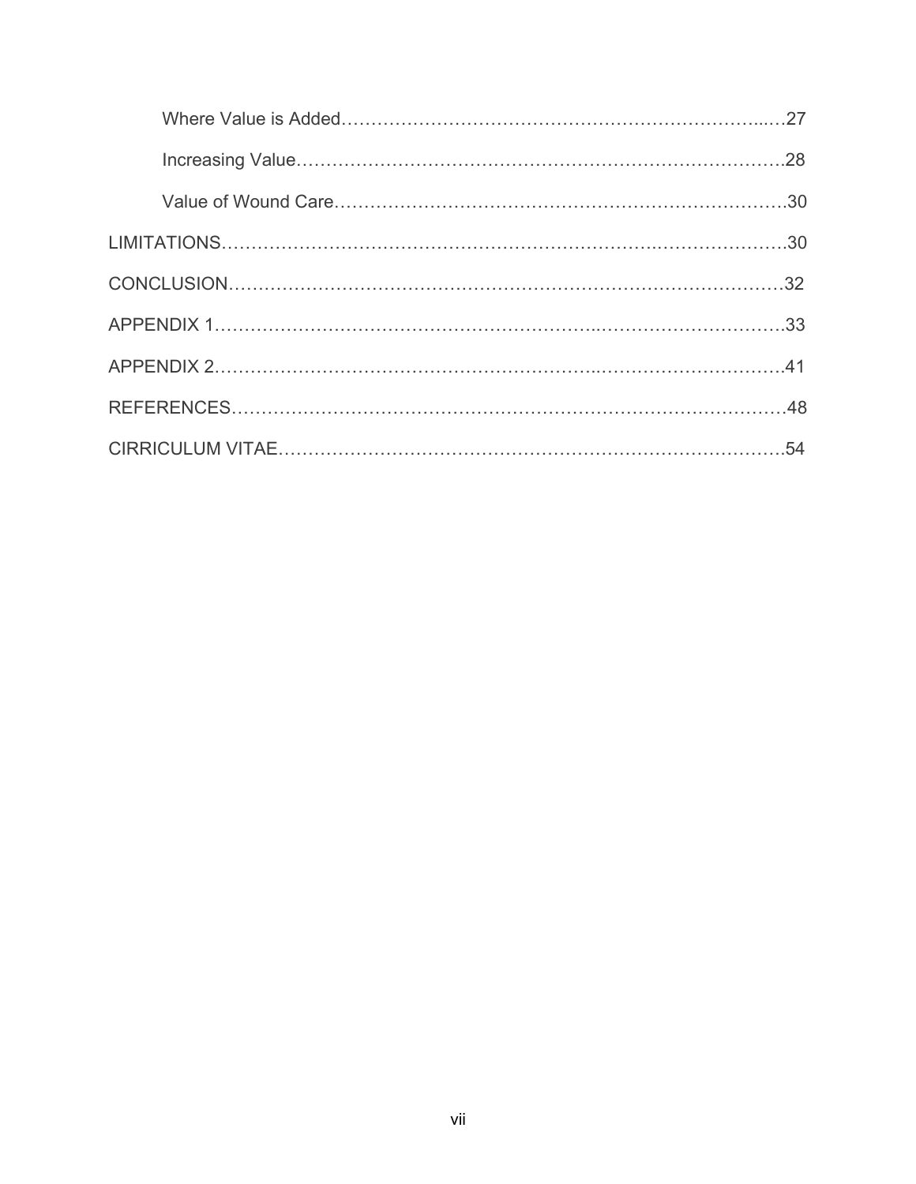Where Value is Added………………………………………………………………...…27

Increasing Value……………………………………………………………………….28

Value of Wound Care………………………………………………………………….30

LIMITATIONS…………………………………………………………….………………….30

CONCLUSION……………………………….……………………….……….……….……32

APPENDIX 1……………………………………………………..………………………….33

APPENDIX 2………………….……………………………….…..…………………………41

REFERENCES………………………………………………………………………………48

CIRRICULUM VITAE……………….……………….………………….……………….……….54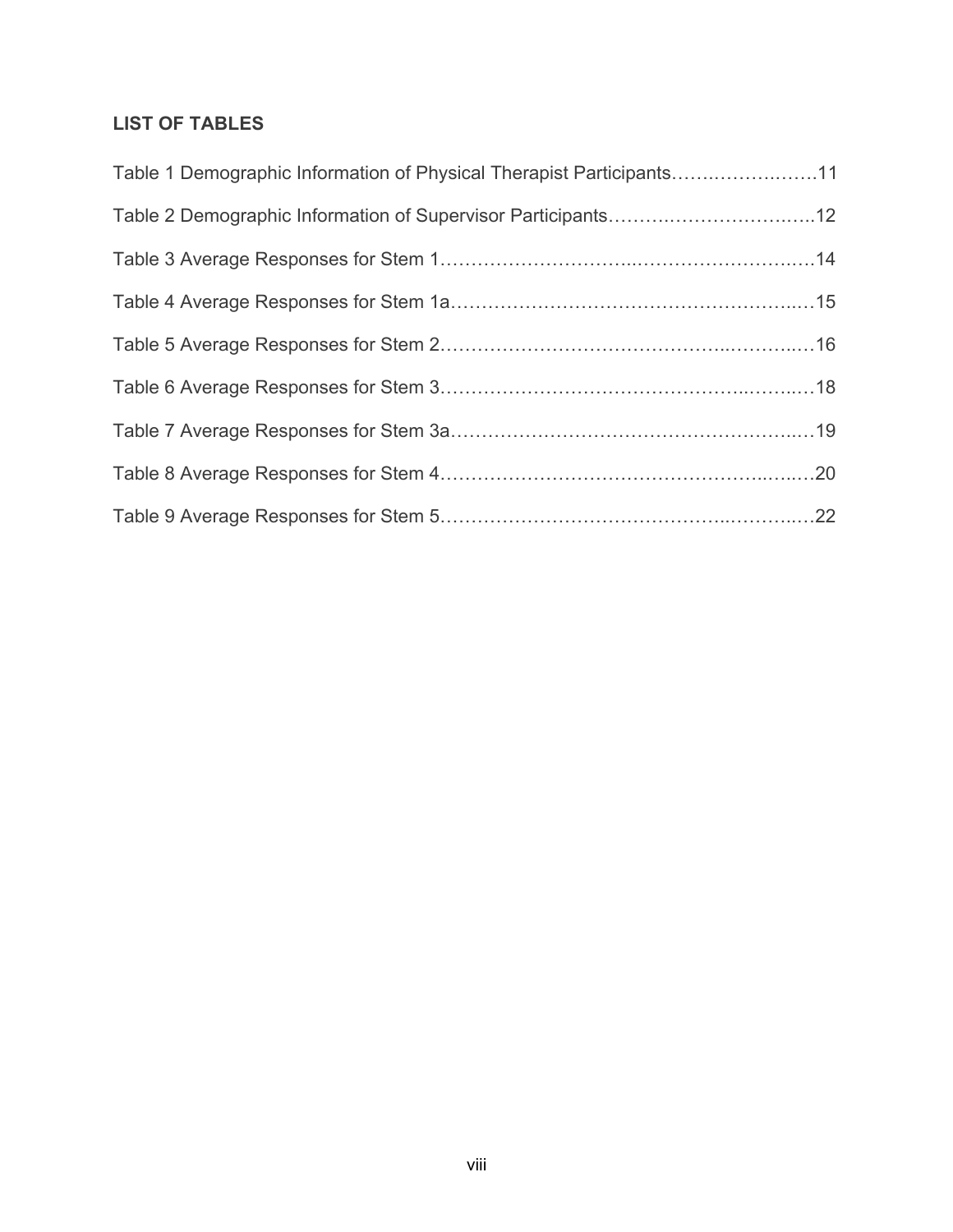## LIST OF TABLES

Table 1 Demographic Information of Physical Therapist Participants……..……….…….11

Table 2 Demographic Information of Supervisor Participants……..……………….…..12

Table 3 Average Responses for Stem 1………………………..……………………….…14

Table 4 Average Responses for Stem 1a……………………………………………...…15

Table 5 Average Responses for Stem 2……………………………………..………..…16

Table 6 Average Responses for Stem 3……………………………………...……..…18

Table 7 Average Responses for Stem 3a……………………………………………..…19

Table 8 Average Responses for Stem 4……………………………………...…...…20

Table 9 Average Responses for Stem 5……………………………………..………..…22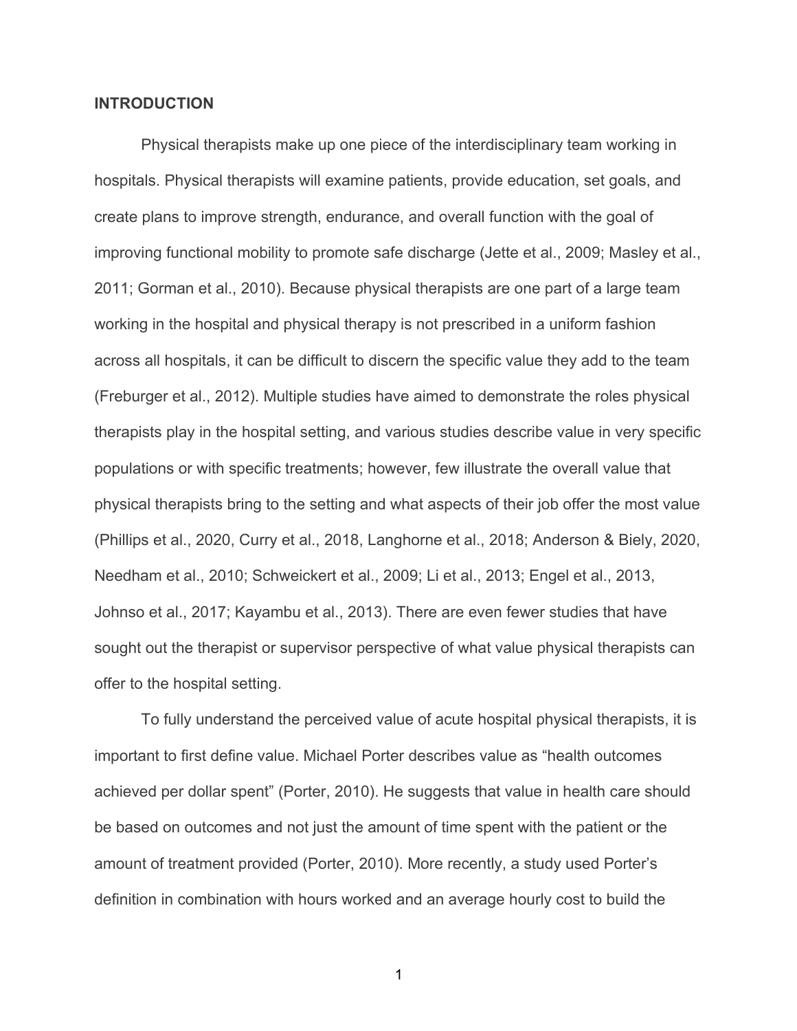## INTRODUCTION

Physical therapists make up one piece of the interdisciplinary team working in hospitals. Physical therapists will examine patients, provide education, set goals, and create plans to improve strength, endurance, and overall function with the goal of improving functional mobility to promote safe discharge (Jette et al., 2009; Masley et al., 2011; Gorman et al., 2010). Because physical therapists are one part of a large team working in the hospital and physical therapy is not prescribed in a uniform fashion across all hospitals, it can be difficult to discern the specific value they add to the team (Freburger et al., 2012). Multiple studies have aimed to demonstrate the roles physical therapists play in the hospital setting, and various studies describe value in very specific populations or with specific treatments; however, few illustrate the overall value that physical therapists bring to the setting and what aspects of their job offer the most value (Phillips et al., 2020, Curry et al., 2018, Langhorne et al., 2018; Anderson & Biely, 2020, Needham et al., 2010; Schweickert et al., 2009; Li et al., 2013; Engel et al., 2013, Johnso et al., 2017; Kayambu et al., 2013). There are even fewer studies that have sought out the therapist or supervisor perspective of what value physical therapists can offer to the hospital setting.

To fully understand the perceived value of acute hospital physical therapists, it is important to first define value. Michael Porter describes value as "health outcomes achieved per dollar spent" (Porter, 2010). He suggests that value in health care should be based on outcomes and not just the amount of time spent with the patient or the amount of treatment provided (Porter, 2010). More recently, a study used Porter's definition in combination with hours worked and an average hourly cost to build the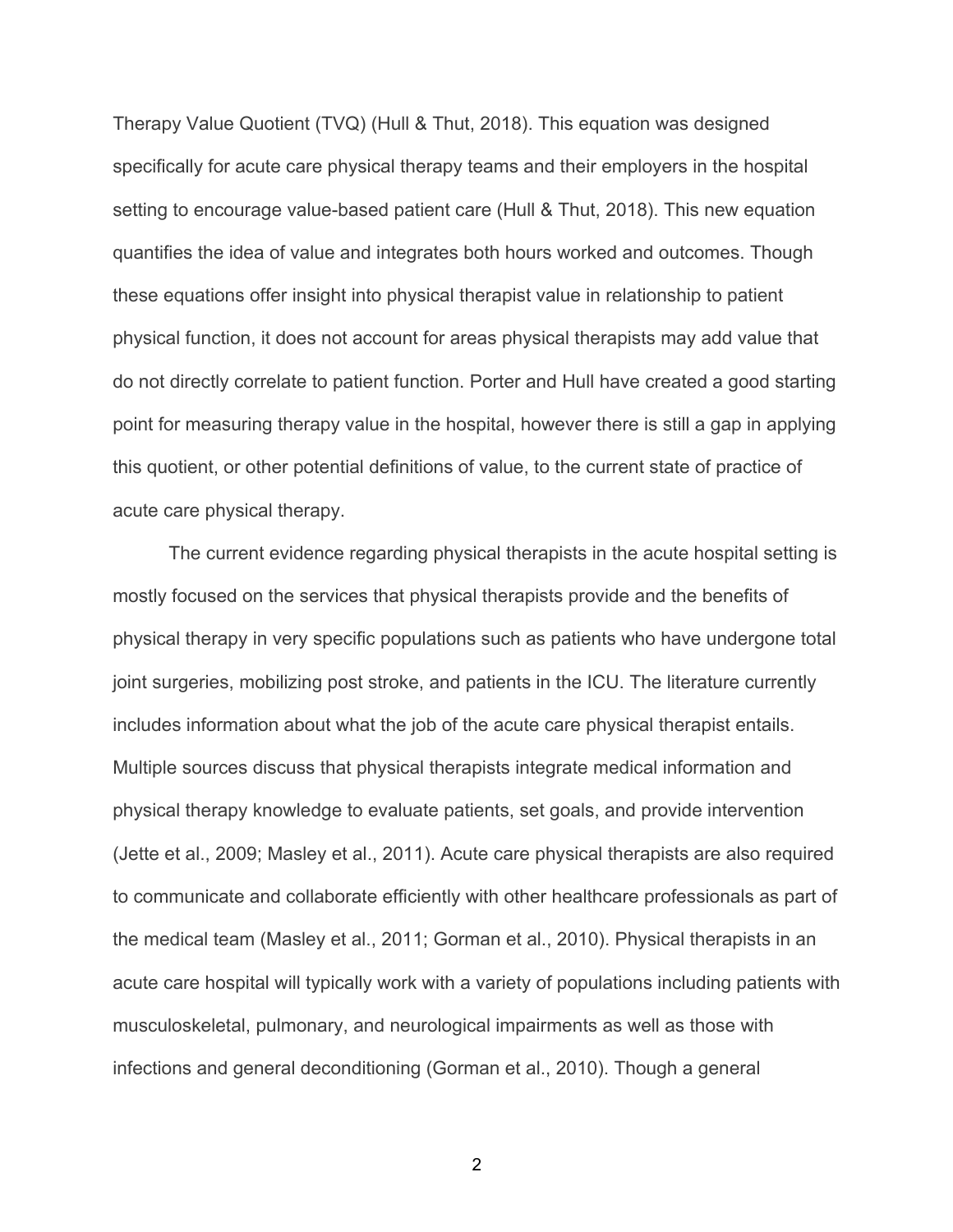Therapy Value Quotient (TVQ) (Hull & Thut, 2018). This equation was designed specifically for acute care physical therapy teams and their employers in the hospital setting to encourage value-based patient care (Hull & Thut, 2018). This new equation quantifies the idea of value and integrates both hours worked and outcomes. Though these equations offer insight into physical therapist value in relationship to patient physical function, it does not account for areas physical therapists may add value that do not directly correlate to patient function. Porter and Hull have created a good starting point for measuring therapy value in the hospital, however there is still a gap in applying this quotient, or other potential definitions of value, to the current state of practice of acute care physical therapy.

The current evidence regarding physical therapists in the acute hospital setting is mostly focused on the services that physical therapists provide and the benefits of physical therapy in very specific populations such as patients who have undergone total joint surgeries, mobilizing post stroke, and patients in the ICU. The literature currently includes information about what the job of the acute care physical therapist entails. Multiple sources discuss that physical therapists integrate medical information and physical therapy knowledge to evaluate patients, set goals, and provide intervention (Jette et al., 2009; Masley et al., 2011). Acute care physical therapists are also required to communicate and collaborate efficiently with other healthcare professionals as part of the medical team (Masley et al., 2011; Gorman et al., 2010). Physical therapists in an acute care hospital will typically work with a variety of populations including patients with musculoskeletal, pulmonary, and neurological impairments as well as those with infections and general deconditioning (Gorman et al., 2010). Though a general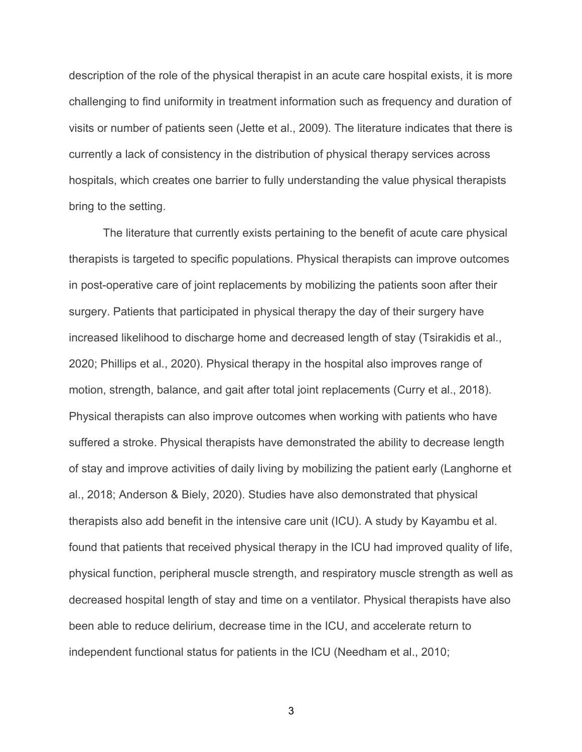description of the role of the physical therapist in an acute care hospital exists, it is more challenging to find uniformity in treatment information such as frequency and duration of visits or number of patients seen (Jette et al., 2009). The literature indicates that there is currently a lack of consistency in the distribution of physical therapy services across hospitals, which creates one barrier to fully understanding the value physical therapists bring to the setting.

The literature that currently exists pertaining to the benefit of acute care physical therapists is targeted to specific populations. Physical therapists can improve outcomes in post-operative care of joint replacements by mobilizing the patients soon after their surgery. Patients that participated in physical therapy the day of their surgery have increased likelihood to discharge home and decreased length of stay (Tsirakidis et al., 2020; Phillips et al., 2020). Physical therapy in the hospital also improves range of motion, strength, balance, and gait after total joint replacements (Curry et al., 2018). Physical therapists can also improve outcomes when working with patients who have suffered a stroke. Physical therapists have demonstrated the ability to decrease length of stay and improve activities of daily living by mobilizing the patient early (Langhorne et al., 2018; Anderson & Biely, 2020). Studies have also demonstrated that physical therapists also add benefit in the intensive care unit (ICU). A study by Kayambu et al. found that patients that received physical therapy in the ICU had improved quality of life, physical function, peripheral muscle strength, and respiratory muscle strength as well as decreased hospital length of stay and time on a ventilator. Physical therapists have also been able to reduce delirium, decrease time in the ICU, and accelerate return to independent functional status for patients in the ICU (Needham et al., 2010;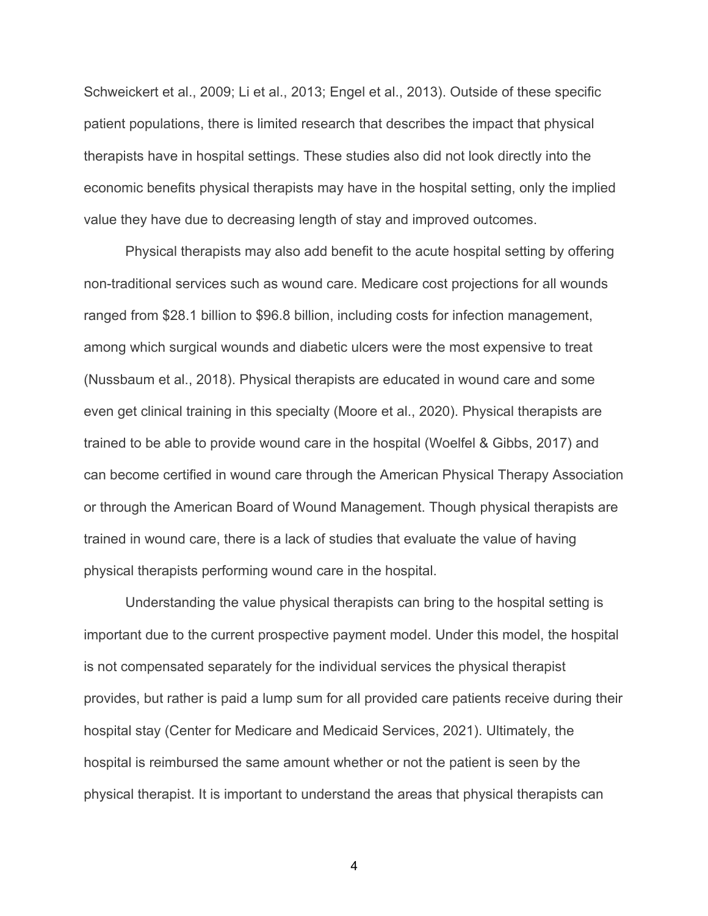Schweickert et al., 2009; Li et al., 2013; Engel et al., 2013). Outside of these specific patient populations, there is limited research that describes the impact that physical therapists have in hospital settings. These studies also did not look directly into the economic benefits physical therapists may have in the hospital setting, only the implied value they have due to decreasing length of stay and improved outcomes.

Physical therapists may also add benefit to the acute hospital setting by offering non-traditional services such as wound care. Medicare cost projections for all wounds ranged from $28.1 billion to $96.8 billion, including costs for infection management, among which surgical wounds and diabetic ulcers were the most expensive to treat (Nussbaum et al., 2018). Physical therapists are educated in wound care and some even get clinical training in this specialty (Moore et al., 2020). Physical therapists are trained to be able to provide wound care in the hospital (Woelfel & Gibbs, 2017) and can become certified in wound care through the American Physical Therapy Association or through the American Board of Wound Management. Though physical therapists are trained in wound care, there is a lack of studies that evaluate the value of having physical therapists performing wound care in the hospital.

Understanding the value physical therapists can bring to the hospital setting is important due to the current prospective payment model. Under this model, the hospital is not compensated separately for the individual services the physical therapist provides, but rather is paid a lump sum for all provided care patients receive during their hospital stay (Center for Medicare and Medicaid Services, 2021). Ultimately, the hospital is reimbursed the same amount whether or not the patient is seen by the physical therapist. It is important to understand the areas that physical therapists can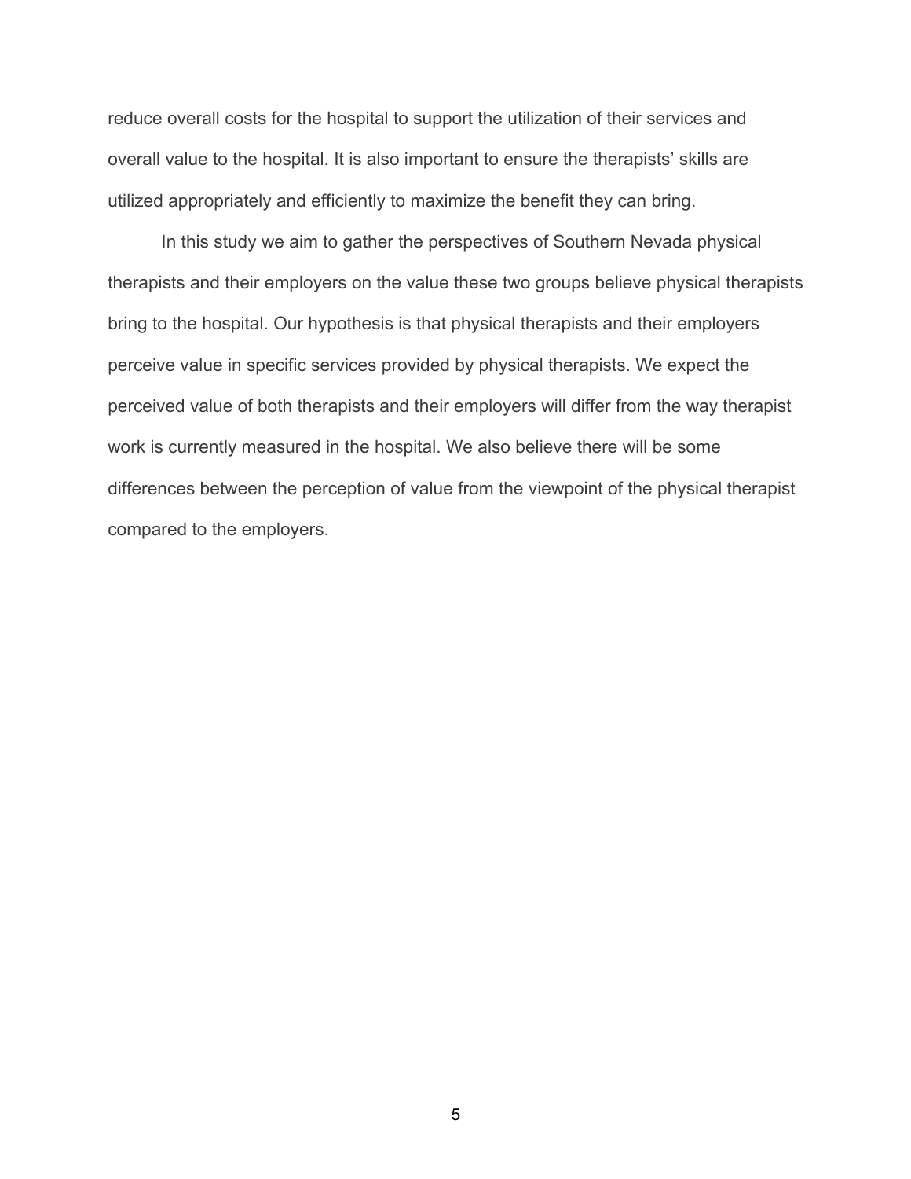reduce overall costs for the hospital to support the utilization of their services and overall value to the hospital. It is also important to ensure the therapists' skills are utilized appropriately and efficiently to maximize the benefit they can bring.

In this study we aim to gather the perspectives of Southern Nevada physical therapists and their employers on the value these two groups believe physical therapists bring to the hospital. Our hypothesis is that physical therapists and their employers perceive value in specific services provided by physical therapists. We expect the perceived value of both therapists and their employers will differ from the way therapist work is currently measured in the hospital. We also believe there will be some differences between the perception of value from the viewpoint of the physical therapist compared to the employers.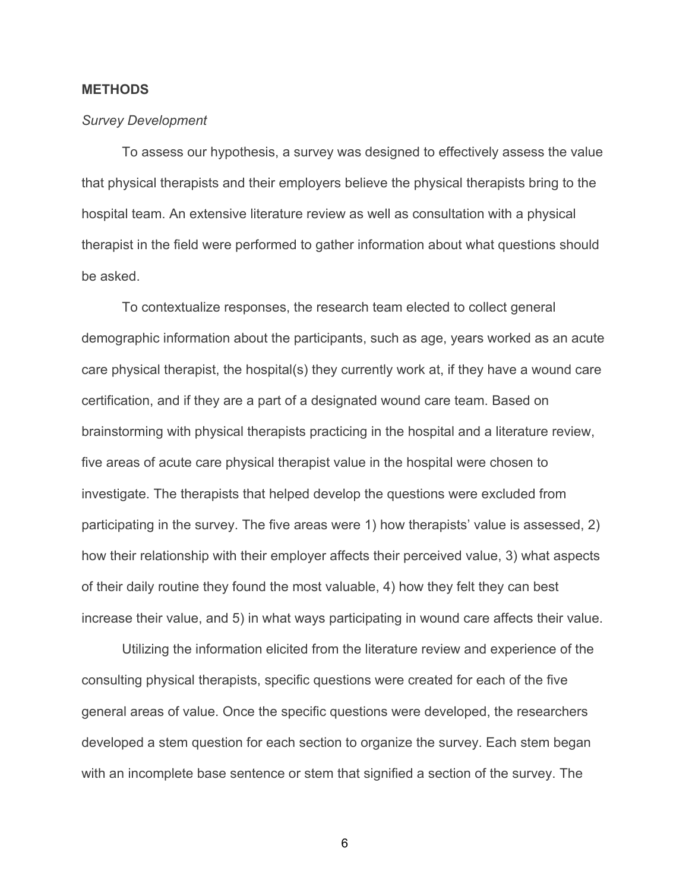## METHODS

*Survey Development*

To assess our hypothesis, a survey was designed to effectively assess the value that physical therapists and their employers believe the physical therapists bring to the hospital team. An extensive literature review as well as consultation with a physical therapist in the field were performed to gather information about what questions should be asked.

To contextualize responses, the research team elected to collect general demographic information about the participants, such as age, years worked as an acute care physical therapist, the hospital(s) they currently work at, if they have a wound care certification, and if they are a part of a designated wound care team. Based on brainstorming with physical therapists practicing in the hospital and a literature review, five areas of acute care physical therapist value in the hospital were chosen to investigate. The therapists that helped develop the questions were excluded from participating in the survey. The five areas were 1) how therapists' value is assessed, 2) how their relationship with their employer affects their perceived value, 3) what aspects of their daily routine they found the most valuable, 4) how they felt they can best increase their value, and 5) in what ways participating in wound care affects their value.

Utilizing the information elicited from the literature review and experience of the consulting physical therapists, specific questions were created for each of the five general areas of value. Once the specific questions were developed, the researchers developed a stem question for each section to organize the survey. Each stem began with an incomplete base sentence or stem that signified a section of the survey. The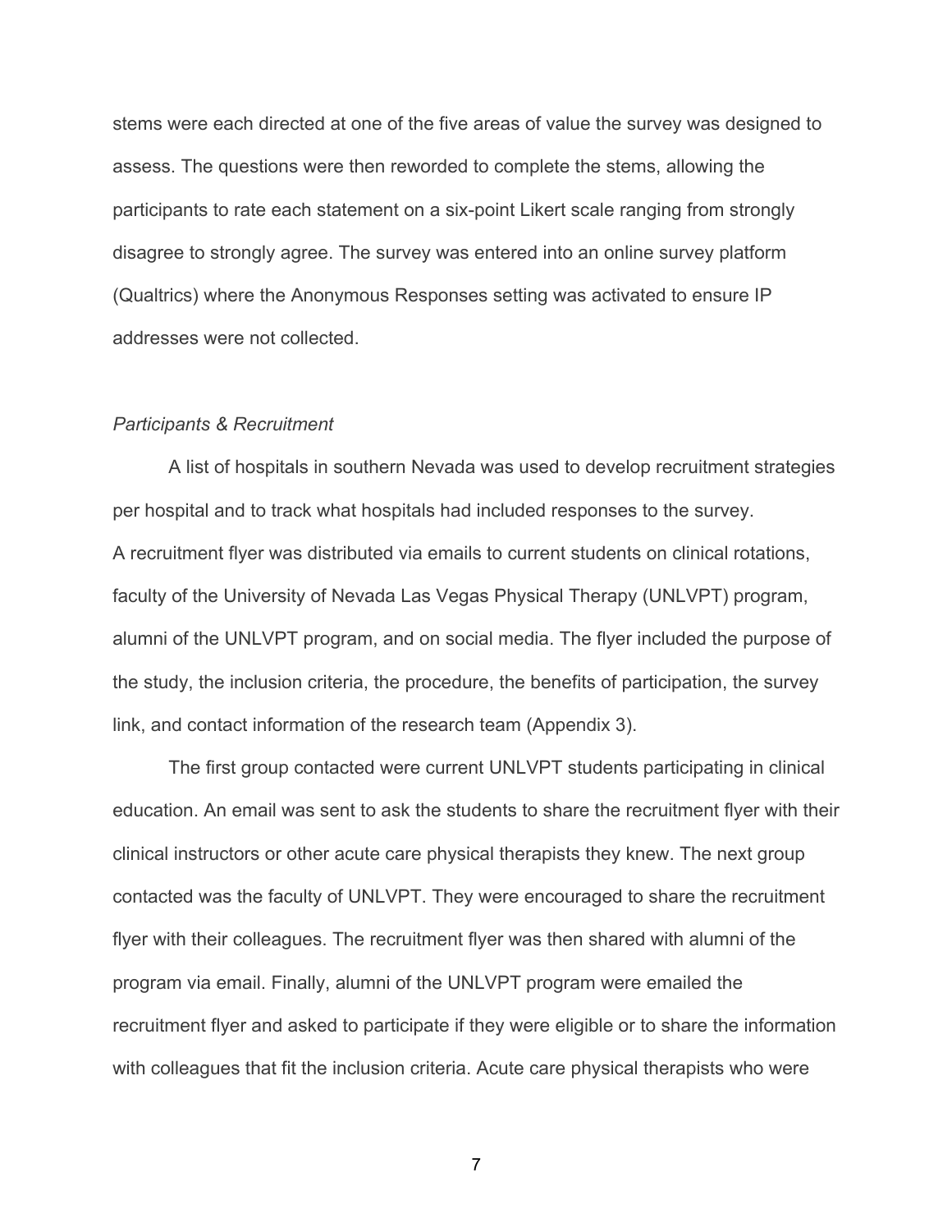stems were each directed at one of the five areas of value the survey was designed to assess. The questions were then reworded to complete the stems, allowing the participants to rate each statement on a six-point Likert scale ranging from strongly disagree to strongly agree. The survey was entered into an online survey platform (Qualtrics) where the Anonymous Responses setting was activated to ensure IP addresses were not collected.

*Participants & Recruitment*

A list of hospitals in southern Nevada was used to develop recruitment strategies per hospital and to track what hospitals had included responses to the survey.
A recruitment flyer was distributed via emails to current students on clinical rotations, faculty of the University of Nevada Las Vegas Physical Therapy (UNLVPT) program, alumni of the UNLVPT program, and on social media. The flyer included the purpose of the study, the inclusion criteria, the procedure, the benefits of participation, the survey link, and contact information of the research team (Appendix 3).

The first group contacted were current UNLVPT students participating in clinical education. An email was sent to ask the students to share the recruitment flyer with their clinical instructors or other acute care physical therapists they knew. The next group contacted was the faculty of UNLVPT. They were encouraged to share the recruitment flyer with their colleagues. The recruitment flyer was then shared with alumni of the program via email. Finally, alumni of the UNLVPT program were emailed the recruitment flyer and asked to participate if they were eligible or to share the information with colleagues that fit the inclusion criteria. Acute care physical therapists who were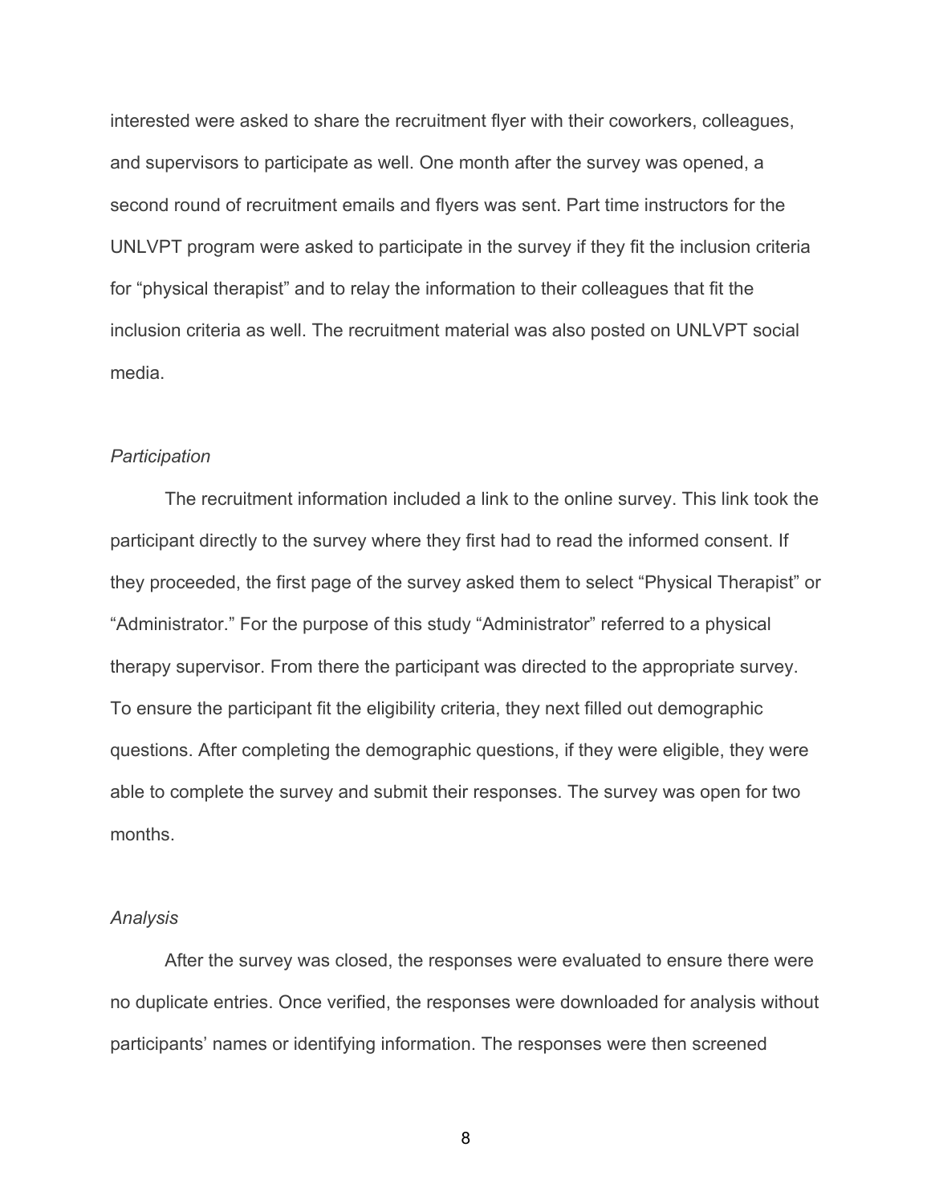interested were asked to share the recruitment flyer with their coworkers, colleagues, and supervisors to participate as well. One month after the survey was opened, a second round of recruitment emails and flyers was sent. Part time instructors for the UNLVPT program were asked to participate in the survey if they fit the inclusion criteria for "physical therapist" and to relay the information to their colleagues that fit the inclusion criteria as well. The recruitment material was also posted on UNLVPT social media.

*Participation*

The recruitment information included a link to the online survey. This link took the participant directly to the survey where they first had to read the informed consent. If they proceeded, the first page of the survey asked them to select "Physical Therapist" or "Administrator." For the purpose of this study "Administrator" referred to a physical therapy supervisor. From there the participant was directed to the appropriate survey. To ensure the participant fit the eligibility criteria, they next filled out demographic questions. After completing the demographic questions, if they were eligible, they were able to complete the survey and submit their responses. The survey was open for two months.

*Analysis*

After the survey was closed, the responses were evaluated to ensure there were no duplicate entries. Once verified, the responses were downloaded for analysis without participants' names or identifying information. The responses were then screened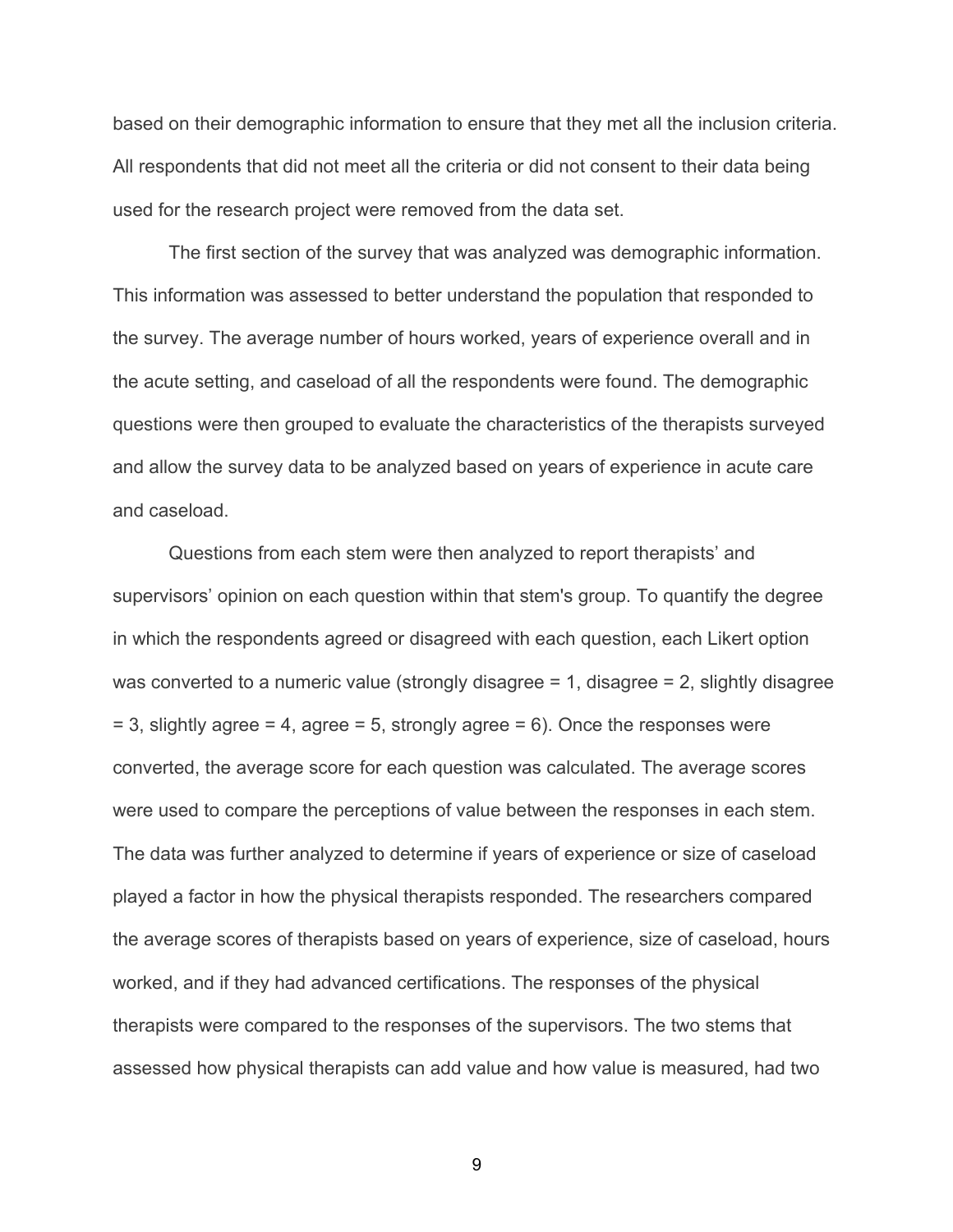based on their demographic information to ensure that they met all the inclusion criteria. All respondents that did not meet all the criteria or did not consent to their data being used for the research project were removed from the data set.

The first section of the survey that was analyzed was demographic information. This information was assessed to better understand the population that responded to the survey. The average number of hours worked, years of experience overall and in the acute setting, and caseload of all the respondents were found. The demographic questions were then grouped to evaluate the characteristics of the therapists surveyed and allow the survey data to be analyzed based on years of experience in acute care and caseload.

Questions from each stem were then analyzed to report therapists' and supervisors' opinion on each question within that stem's group. To quantify the degree in which the respondents agreed or disagreed with each question, each Likert option was converted to a numeric value (strongly disagree = 1, disagree = 2, slightly disagree = 3, slightly agree = 4, agree = 5, strongly agree = 6). Once the responses were converted, the average score for each question was calculated. The average scores were used to compare the perceptions of value between the responses in each stem. The data was further analyzed to determine if years of experience or size of caseload played a factor in how the physical therapists responded. The researchers compared the average scores of therapists based on years of experience, size of caseload, hours worked, and if they had advanced certifications. The responses of the physical therapists were compared to the responses of the supervisors. The two stems that assessed how physical therapists can add value and how value is measured, had two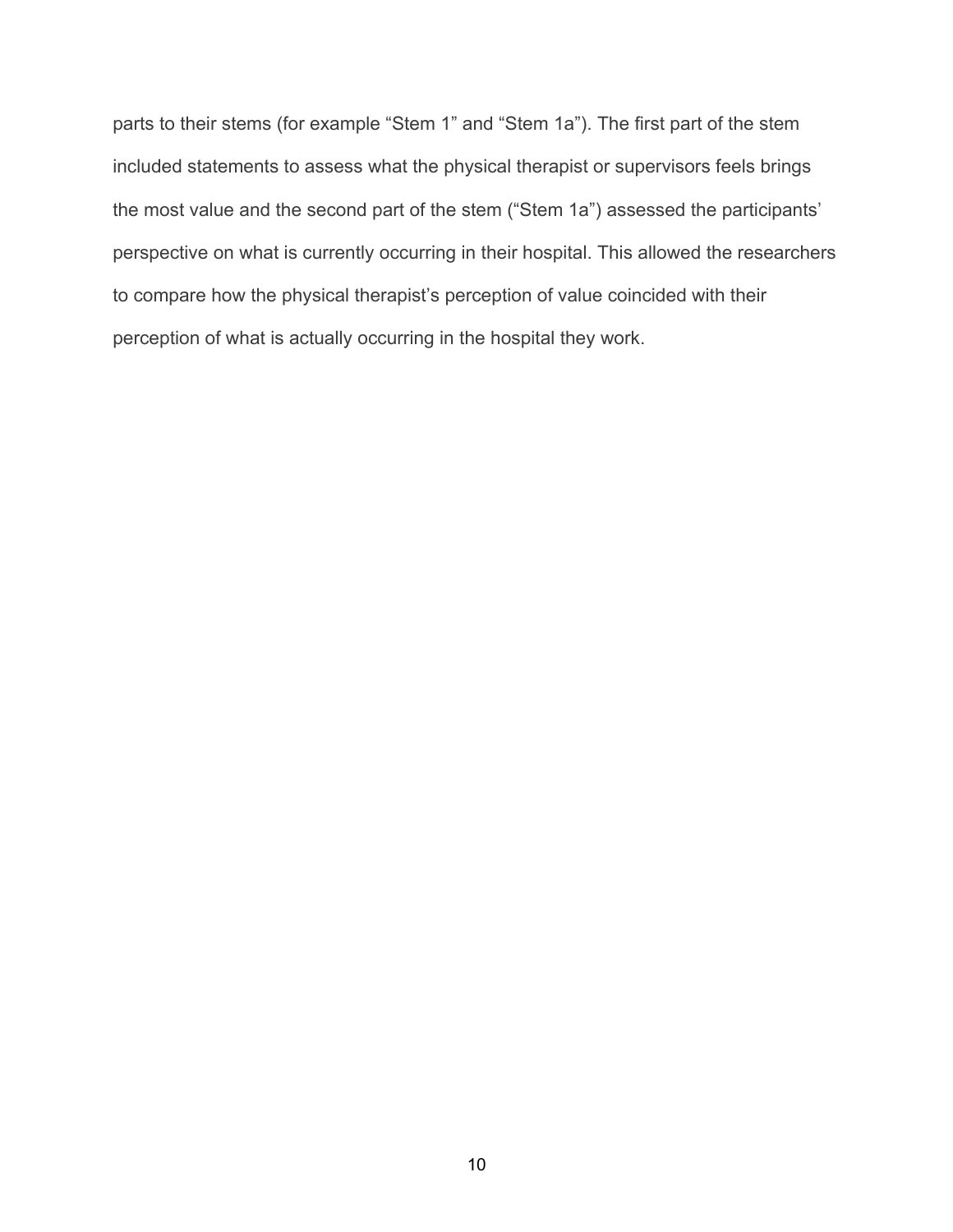parts to their stems (for example “Stem 1” and “Stem 1a”). The first part of the stem included statements to assess what the physical therapist or supervisors feels brings the most value and the second part of the stem (“Stem 1a”) assessed the participants’ perspective on what is currently occurring in their hospital. This allowed the researchers to compare how the physical therapist’s perception of value coincided with their perception of what is actually occurring in the hospital they work.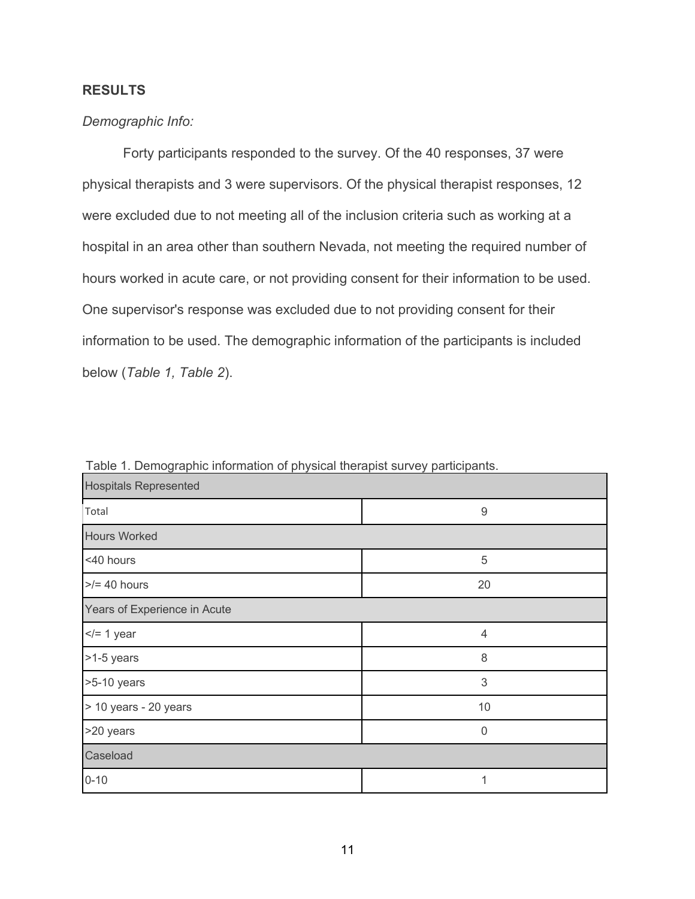**RESULTS**

*Demographic Info:*

Forty participants responded to the survey. Of the 40 responses, 37 were physical therapists and 3 were supervisors. Of the physical therapist responses, 12 were excluded due to not meeting all of the inclusion criteria such as working at a hospital in an area other than southern Nevada, not meeting the required number of hours worked in acute care, or not providing consent for their information to be used. One supervisor's response was excluded due to not providing consent for their information to be used. The demographic information of the participants is included below (*Table 1, Table 2*).

Table 1. Demographic information of physical therapist survey participants.

| Hospitals Represented | |
|---|---|
| Total | 9 |
| **Hours Worked** | |
| <40 hours | 5 |
| >/= 40 hours | 20 |
| **Years of Experience in Acute** | |
| </= 1 year | 4 |
| >1-5 years | 8 |
| >5-10 years | 3 |
| > 10 years - 20 years | 10 |
| >20 years | 0 |
| **Caseload** | |
| 0-10 | 1 |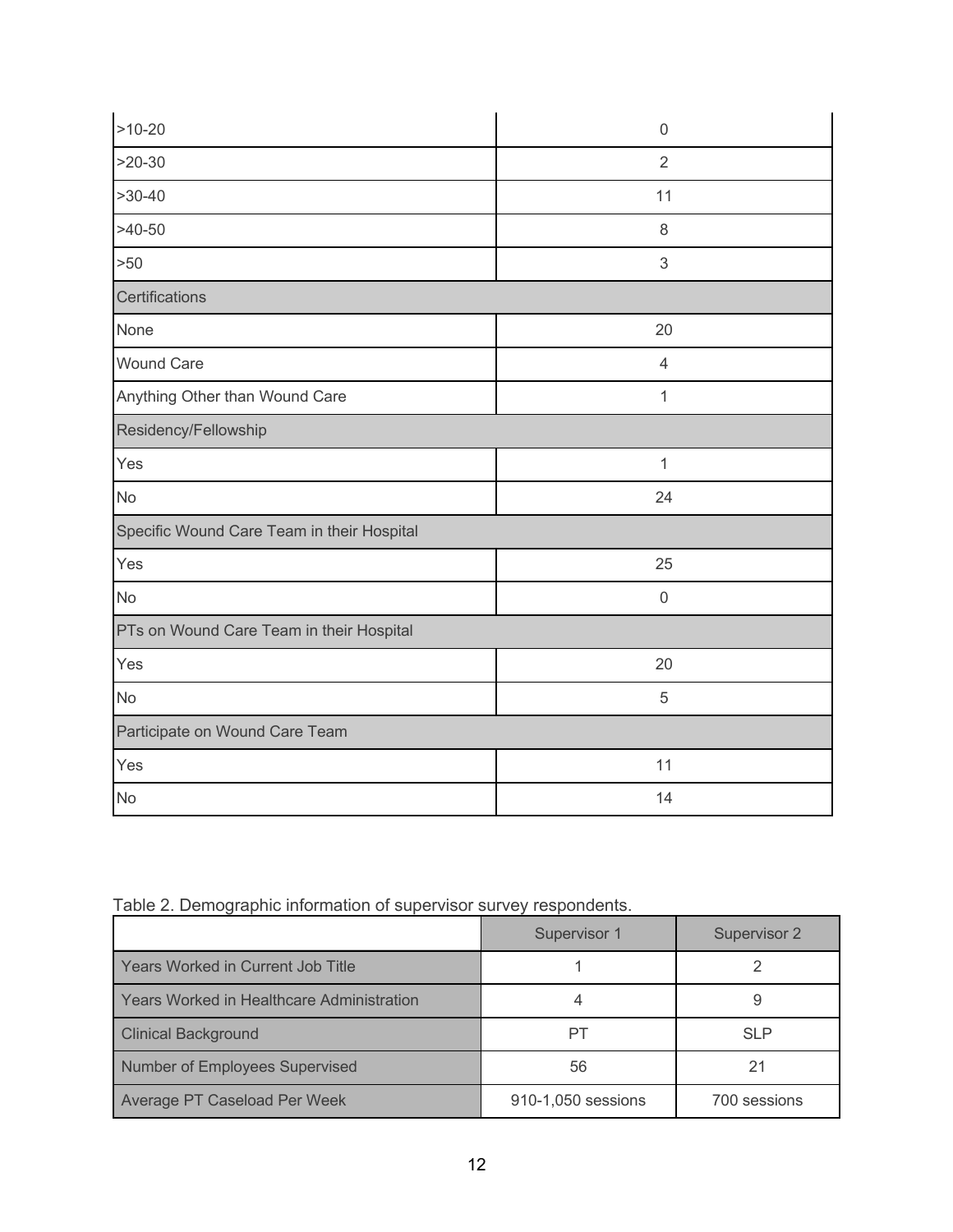| | |
|---|---|
| >10-20 | 0 |
| >20-30 | 2 |
| >30-40 | 11 |
| >40-50 | 8 |
| >50 | 3 |
| Certifications | |
| None | 20 |
| Wound Care | 4 |
| Anything Other than Wound Care | 1 |
| Residency/Fellowship | |
| Yes | 1 |
| No | 24 |
| Specific Wound Care Team in their Hospital | |
| Yes | 25 |
| No | 0 |
| PTs on Wound Care Team in their Hospital | |
| Yes | 20 |
| No | 5 |
| Participate on Wound Care Team | |
| Yes | 11 |
| No | 14 |

Table 2. Demographic information of supervisor survey respondents.

| | Supervisor 1 | Supervisor 2 |
|---|---|---|
| Years Worked in Current Job Title | 1 | 2 |
| Years Worked in Healthcare Administration | 4 | 9 |
| Clinical Background | PT | SLP |
| Number of Employees Supervised | 56 | 21 |
| Average PT Caseload Per Week | 910-1,050 sessions | 700 sessions |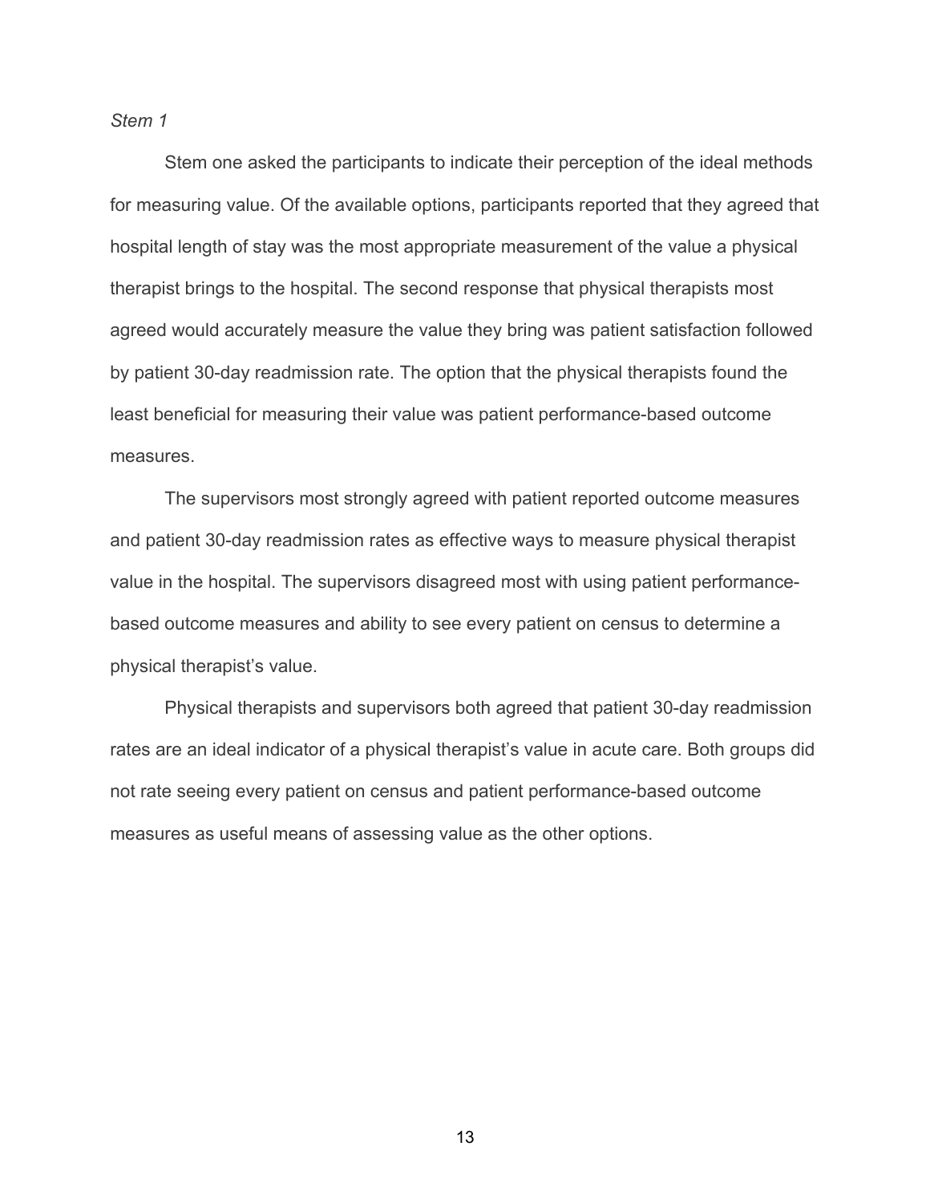*Stem 1*

Stem one asked the participants to indicate their perception of the ideal methods for measuring value. Of the available options, participants reported that they agreed that hospital length of stay was the most appropriate measurement of the value a physical therapist brings to the hospital. The second response that physical therapists most agreed would accurately measure the value they bring was patient satisfaction followed by patient 30-day readmission rate. The option that the physical therapists found the least beneficial for measuring their value was patient performance-based outcome measures.

The supervisors most strongly agreed with patient reported outcome measures and patient 30-day readmission rates as effective ways to measure physical therapist value in the hospital. The supervisors disagreed most with using patient performance-based outcome measures and ability to see every patient on census to determine a physical therapist's value.

Physical therapists and supervisors both agreed that patient 30-day readmission rates are an ideal indicator of a physical therapist's value in acute care. Both groups did not rate seeing every patient on census and patient performance-based outcome measures as useful means of assessing value as the other options.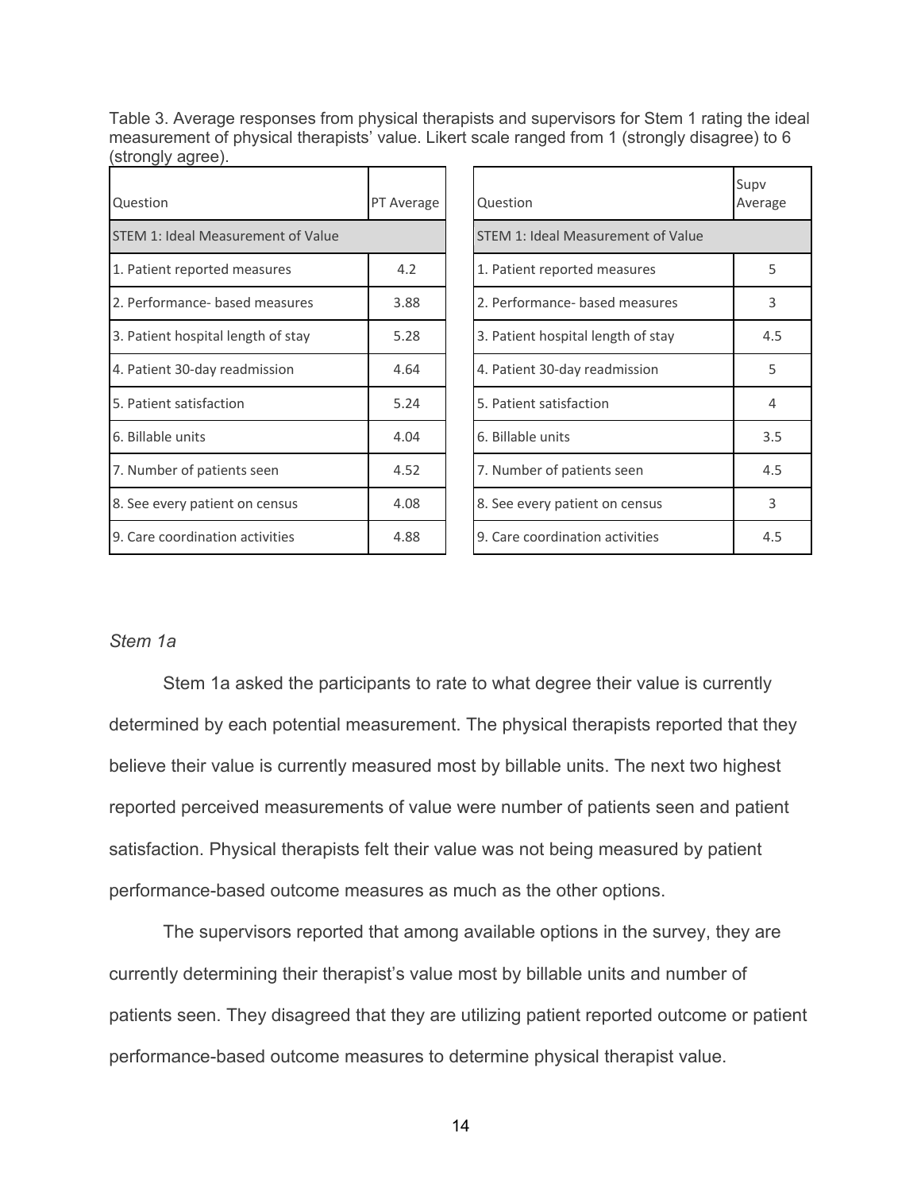Table 3. Average responses from physical therapists and supervisors for Stem 1 rating the ideal measurement of physical therapists' value. Likert scale ranged from 1 (strongly disagree) to 6 (strongly agree).

| Question | PT Average |
|---|---|
| STEM 1: Ideal Measurement of Value | |
| 1. Patient reported measures | 4.2 |
| 2. Performance- based measures | 3.88 |
| 3. Patient hospital length of stay | 5.28 |
| 4. Patient 30-day readmission | 4.64 |
| 5. Patient satisfaction | 5.24 |
| 6. Billable units | 4.04 |
| 7. Number of patients seen | 4.52 |
| 8. See every patient on census | 4.08 |
| 9. Care coordination activities | 4.88 |

| Question | Supv Average |
|---|---|
| STEM 1: Ideal Measurement of Value | |
| 1. Patient reported measures | 5 |
| 2. Performance- based measures | 3 |
| 3. Patient hospital length of stay | 4.5 |
| 4. Patient 30-day readmission | 5 |
| 5. Patient satisfaction | 4 |
| 6. Billable units | 3.5 |
| 7. Number of patients seen | 4.5 |
| 8. See every patient on census | 3 |
| 9. Care coordination activities | 4.5 |

*Stem 1a*

Stem 1a asked the participants to rate to what degree their value is currently determined by each potential measurement. The physical therapists reported that they believe their value is currently measured most by billable units. The next two highest reported perceived measurements of value were number of patients seen and patient satisfaction. Physical therapists felt their value was not being measured by patient performance-based outcome measures as much as the other options.

The supervisors reported that among available options in the survey, they are currently determining their therapist's value most by billable units and number of patients seen. They disagreed that they are utilizing patient reported outcome or patient performance-based outcome measures to determine physical therapist value.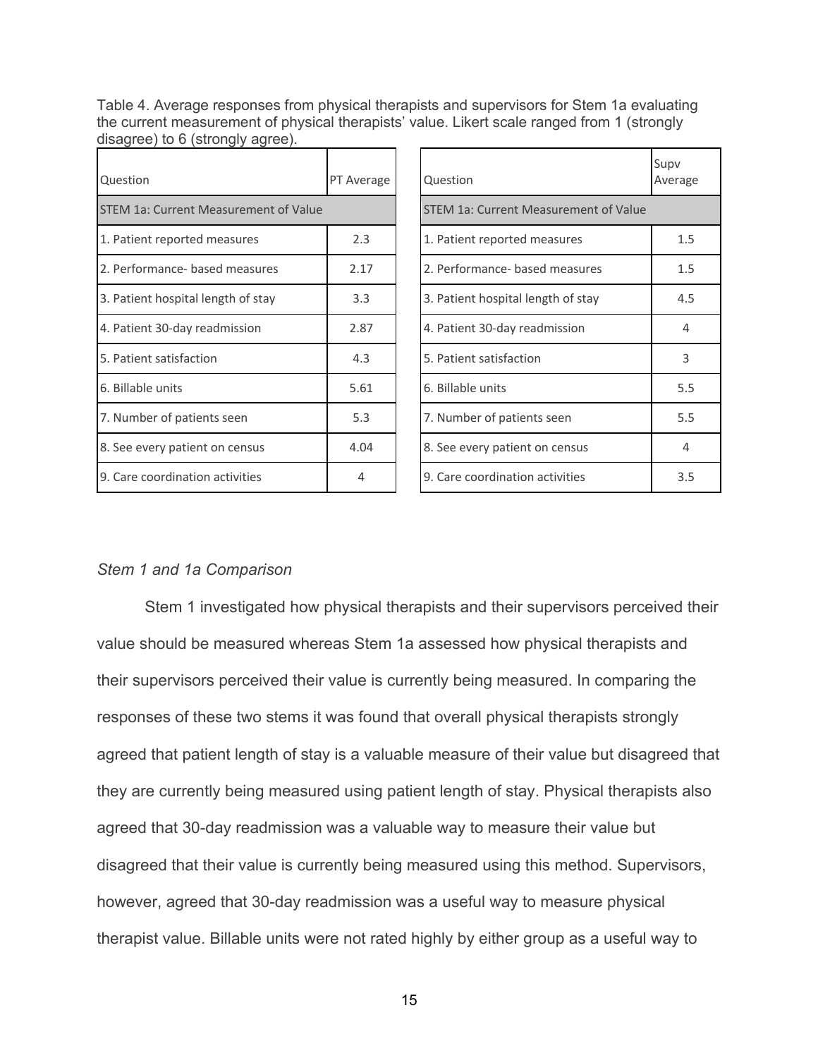Table 4. Average responses from physical therapists and supervisors for Stem 1a evaluating the current measurement of physical therapists' value. Likert scale ranged from 1 (strongly disagree) to 6 (strongly agree).

| Question | PT Average |
|---|---|
| STEM 1a: Current Measurement of Value | |
| 1. Patient reported measures | 2.3 |
| 2. Performance- based measures | 2.17 |
| 3. Patient hospital length of stay | 3.3 |
| 4. Patient 30-day readmission | 2.87 |
| 5. Patient satisfaction | 4.3 |
| 6. Billable units | 5.61 |
| 7. Number of patients seen | 5.3 |
| 8. See every patient on census | 4.04 |
| 9. Care coordination activities | 4 |

| Question | Supv Average |
|---|---|
| STEM 1a: Current Measurement of Value | |
| 1. Patient reported measures | 1.5 |
| 2. Performance- based measures | 1.5 |
| 3. Patient hospital length of stay | 4.5 |
| 4. Patient 30-day readmission | 4 |
| 5. Patient satisfaction | 3 |
| 6. Billable units | 5.5 |
| 7. Number of patients seen | 5.5 |
| 8. See every patient on census | 4 |
| 9. Care coordination activities | 3.5 |

*Stem 1 and 1a Comparison*

Stem 1 investigated how physical therapists and their supervisors perceived their value should be measured whereas Stem 1a assessed how physical therapists and their supervisors perceived their value is currently being measured. In comparing the responses of these two stems it was found that overall physical therapists strongly agreed that patient length of stay is a valuable measure of their value but disagreed that they are currently being measured using patient length of stay. Physical therapists also agreed that 30-day readmission was a valuable way to measure their value but disagreed that their value is currently being measured using this method. Supervisors, however, agreed that 30-day readmission was a useful way to measure physical therapist value. Billable units were not rated highly by either group as a useful way to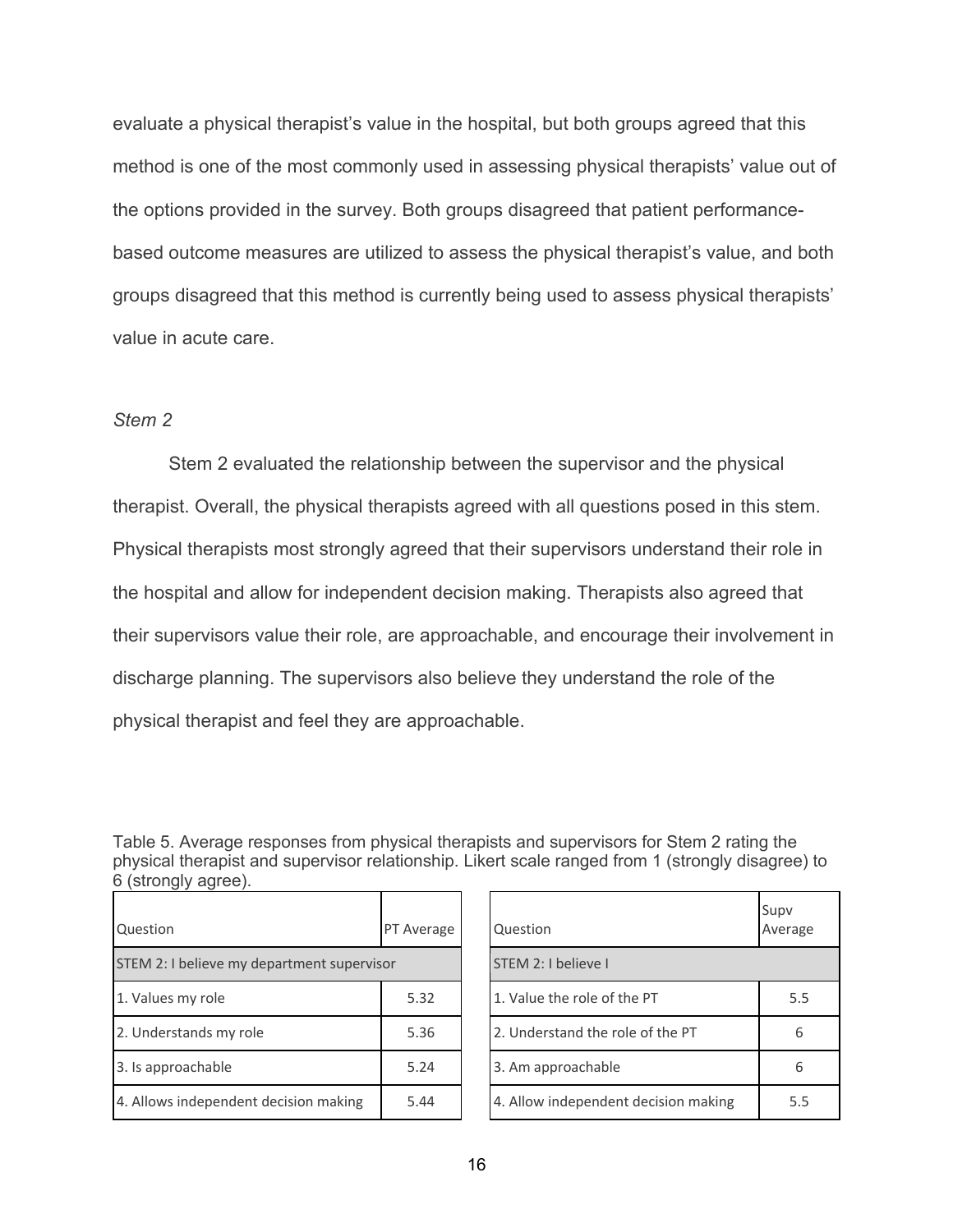evaluate a physical therapist's value in the hospital, but both groups agreed that this method is one of the most commonly used in assessing physical therapists' value out of the options provided in the survey. Both groups disagreed that patient performance-based outcome measures are utilized to assess the physical therapist's value, and both groups disagreed that this method is currently being used to assess physical therapists' value in acute care.

*Stem 2*

Stem 2 evaluated the relationship between the supervisor and the physical therapist. Overall, the physical therapists agreed with all questions posed in this stem. Physical therapists most strongly agreed that their supervisors understand their role in the hospital and allow for independent decision making. Therapists also agreed that their supervisors value their role, are approachable, and encourage their involvement in discharge planning. The supervisors also believe they understand the role of the physical therapist and feel they are approachable.

Table 5. Average responses from physical therapists and supervisors for Stem 2 rating the physical therapist and supervisor relationship. Likert scale ranged from 1 (strongly disagree) to 6 (strongly agree).

| Question | PT Average |
|---|---|
| STEM 2: I believe my department supervisor | |
| 1. Values my role | 5.32 |
| 2. Understands my role | 5.36 |
| 3. Is approachable | 5.24 |
| 4. Allows independent decision making | 5.44 |

| Question | Supv Average |
|---|---|
| STEM 2: I believe I | |
| 1. Value the role of the PT | 5.5 |
| 2. Understand the role of the PT | 6 |
| 3. Am approachable | 6 |
| 4. Allow independent decision making | 5.5 |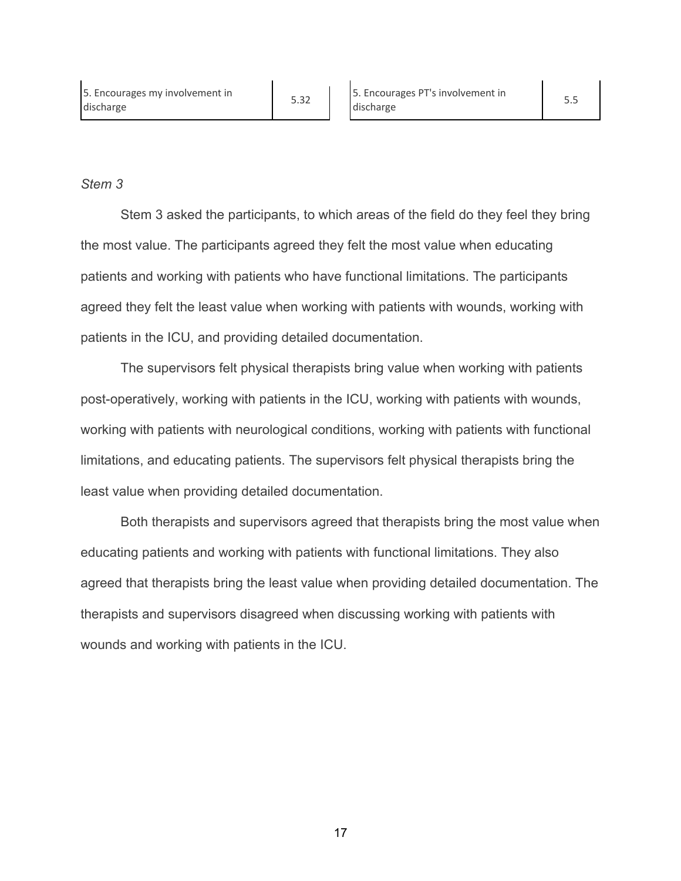| 5. Encourages my involvement in discharge | 5.32 | 5. Encourages PT's involvement in discharge | 5.5 |
|---|---|---|---|

*Stem 3*

Stem 3 asked the participants, to which areas of the field do they feel they bring the most value. The participants agreed they felt the most value when educating patients and working with patients who have functional limitations. The participants agreed they felt the least value when working with patients with wounds, working with patients in the ICU, and providing detailed documentation.

The supervisors felt physical therapists bring value when working with patients post-operatively, working with patients in the ICU, working with patients with wounds, working with patients with neurological conditions, working with patients with functional limitations, and educating patients. The supervisors felt physical therapists bring the least value when providing detailed documentation.

Both therapists and supervisors agreed that therapists bring the most value when educating patients and working with patients with functional limitations. They also agreed that therapists bring the least value when providing detailed documentation. The therapists and supervisors disagreed when discussing working with patients with wounds and working with patients in the ICU.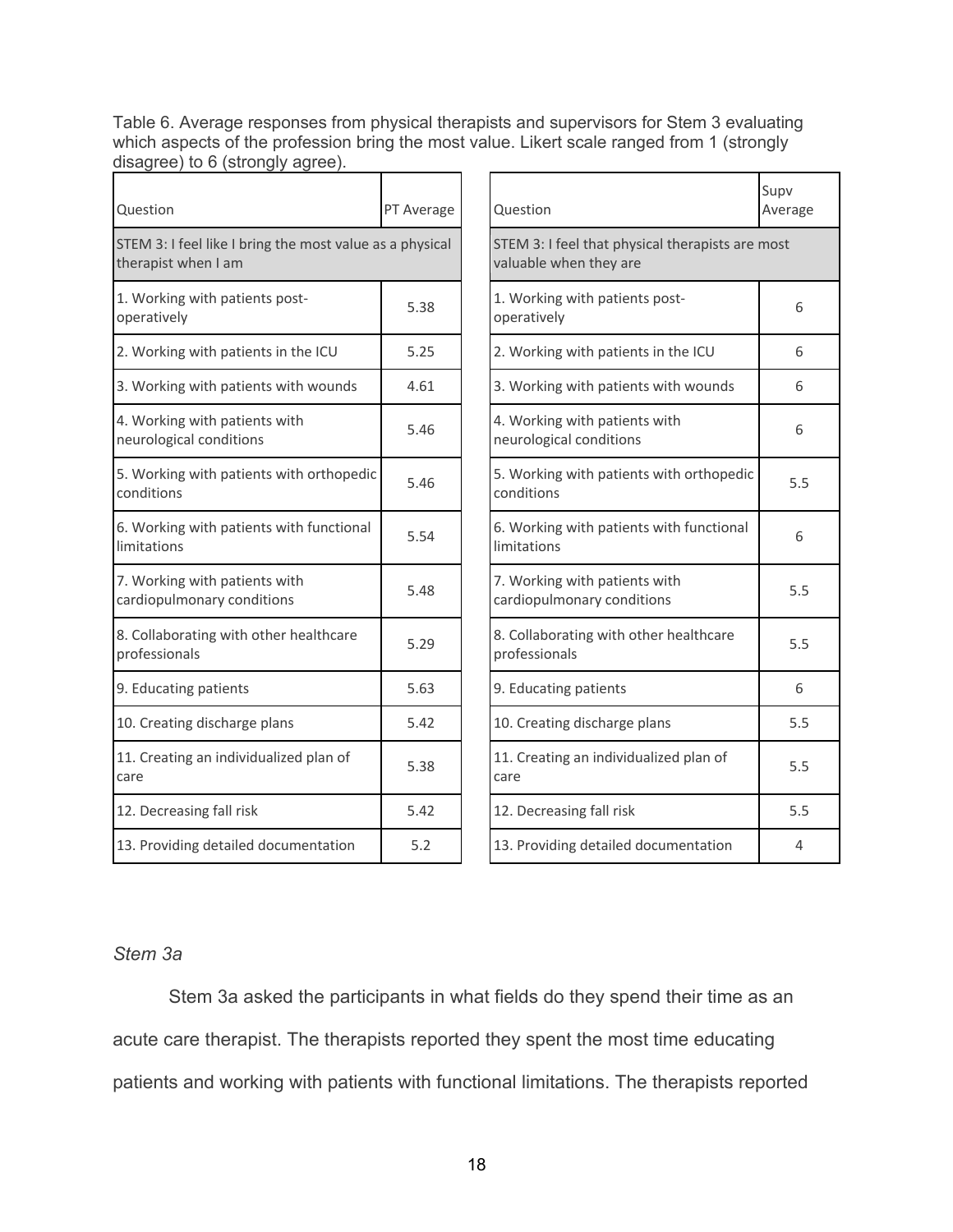Table 6. Average responses from physical therapists and supervisors for Stem 3 evaluating which aspects of the profession bring the most value. Likert scale ranged from 1 (strongly disagree) to 6 (strongly agree).

| Question | PT Average |
| --- | --- |
| STEM 3: I feel like I bring the most value as a physical therapist when I am | |
| 1. Working with patients post-operatively | 5.38 |
| 2. Working with patients in the ICU | 5.25 |
| 3. Working with patients with wounds | 4.61 |
| 4. Working with patients with neurological conditions | 5.46 |
| 5. Working with patients with orthopedic conditions | 5.46 |
| 6. Working with patients with functional limitations | 5.54 |
| 7. Working with patients with cardiopulmonary conditions | 5.48 |
| 8. Collaborating with other healthcare professionals | 5.29 |
| 9. Educating patients | 5.63 |
| 10. Creating discharge plans | 5.42 |
| 11. Creating an individualized plan of care | 5.38 |
| 12. Decreasing fall risk | 5.42 |
| 13. Providing detailed documentation | 5.2 |

| Question | Supv Average |
| --- | --- |
| STEM 3: I feel that physical therapists are most valuable when they are | |
| 1. Working with patients post-operatively | 6 |
| 2. Working with patients in the ICU | 6 |
| 3. Working with patients with wounds | 6 |
| 4. Working with patients with neurological conditions | 6 |
| 5. Working with patients with orthopedic conditions | 5.5 |
| 6. Working with patients with functional limitations | 6 |
| 7. Working with patients with cardiopulmonary conditions | 5.5 |
| 8. Collaborating with other healthcare professionals | 5.5 |
| 9. Educating patients | 6 |
| 10. Creating discharge plans | 5.5 |
| 11. Creating an individualized plan of care | 5.5 |
| 12. Decreasing fall risk | 5.5 |
| 13. Providing detailed documentation | 4 |

*Stem 3a*

Stem 3a asked the participants in what fields do they spend their time as an acute care therapist. The therapists reported they spent the most time educating patients and working with patients with functional limitations. The therapists reported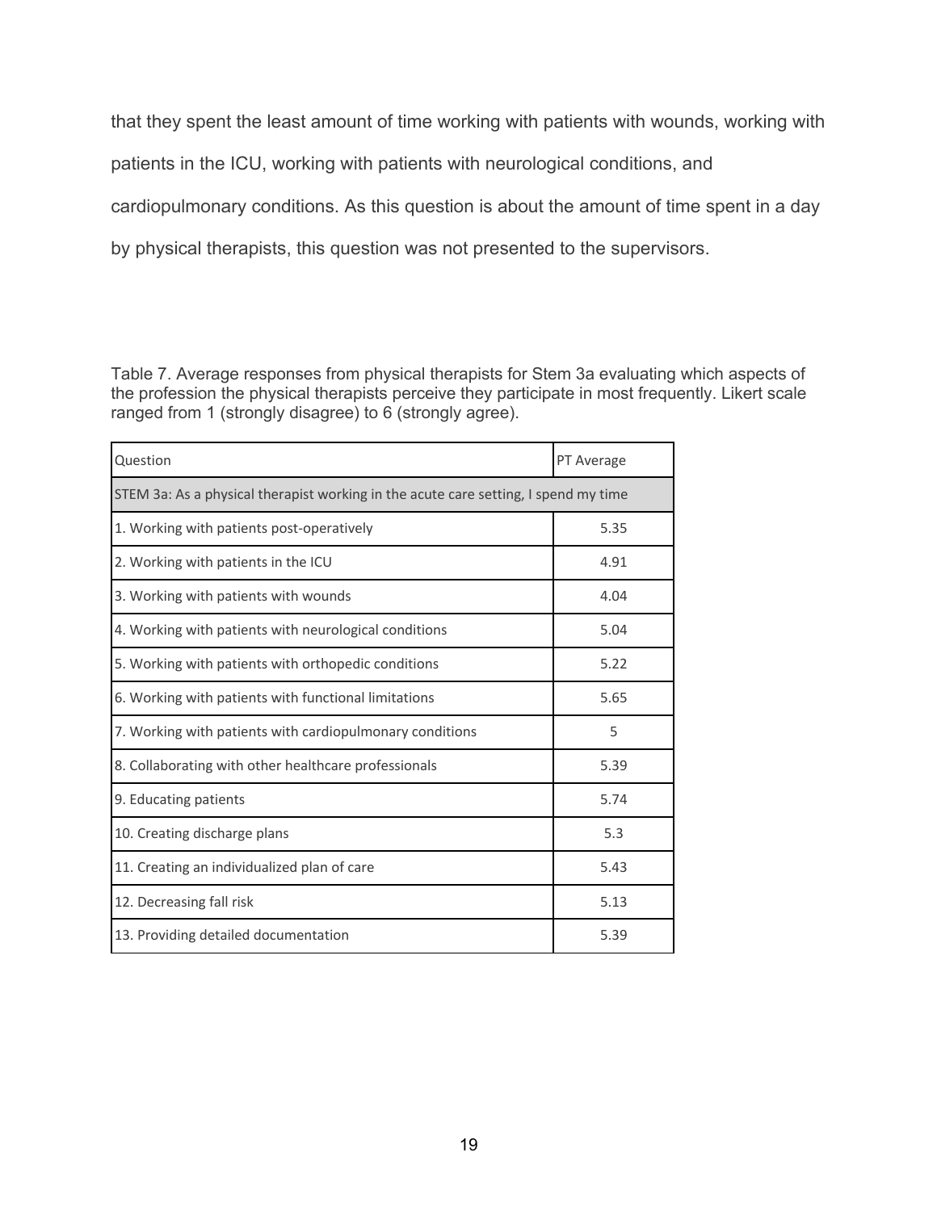that they spent the least amount of time working with patients with wounds, working with patients in the ICU, working with patients with neurological conditions, and cardiopulmonary conditions. As this question is about the amount of time spent in a day by physical therapists, this question was not presented to the supervisors.

Table 7. Average responses from physical therapists for Stem 3a evaluating which aspects of the profession the physical therapists perceive they participate in most frequently. Likert scale ranged from 1 (strongly disagree) to 6 (strongly agree).

| Question | PT Average |
|---|---|
| STEM 3a: As a physical therapist working in the acute care setting, I spend my time | |
| 1. Working with patients post-operatively | 5.35 |
| 2. Working with patients in the ICU | 4.91 |
| 3. Working with patients with wounds | 4.04 |
| 4. Working with patients with neurological conditions | 5.04 |
| 5. Working with patients with orthopedic conditions | 5.22 |
| 6. Working with patients with functional limitations | 5.65 |
| 7. Working with patients with cardiopulmonary conditions | 5 |
| 8. Collaborating with other healthcare professionals | 5.39 |
| 9. Educating patients | 5.74 |
| 10. Creating discharge plans | 5.3 |
| 11. Creating an individualized plan of care | 5.43 |
| 12. Decreasing fall risk | 5.13 |
| 13. Providing detailed documentation | 5.39 |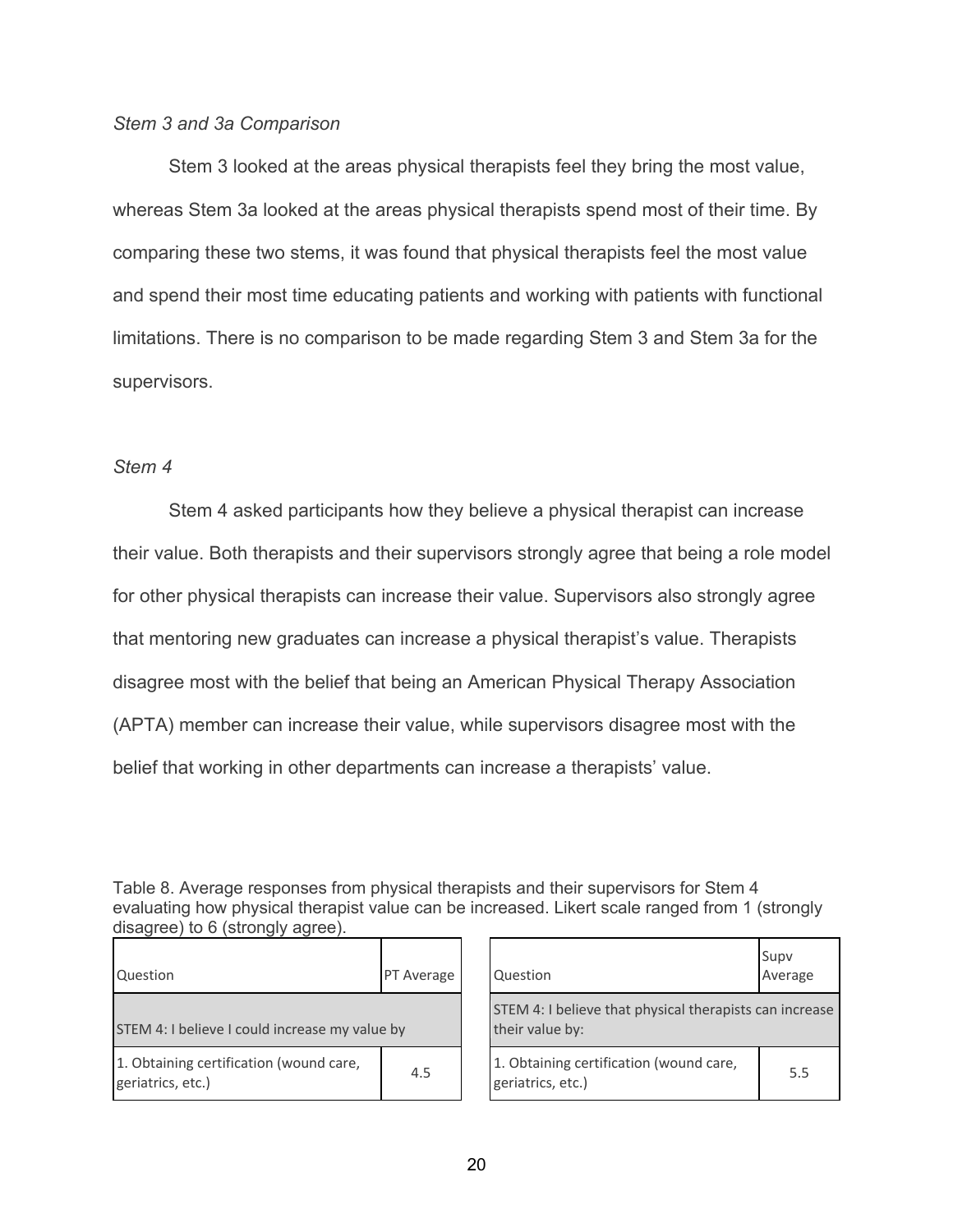*Stem 3 and 3a Comparison*

Stem 3 looked at the areas physical therapists feel they bring the most value, whereas Stem 3a looked at the areas physical therapists spend most of their time. By comparing these two stems, it was found that physical therapists feel the most value and spend their most time educating patients and working with patients with functional limitations. There is no comparison to be made regarding Stem 3 and Stem 3a for the supervisors.

*Stem 4*

Stem 4 asked participants how they believe a physical therapist can increase their value. Both therapists and their supervisors strongly agree that being a role model for other physical therapists can increase their value. Supervisors also strongly agree that mentoring new graduates can increase a physical therapist's value. Therapists disagree most with the belief that being an American Physical Therapy Association (APTA) member can increase their value, while supervisors disagree most with the belief that working in other departments can increase a therapists' value.

Table 8. Average responses from physical therapists and their supervisors for Stem 4 evaluating how physical therapist value can be increased. Likert scale ranged from 1 (strongly disagree) to 6 (strongly agree).

| Question | PT Average |
|---|---|
| STEM 4: I believe I could increase my value by | |
| 1. Obtaining certification (wound care, geriatrics, etc.) | 4.5 |

| Question | Supv Average |
|---|---|
| STEM 4: I believe that physical therapists can increase their value by: | |
| 1. Obtaining certification (wound care, geriatrics, etc.) | 5.5 |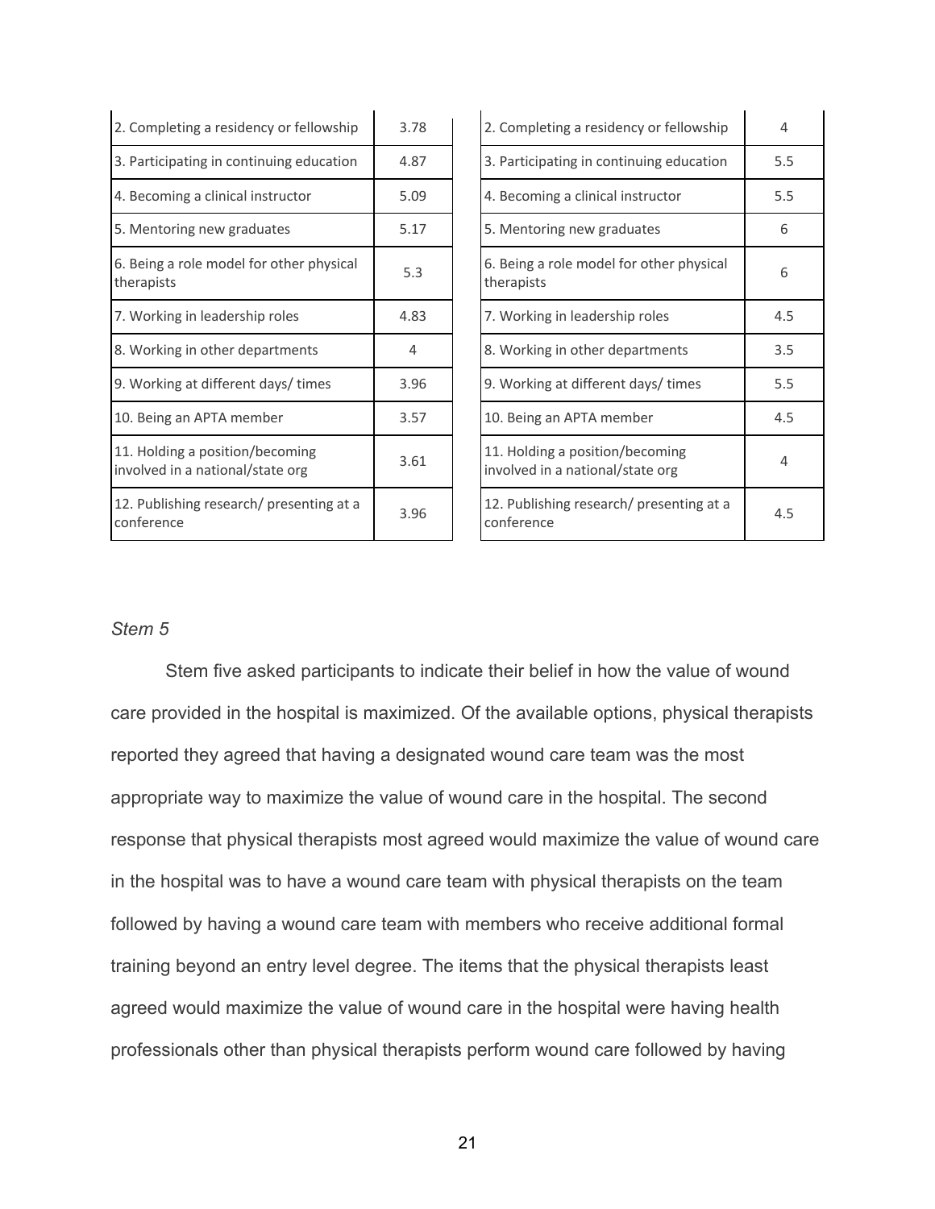| 2. Completing a residency or fellowship | 3.78 |
|---|---|
| 3. Participating in continuing education | 4.87 |
| 4. Becoming a clinical instructor | 5.09 |
| 5. Mentoring new graduates | 5.17 |
| 6. Being a role model for other physical therapists | 5.3 |
| 7. Working in leadership roles | 4.83 |
| 8. Working in other departments | 4 |
| 9. Working at different days/ times | 3.96 |
| 10. Being an APTA member | 3.57 |
| 11. Holding a position/becoming involved in a national/state org | 3.61 |
| 12. Publishing research/ presenting at a conference | 3.96 |

| 2. Completing a residency or fellowship | 4 |
|---|---|
| 3. Participating in continuing education | 5.5 |
| 4. Becoming a clinical instructor | 5.5 |
| 5. Mentoring new graduates | 6 |
| 6. Being a role model for other physical therapists | 6 |
| 7. Working in leadership roles | 4.5 |
| 8. Working in other departments | 3.5 |
| 9. Working at different days/ times | 5.5 |
| 10. Being an APTA member | 4.5 |
| 11. Holding a position/becoming involved in a national/state org | 4 |
| 12. Publishing research/ presenting at a conference | 4.5 |

*Stem 5*

Stem five asked participants to indicate their belief in how the value of wound care provided in the hospital is maximized. Of the available options, physical therapists reported they agreed that having a designated wound care team was the most appropriate way to maximize the value of wound care in the hospital. The second response that physical therapists most agreed would maximize the value of wound care in the hospital was to have a wound care team with physical therapists on the team followed by having a wound care team with members who receive additional formal training beyond an entry level degree. The items that the physical therapists least agreed would maximize the value of wound care in the hospital were having health professionals other than physical therapists perform wound care followed by having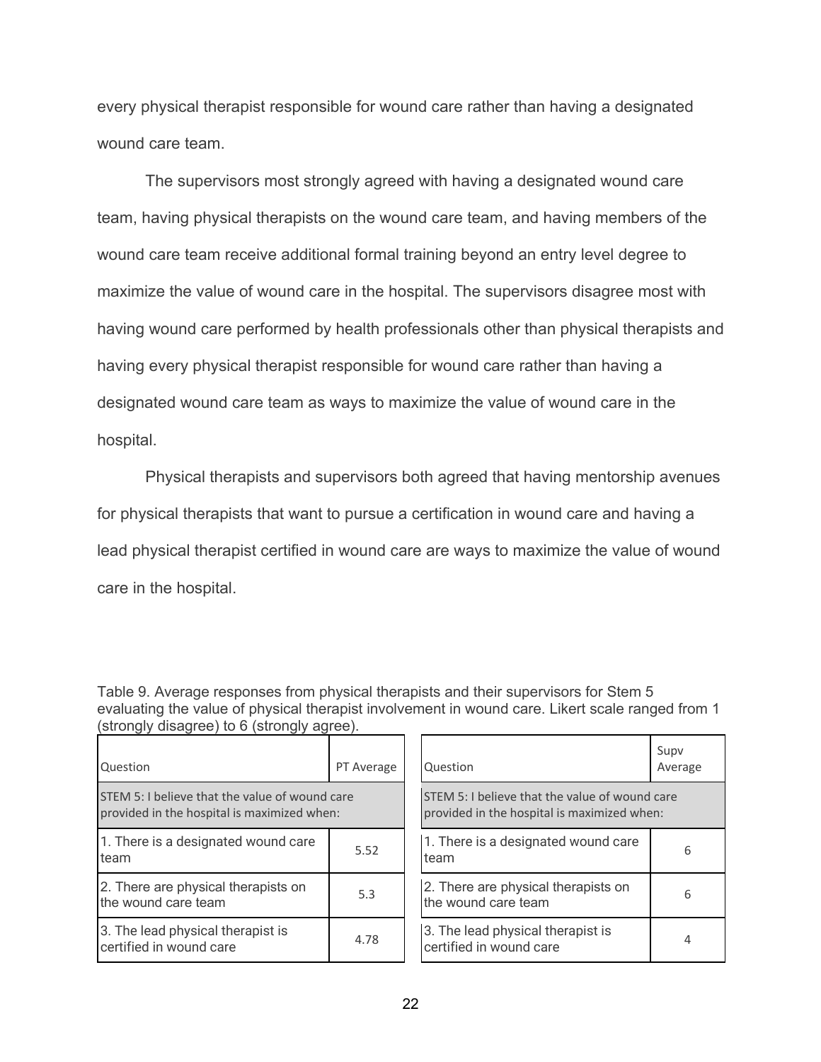every physical therapist responsible for wound care rather than having a designated wound care team.

The supervisors most strongly agreed with having a designated wound care team, having physical therapists on the wound care team, and having members of the wound care team receive additional formal training beyond an entry level degree to maximize the value of wound care in the hospital. The supervisors disagree most with having wound care performed by health professionals other than physical therapists and having every physical therapist responsible for wound care rather than having a designated wound care team as ways to maximize the value of wound care in the hospital.

Physical therapists and supervisors both agreed that having mentorship avenues for physical therapists that want to pursue a certification in wound care and having a lead physical therapist certified in wound care are ways to maximize the value of wound care in the hospital.

Table 9. Average responses from physical therapists and their supervisors for Stem 5 evaluating the value of physical therapist involvement in wound care. Likert scale ranged from 1 (strongly disagree) to 6 (strongly agree).

| Question | PT Average |
|---|---|
| STEM 5: I believe that the value of wound care provided in the hospital is maximized when: | |
| 1. There is a designated wound care team | 5.52 |
| 2. There are physical therapists on the wound care team | 5.3 |
| 3. The lead physical therapist is certified in wound care | 4.78 |

| Question | Supv Average |
|---|---|
| STEM 5: I believe that the value of wound care provided in the hospital is maximized when: | |
| 1. There is a designated wound care team | 6 |
| 2. There are physical therapists on the wound care team | 6 |
| 3. The lead physical therapist is certified in wound care | 4 |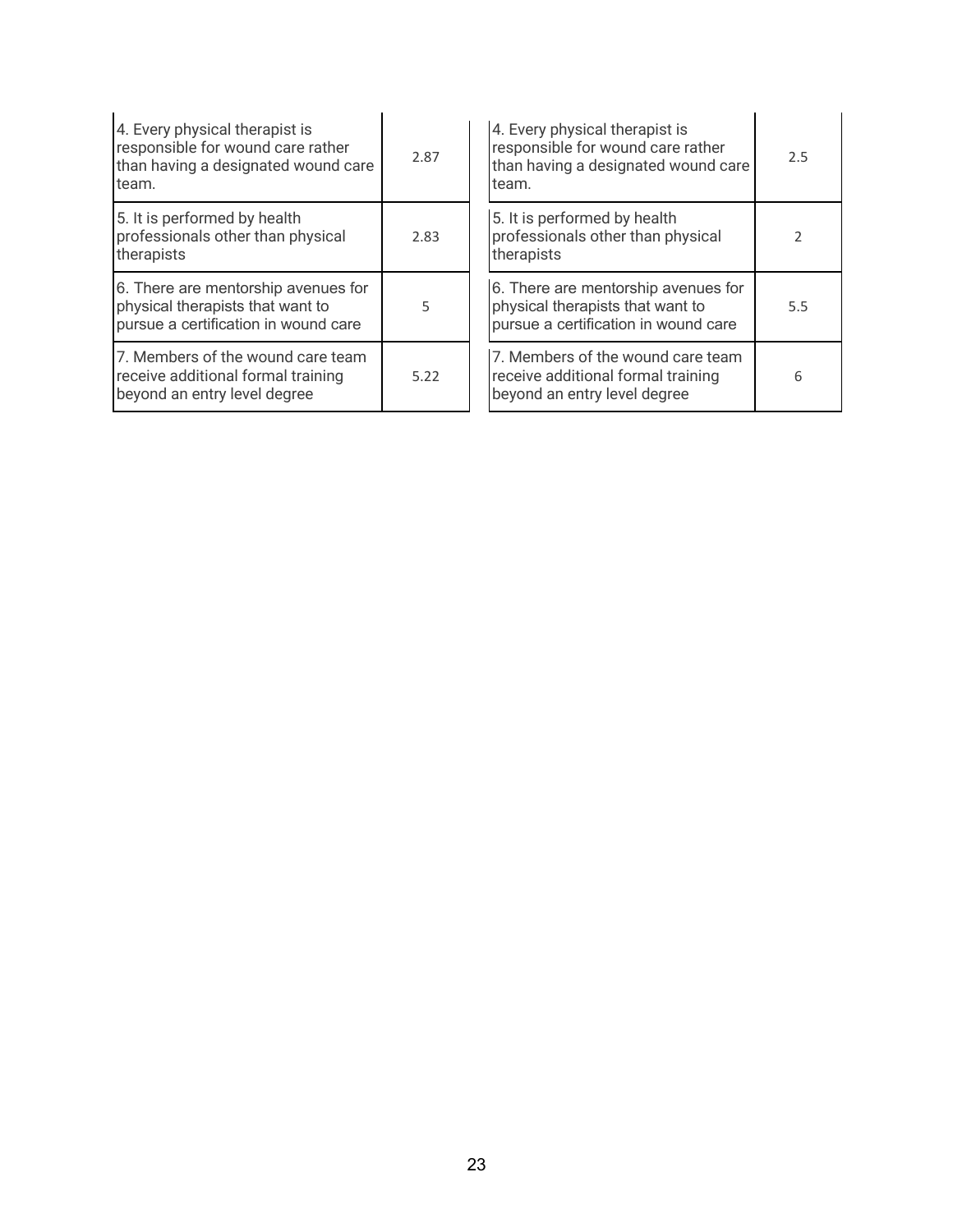| | |
|---|---|
| 4. Every physical therapist is responsible for wound care rather than having a designated wound care team. | 2.87 |
| 5. It is performed by health professionals other than physical therapists | 2.83 |
| 6. There are mentorship avenues for physical therapists that want to pursue a certification in wound care | 5 |
| 7. Members of the wound care team receive additional formal training beyond an entry level degree | 5.22 |

| | |
|---|---|
| 4. Every physical therapist is responsible for wound care rather than having a designated wound care team. | 2.5 |
| 5. It is performed by health professionals other than physical therapists | 2 |
| 6. There are mentorship avenues for physical therapists that want to pursue a certification in wound care | 5.5 |
| 7. Members of the wound care team receive additional formal training beyond an entry level degree | 6 |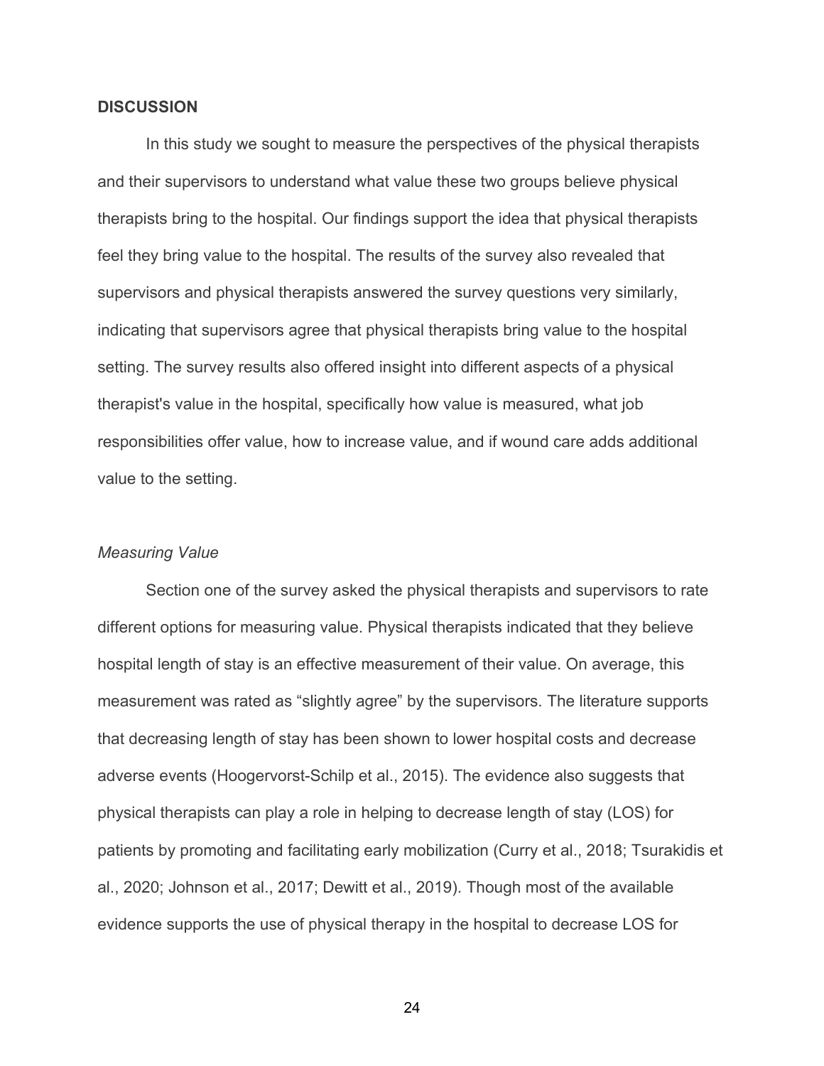## DISCUSSION

In this study we sought to measure the perspectives of the physical therapists and their supervisors to understand what value these two groups believe physical therapists bring to the hospital. Our findings support the idea that physical therapists feel they bring value to the hospital. The results of the survey also revealed that supervisors and physical therapists answered the survey questions very similarly, indicating that supervisors agree that physical therapists bring value to the hospital setting. The survey results also offered insight into different aspects of a physical therapist's value in the hospital, specifically how value is measured, what job responsibilities offer value, how to increase value, and if wound care adds additional value to the setting.

### *Measuring Value*

Section one of the survey asked the physical therapists and supervisors to rate different options for measuring value. Physical therapists indicated that they believe hospital length of stay is an effective measurement of their value. On average, this measurement was rated as "slightly agree" by the supervisors. The literature supports that decreasing length of stay has been shown to lower hospital costs and decrease adverse events (Hoogervorst-Schilp et al., 2015). The evidence also suggests that physical therapists can play a role in helping to decrease length of stay (LOS) for patients by promoting and facilitating early mobilization (Curry et al., 2018; Tsurakidis et al., 2020; Johnson et al., 2017; Dewitt et al., 2019). Though most of the available evidence supports the use of physical therapy in the hospital to decrease LOS for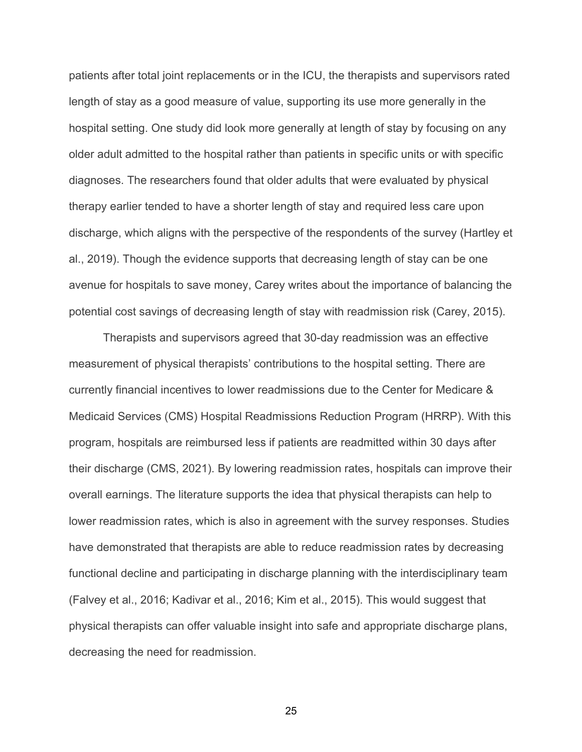patients after total joint replacements or in the ICU, the therapists and supervisors rated length of stay as a good measure of value, supporting its use more generally in the hospital setting. One study did look more generally at length of stay by focusing on any older adult admitted to the hospital rather than patients in specific units or with specific diagnoses. The researchers found that older adults that were evaluated by physical therapy earlier tended to have a shorter length of stay and required less care upon discharge, which aligns with the perspective of the respondents of the survey (Hartley et al., 2019). Though the evidence supports that decreasing length of stay can be one avenue for hospitals to save money, Carey writes about the importance of balancing the potential cost savings of decreasing length of stay with readmission risk (Carey, 2015).

Therapists and supervisors agreed that 30-day readmission was an effective measurement of physical therapists' contributions to the hospital setting. There are currently financial incentives to lower readmissions due to the Center for Medicare & Medicaid Services (CMS) Hospital Readmissions Reduction Program (HRRP). With this program, hospitals are reimbursed less if patients are readmitted within 30 days after their discharge (CMS, 2021). By lowering readmission rates, hospitals can improve their overall earnings. The literature supports the idea that physical therapists can help to lower readmission rates, which is also in agreement with the survey responses. Studies have demonstrated that therapists are able to reduce readmission rates by decreasing functional decline and participating in discharge planning with the interdisciplinary team (Falvey et al., 2016; Kadivar et al., 2016; Kim et al., 2015). This would suggest that physical therapists can offer valuable insight into safe and appropriate discharge plans, decreasing the need for readmission.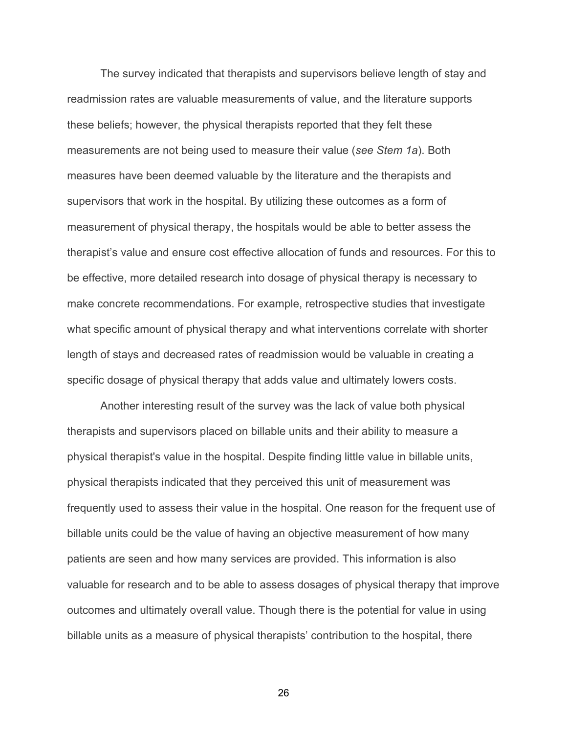The survey indicated that therapists and supervisors believe length of stay and readmission rates are valuable measurements of value, and the literature supports these beliefs; however, the physical therapists reported that they felt these measurements are not being used to measure their value (*see Stem 1a*). Both measures have been deemed valuable by the literature and the therapists and supervisors that work in the hospital. By utilizing these outcomes as a form of measurement of physical therapy, the hospitals would be able to better assess the therapist's value and ensure cost effective allocation of funds and resources. For this to be effective, more detailed research into dosage of physical therapy is necessary to make concrete recommendations. For example, retrospective studies that investigate what specific amount of physical therapy and what interventions correlate with shorter length of stays and decreased rates of readmission would be valuable in creating a specific dosage of physical therapy that adds value and ultimately lowers costs.

Another interesting result of the survey was the lack of value both physical therapists and supervisors placed on billable units and their ability to measure a physical therapist's value in the hospital. Despite finding little value in billable units, physical therapists indicated that they perceived this unit of measurement was frequently used to assess their value in the hospital. One reason for the frequent use of billable units could be the value of having an objective measurement of how many patients are seen and how many services are provided. This information is also valuable for research and to be able to assess dosages of physical therapy that improve outcomes and ultimately overall value. Though there is the potential for value in using billable units as a measure of physical therapists' contribution to the hospital, there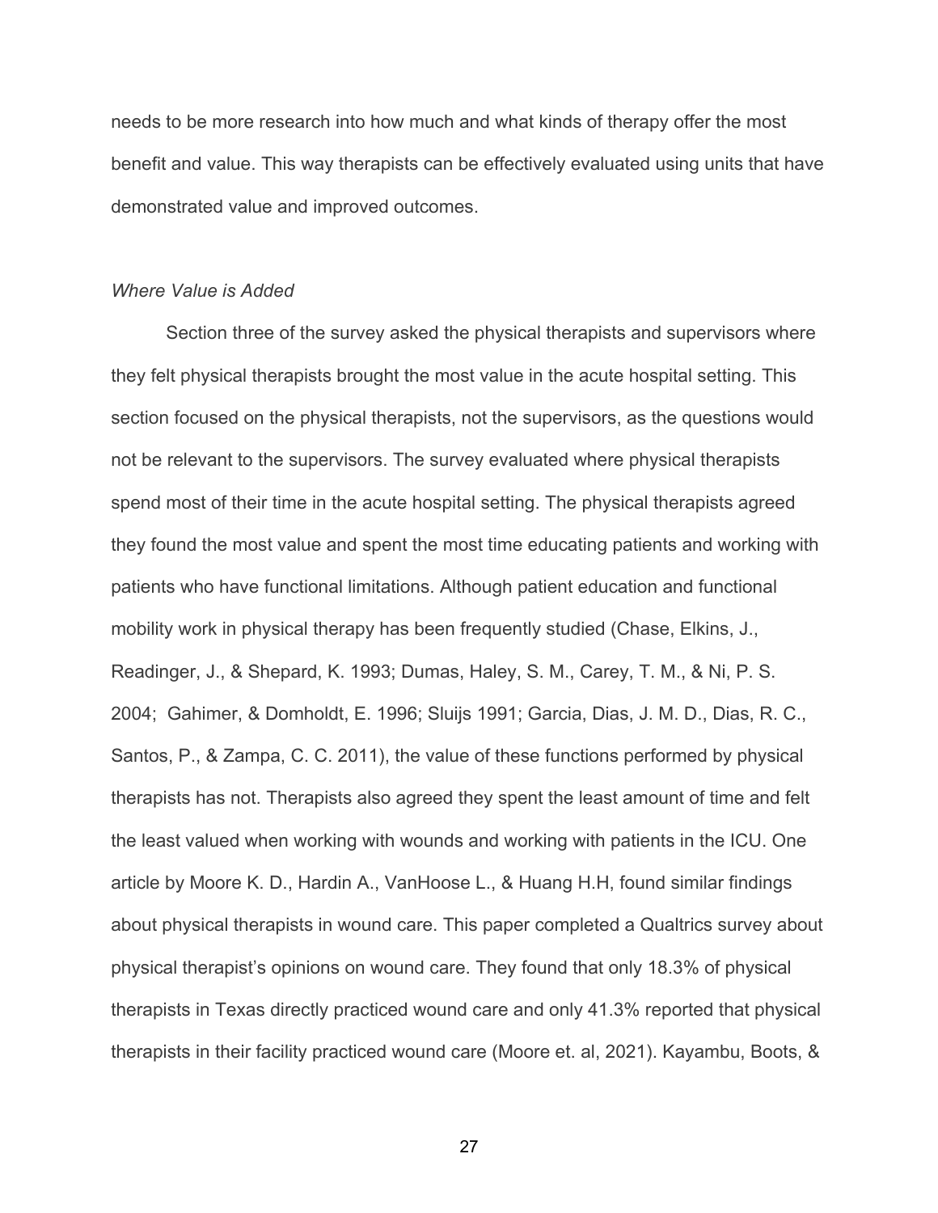needs to be more research into how much and what kinds of therapy offer the most benefit and value. This way therapists can be effectively evaluated using units that have demonstrated value and improved outcomes.

### *Where Value is Added*

Section three of the survey asked the physical therapists and supervisors where they felt physical therapists brought the most value in the acute hospital setting. This section focused on the physical therapists, not the supervisors, as the questions would not be relevant to the supervisors. The survey evaluated where physical therapists spend most of their time in the acute hospital setting. The physical therapists agreed they found the most value and spent the most time educating patients and working with patients who have functional limitations. Although patient education and functional mobility work in physical therapy has been frequently studied (Chase, Elkins, J., Readinger, J., & Shepard, K. 1993; Dumas, Haley, S. M., Carey, T. M., & Ni, P. S. 2004;  Gahimer, & Domholdt, E. 1996; Sluijs 1991; Garcia, Dias, J. M. D., Dias, R. C., Santos, P., & Zampa, C. C. 2011), the value of these functions performed by physical therapists has not. Therapists also agreed they spent the least amount of time and felt the least valued when working with wounds and working with patients in the ICU. One article by Moore K. D., Hardin A., VanHoose L., & Huang H.H, found similar findings about physical therapists in wound care. This paper completed a Qualtrics survey about physical therapist's opinions on wound care. They found that only 18.3% of physical therapists in Texas directly practiced wound care and only 41.3% reported that physical therapists in their facility practiced wound care (Moore et. al, 2021). Kayambu, Boots, &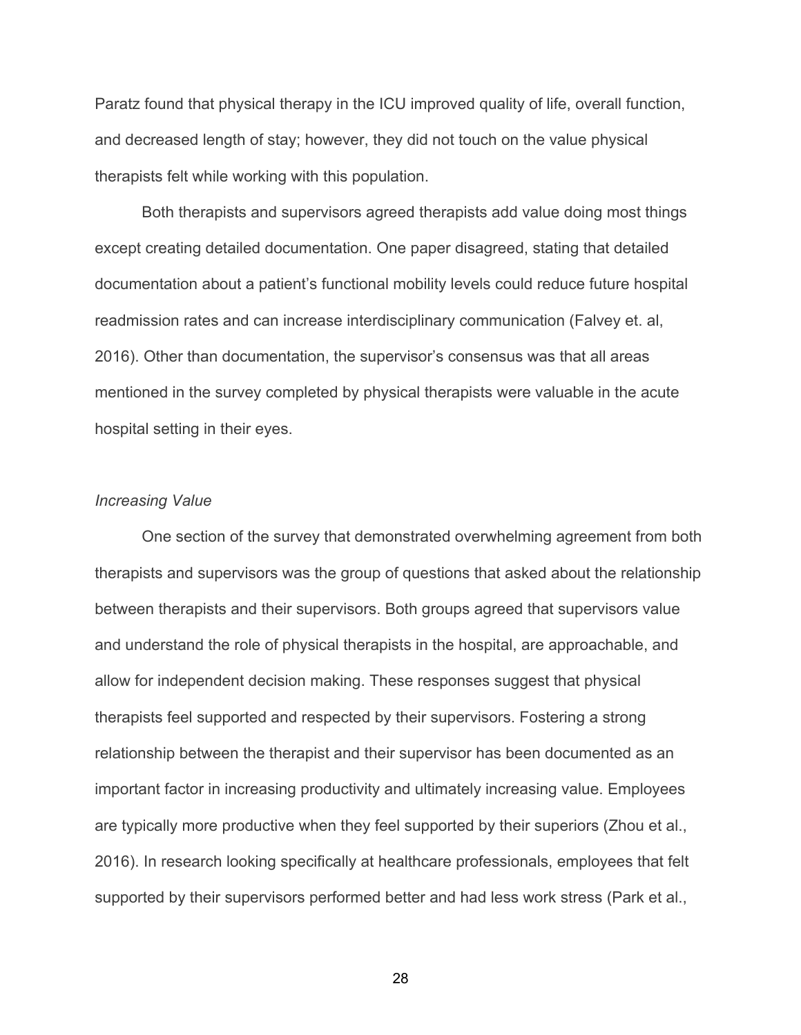Paratz found that physical therapy in the ICU improved quality of life, overall function, and decreased length of stay; however, they did not touch on the value physical therapists felt while working with this population.

Both therapists and supervisors agreed therapists add value doing most things except creating detailed documentation. One paper disagreed, stating that detailed documentation about a patient's functional mobility levels could reduce future hospital readmission rates and can increase interdisciplinary communication (Falvey et. al, 2016). Other than documentation, the supervisor's consensus was that all areas mentioned in the survey completed by physical therapists were valuable in the acute hospital setting in their eyes.

### *Increasing Value*

One section of the survey that demonstrated overwhelming agreement from both therapists and supervisors was the group of questions that asked about the relationship between therapists and their supervisors. Both groups agreed that supervisors value and understand the role of physical therapists in the hospital, are approachable, and allow for independent decision making. These responses suggest that physical therapists feel supported and respected by their supervisors. Fostering a strong relationship between the therapist and their supervisor has been documented as an important factor in increasing productivity and ultimately increasing value. Employees are typically more productive when they feel supported by their superiors (Zhou et al., 2016). In research looking specifically at healthcare professionals, employees that felt supported by their supervisors performed better and had less work stress (Park et al.,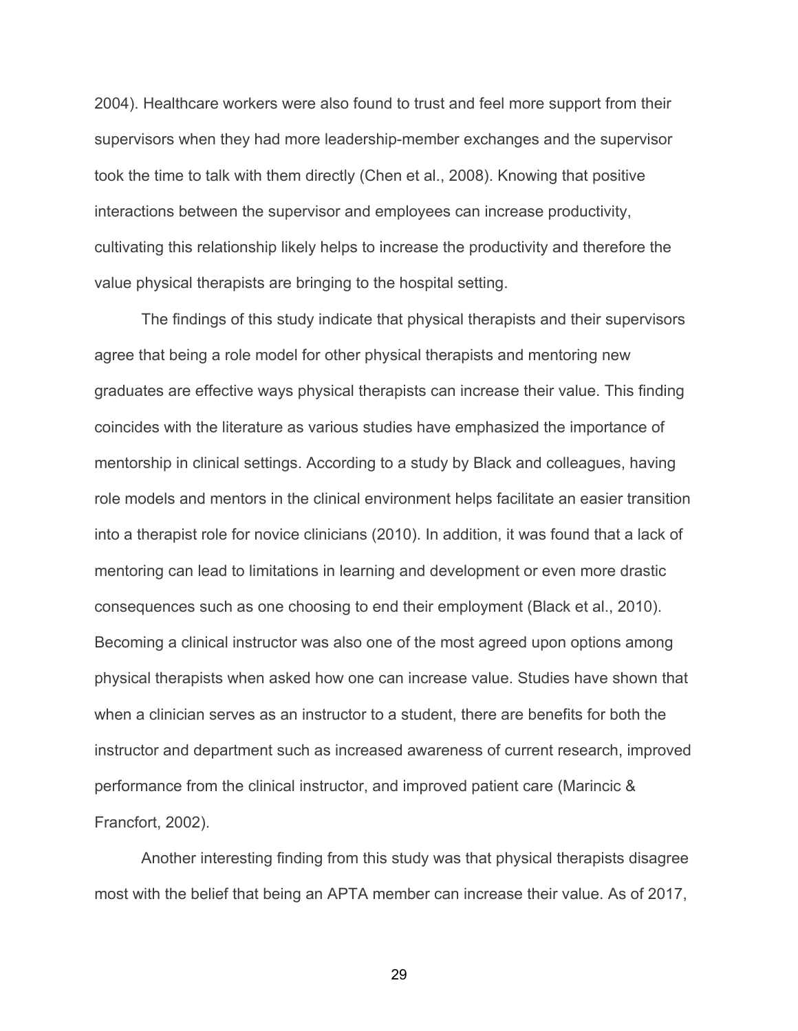2004). Healthcare workers were also found to trust and feel more support from their supervisors when they had more leadership-member exchanges and the supervisor took the time to talk with them directly (Chen et al., 2008). Knowing that positive interactions between the supervisor and employees can increase productivity, cultivating this relationship likely helps to increase the productivity and therefore the value physical therapists are bringing to the hospital setting.

The findings of this study indicate that physical therapists and their supervisors agree that being a role model for other physical therapists and mentoring new graduates are effective ways physical therapists can increase their value. This finding coincides with the literature as various studies have emphasized the importance of mentorship in clinical settings. According to a study by Black and colleagues, having role models and mentors in the clinical environment helps facilitate an easier transition into a therapist role for novice clinicians (2010). In addition, it was found that a lack of mentoring can lead to limitations in learning and development or even more drastic consequences such as one choosing to end their employment (Black et al., 2010). Becoming a clinical instructor was also one of the most agreed upon options among physical therapists when asked how one can increase value. Studies have shown that when a clinician serves as an instructor to a student, there are benefits for both the instructor and department such as increased awareness of current research, improved performance from the clinical instructor, and improved patient care (Marincic & Francfort, 2002).

Another interesting finding from this study was that physical therapists disagree most with the belief that being an APTA member can increase their value. As of 2017,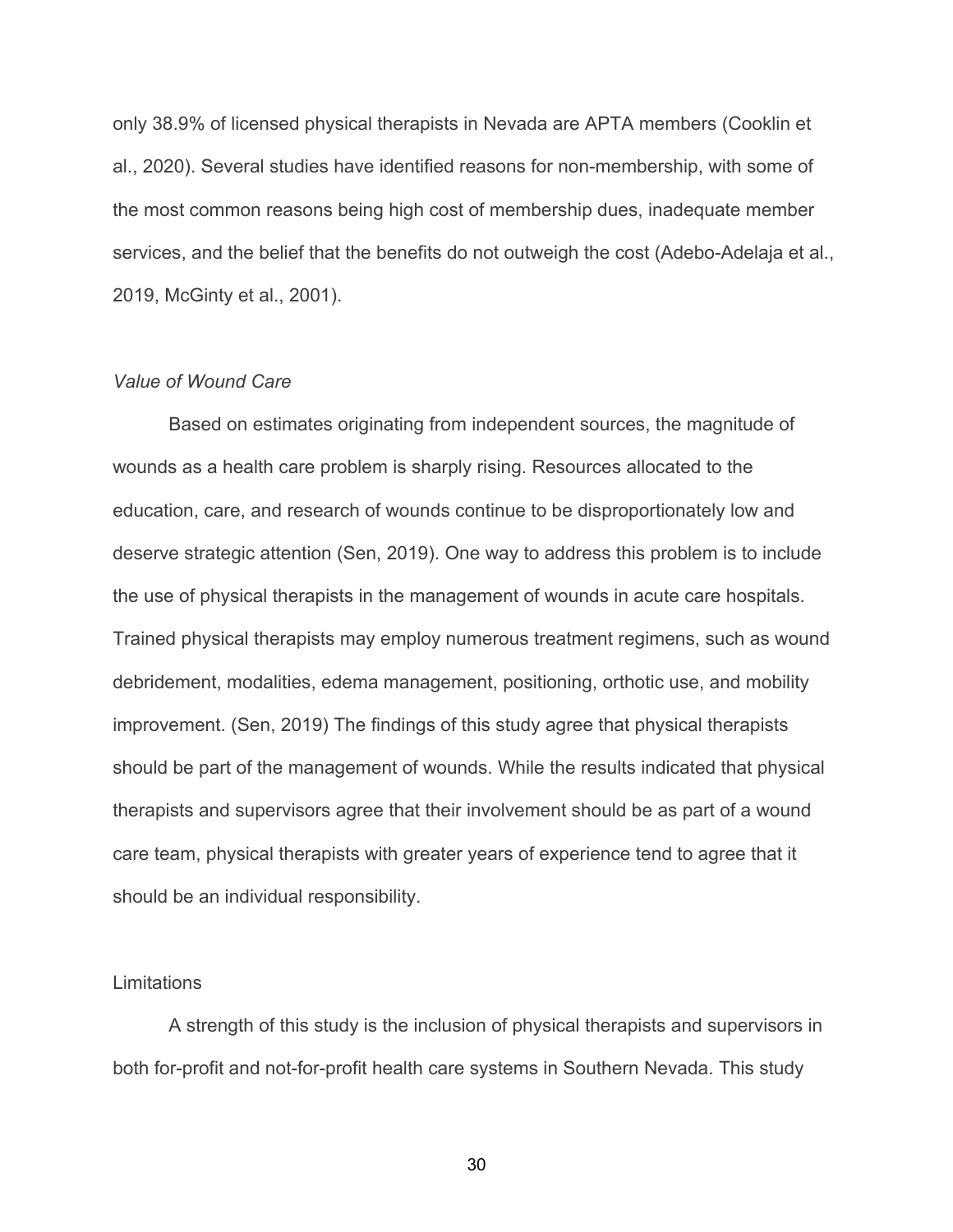only 38.9% of licensed physical therapists in Nevada are APTA members (Cooklin et al., 2020). Several studies have identified reasons for non-membership, with some of the most common reasons being high cost of membership dues, inadequate member services, and the belief that the benefits do not outweigh the cost (Adebo-Adelaja et al., 2019, McGinty et al., 2001).

### *Value of Wound Care*

Based on estimates originating from independent sources, the magnitude of wounds as a health care problem is sharply rising. Resources allocated to the education, care, and research of wounds continue to be disproportionately low and deserve strategic attention (Sen, 2019). One way to address this problem is to include the use of physical therapists in the management of wounds in acute care hospitals. Trained physical therapists may employ numerous treatment regimens, such as wound debridement, modalities, edema management, positioning, orthotic use, and mobility improvement. (Sen, 2019) The findings of this study agree that physical therapists should be part of the management of wounds. While the results indicated that physical therapists and supervisors agree that their involvement should be as part of a wound care team, physical therapists with greater years of experience tend to agree that it should be an individual responsibility.

## Limitations

A strength of this study is the inclusion of physical therapists and supervisors in both for-profit and not-for-profit health care systems in Southern Nevada. This study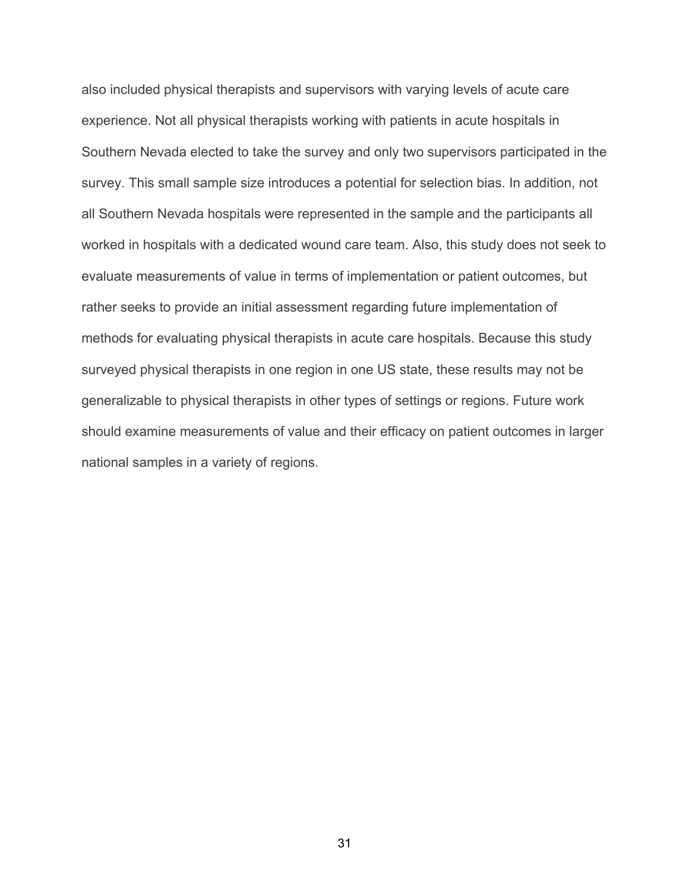also included physical therapists and supervisors with varying levels of acute care experience. Not all physical therapists working with patients in acute hospitals in Southern Nevada elected to take the survey and only two supervisors participated in the survey. This small sample size introduces a potential for selection bias. In addition, not all Southern Nevada hospitals were represented in the sample and the participants all worked in hospitals with a dedicated wound care team. Also, this study does not seek to evaluate measurements of value in terms of implementation or patient outcomes, but rather seeks to provide an initial assessment regarding future implementation of methods for evaluating physical therapists in acute care hospitals. Because this study surveyed physical therapists in one region in one US state, these results may not be generalizable to physical therapists in other types of settings or regions. Future work should examine measurements of value and their efficacy on patient outcomes in larger national samples in a variety of regions.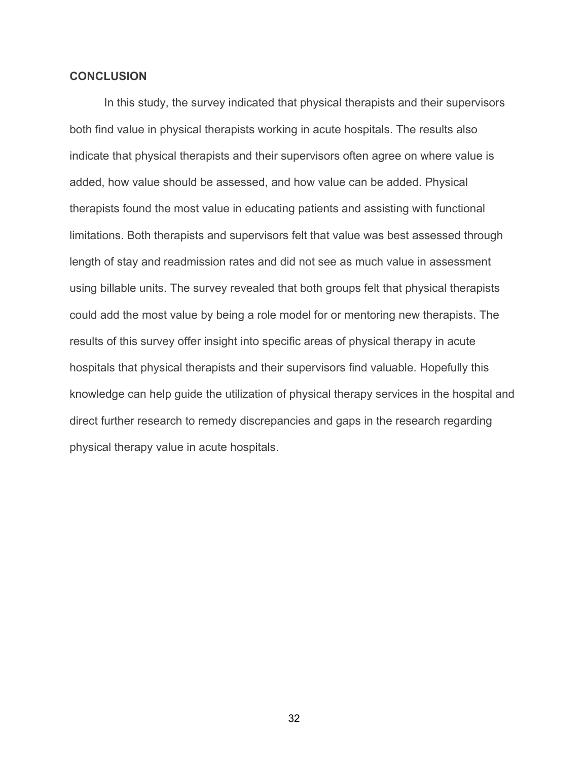## CONCLUSION

In this study, the survey indicated that physical therapists and their supervisors both find value in physical therapists working in acute hospitals. The results also indicate that physical therapists and their supervisors often agree on where value is added, how value should be assessed, and how value can be added. Physical therapists found the most value in educating patients and assisting with functional limitations. Both therapists and supervisors felt that value was best assessed through length of stay and readmission rates and did not see as much value in assessment using billable units. The survey revealed that both groups felt that physical therapists could add the most value by being a role model for or mentoring new therapists. The results of this survey offer insight into specific areas of physical therapy in acute hospitals that physical therapists and their supervisors find valuable. Hopefully this knowledge can help guide the utilization of physical therapy services in the hospital and direct further research to remedy discrepancies and gaps in the research regarding physical therapy value in acute hospitals.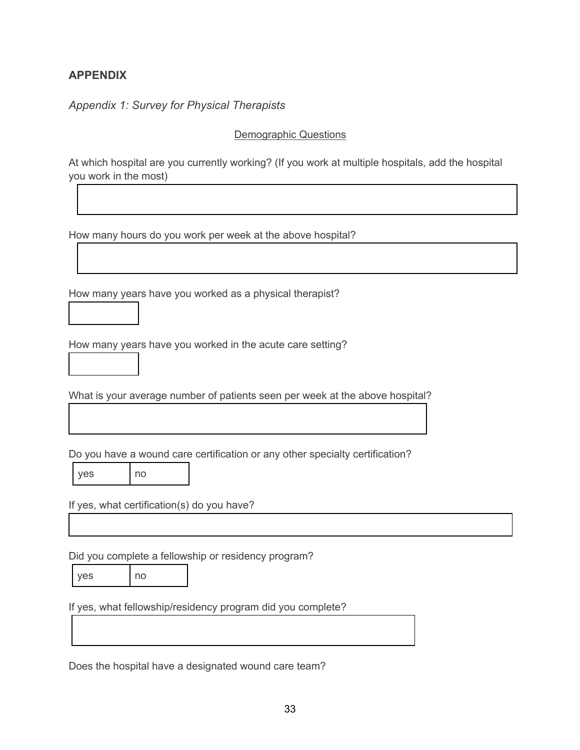## APPENDIX

*Appendix 1: Survey for Physical Therapists*

<u>Demographic Questions</u>

At which hospital are you currently working? (If you work at multiple hospitals, add the hospital you work in the most)

How many hours do you work per week at the above hospital?

How many years have you worked as a physical therapist?

How many years have you worked in the acute care setting?

What is your average number of patients seen per week at the above hospital?

Do you have a wound care certification or any other specialty certification?

| yes | no |
|---|---|

If yes, what certification(s) do you have?

Did you complete a fellowship or residency program?

| yes | no |
|---|---|

If yes, what fellowship/residency program did you complete?

Does the hospital have a designated wound care team?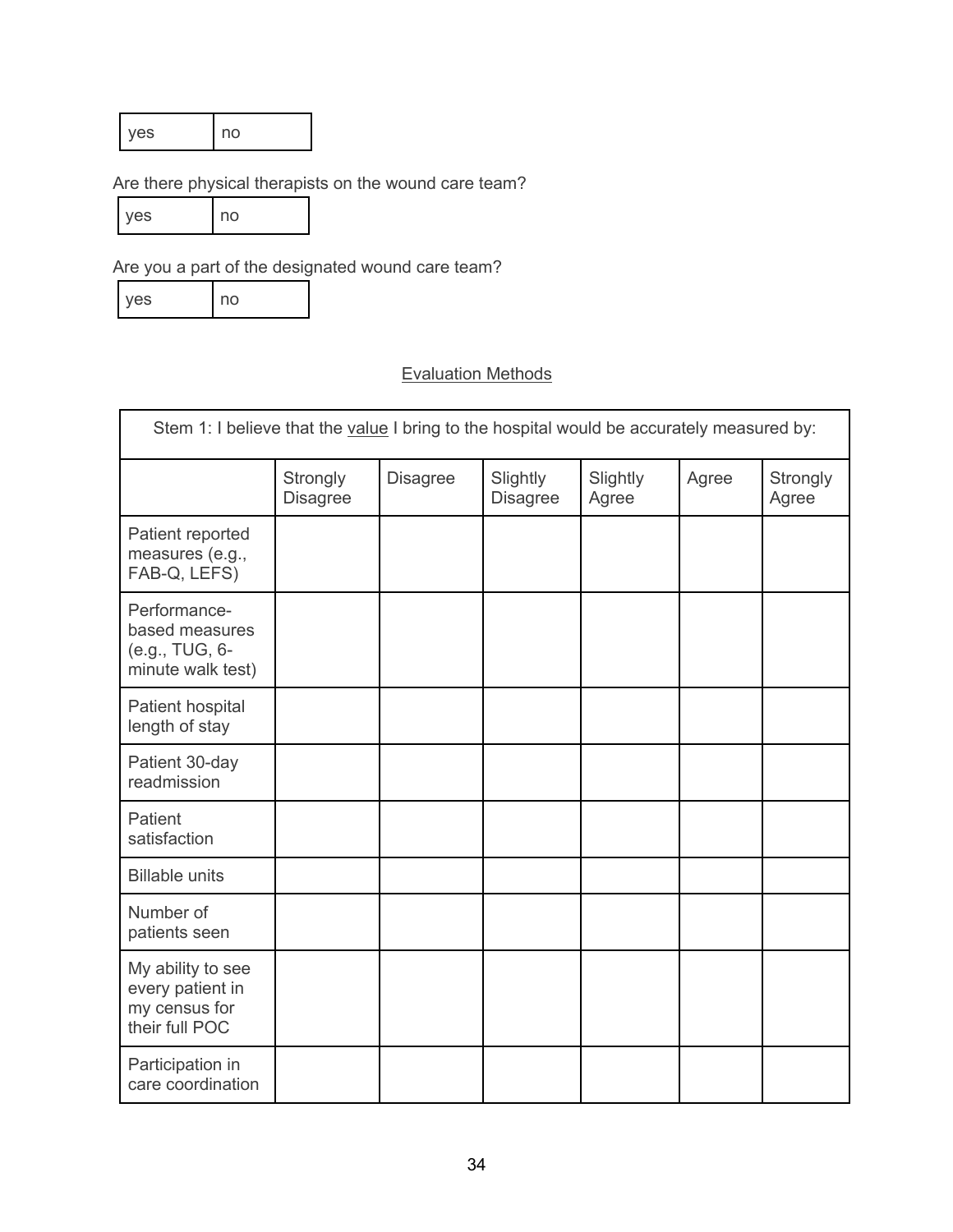| yes | no |
|---|---|

Are there physical therapists on the wound care team?

| yes | no |
|---|---|

Are you a part of the designated wound care team?

| yes | no |
|---|---|

## Evaluation Methods

| Stem 1: I believe that the value I bring to the hospital would be accurately measured by: | | | | | | |
|---|---|---|---|---|---|---|
| | Strongly Disagree | Disagree | Slightly Disagree | Slightly Agree | Agree | Strongly Agree |
| Patient reported measures (e.g., FAB-Q, LEFS) | | | | | | |
| Performance-based measures (e.g., TUG, 6-minute walk test) | | | | | | |
| Patient hospital length of stay | | | | | | |
| Patient 30-day readmission | | | | | | |
| Patient satisfaction | | | | | | |
| Billable units | | | | | | |
| Number of patients seen | | | | | | |
| My ability to see every patient in my census for their full POC | | | | | | |
| Participation in care coordination | | | | | | |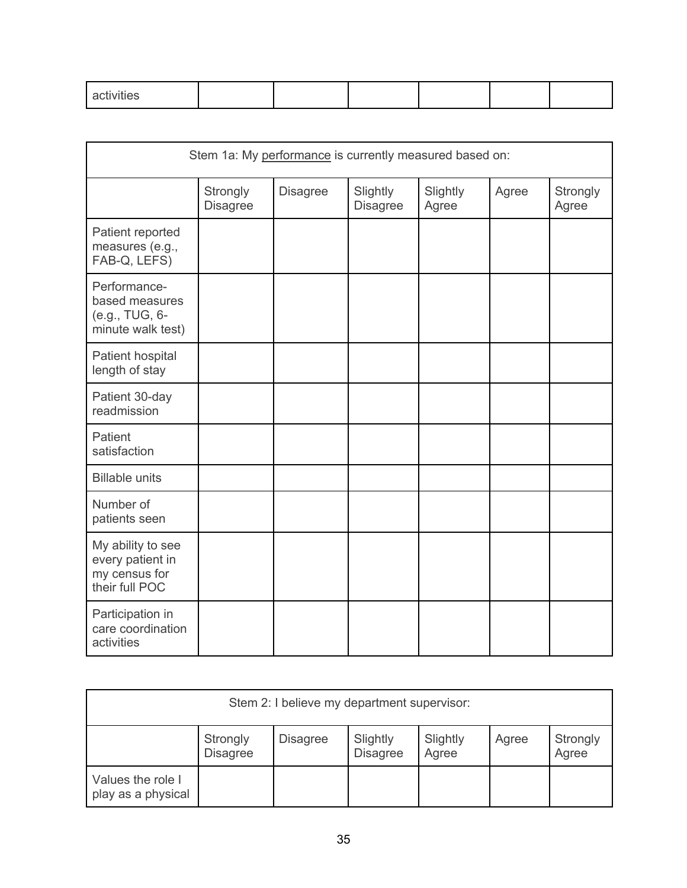| activities | | | | | | |
|---|---|---|---|---|---|---|

| Stem 1a: My performance is currently measured based on: | | | | | | |
|---|---|---|---|---|---|---|
| | Strongly Disagree | Disagree | Slightly Disagree | Slightly Agree | Agree | Strongly Agree |
| Patient reported measures (e.g., FAB-Q, LEFS) | | | | | | |
| Performance-based measures (e.g., TUG, 6-minute walk test) | | | | | | |
| Patient hospital length of stay | | | | | | |
| Patient 30-day readmission | | | | | | |
| Patient satisfaction | | | | | | |
| Billable units | | | | | | |
| Number of patients seen | | | | | | |
| My ability to see every patient in my census for their full POC | | | | | | |
| Participation in care coordination activities | | | | | | |

| Stem 2: I believe my department supervisor: | | | | | | |
|---|---|---|---|---|---|---|
| | Strongly Disagree | Disagree | Slightly Disagree | Slightly Agree | Agree | Strongly Agree |
| Values the role I play as a physical | | | | | | |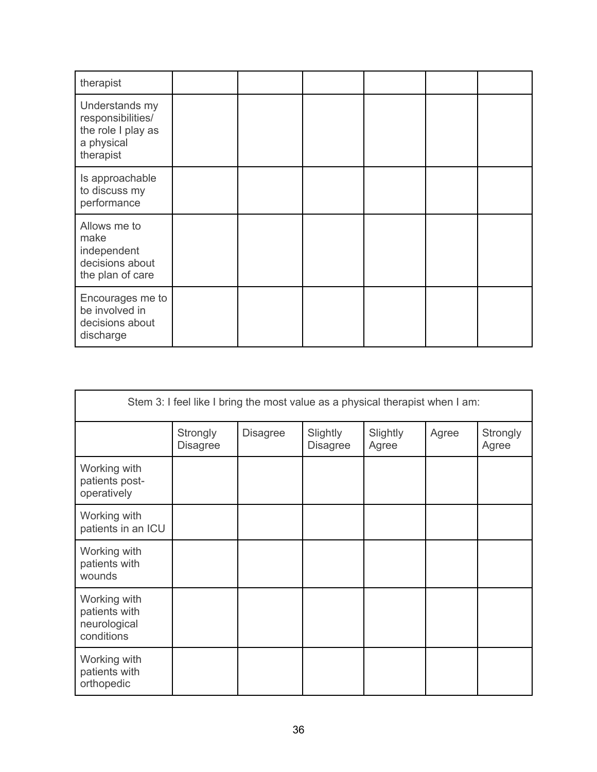| therapist | | | | | | |
|---|---|---|---|---|---|---|
| Understands my responsibilities/ the role I play as a physical therapist | | | | | | |
| Is approachable to discuss my performance | | | | | | |
| Allows me to make independent decisions about the plan of care | | | | | | |
| Encourages me to be involved in decisions about discharge | | | | | | |

| Stem 3: I feel like I bring the most value as a physical therapist when I am: | | | | | | |
|---|---|---|---|---|---|---|
| | Strongly Disagree | Disagree | Slightly Disagree | Slightly Agree | Agree | Strongly Agree |
| Working with patients post-operatively | | | | | | |
| Working with patients in an ICU | | | | | | |
| Working with patients with wounds | | | | | | |
| Working with patients with neurological conditions | | | | | | |
| Working with patients with orthopedic | | | | | | |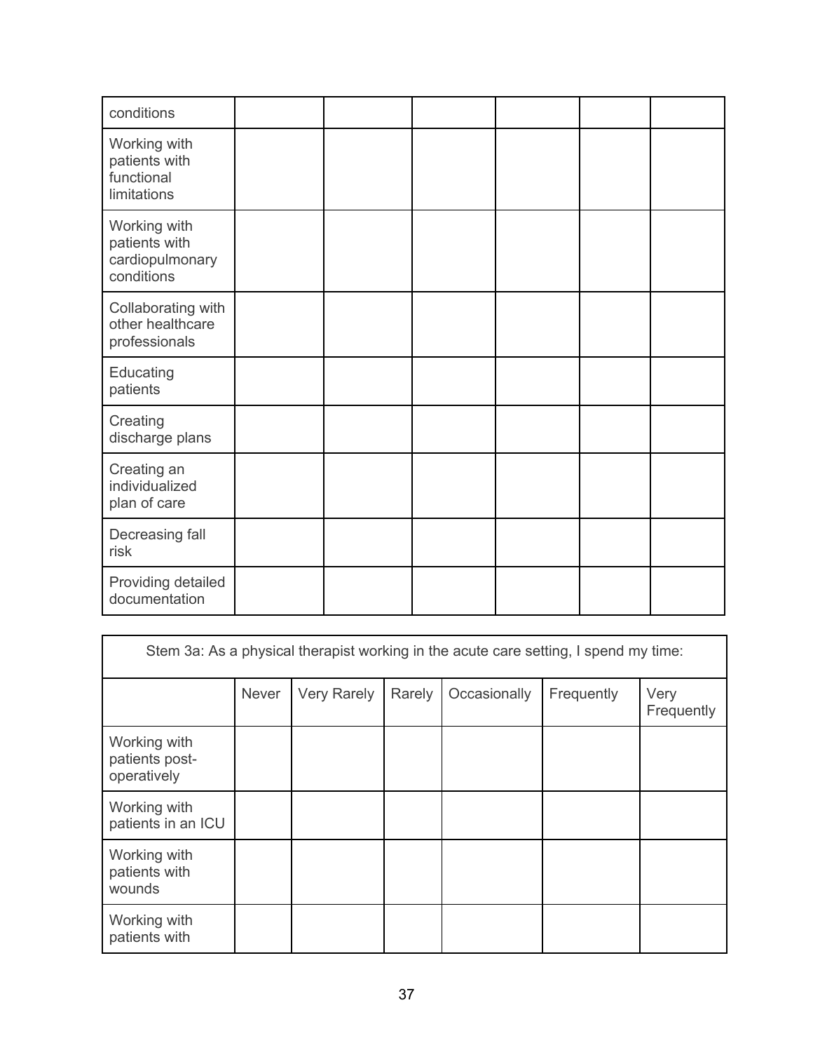| conditions | | | | | | |
|---|---|---|---|---|---|---|
| Working with patients with functional limitations | | | | | | |
| Working with patients with cardiopulmonary conditions | | | | | | |
| Collaborating with other healthcare professionals | | | | | | |
| Educating patients | | | | | | |
| Creating discharge plans | | | | | | |
| Creating an individualized plan of care | | | | | | |
| Decreasing fall risk | | | | | | |
| Providing detailed documentation | | | | | | |

| Stem 3a: As a physical therapist working in the acute care setting, I spend my time: | | | | | | |
|---|---|---|---|---|---|---|
| | Never | Very Rarely | Rarely | Occasionally | Frequently | Very Frequently |
| Working with patients post-operatively | | | | | | |
| Working with patients in an ICU | | | | | | |
| Working with patients with wounds | | | | | | |
| Working with patients with | | | | | | |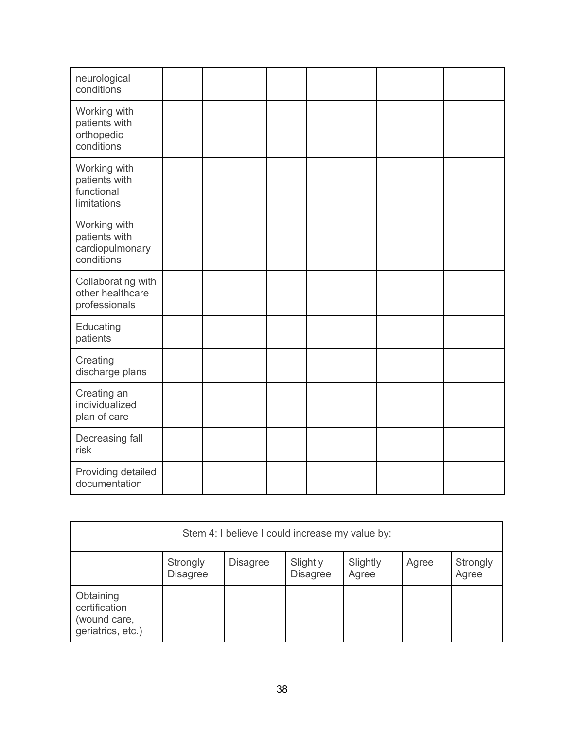| | | | | | | |
|---|---|---|---|---|---|---|
| neurological conditions | | | | | | |
| Working with patients with orthopedic conditions | | | | | | |
| Working with patients with functional limitations | | | | | | |
| Working with patients with cardiopulmonary conditions | | | | | | |
| Collaborating with other healthcare professionals | | | | | | |
| Educating patients | | | | | | |
| Creating discharge plans | | | | | | |
| Creating an individualized plan of care | | | | | | |
| Decreasing fall risk | | | | | | |
| Providing detailed documentation | | | | | | |

| Stem 4: I believe I could increase my value by: | | | | | | |
|---|---|---|---|---|---|---|
| | Strongly Disagree | Disagree | Slightly Disagree | Slightly Agree | Agree | Strongly Agree |
| Obtaining certification (wound care, geriatrics, etc.) | | | | | | |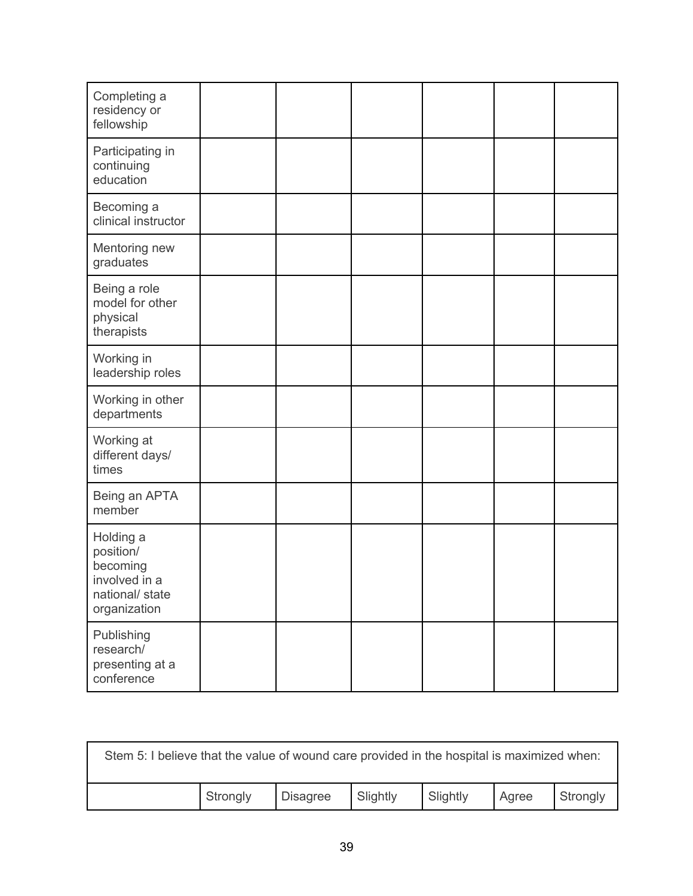| | | | | | | |
|---|---|---|---|---|---|---|
| Completing a residency or fellowship | | | | | | |
| Participating in continuing education | | | | | | |
| Becoming a clinical instructor | | | | | | |
| Mentoring new graduates | | | | | | |
| Being a role model for other physical therapists | | | | | | |
| Working in leadership roles | | | | | | |
| Working in other departments | | | | | | |
| Working at different days/ times | | | | | | |
| Being an APTA member | | | | | | |
| Holding a position/ becoming involved in a national/ state organization | | | | | | |
| Publishing research/ presenting at a conference | | | | | | |

| Stem 5: I believe that the value of wound care provided in the hospital is maximized when: | | | | | | |
|---|---|---|---|---|---|---|
| | Strongly | Disagree | Slightly | Slightly | Agree | Strongly |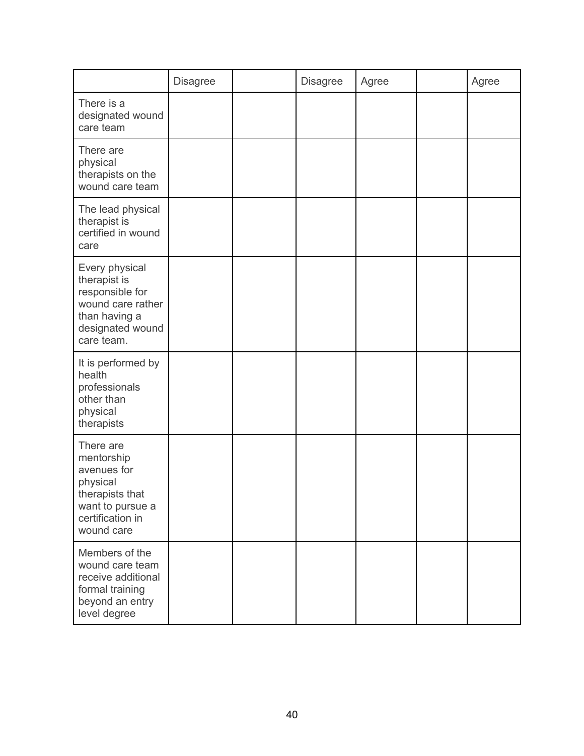| | Disagree | | Disagree | Agree | | Agree |
|---|---|---|---|---|---|---|
| There is a designated wound care team | | | | | | |
| There are physical therapists on the wound care team | | | | | | |
| The lead physical therapist is certified in wound care | | | | | | |
| Every physical therapist is responsible for wound care rather than having a designated wound care team. | | | | | | |
| It is performed by health professionals other than physical therapists | | | | | | |
| There are mentorship avenues for physical therapists that want to pursue a certification in wound care | | | | | | |
| Members of the wound care team receive additional formal training beyond an entry level degree | | | | | | |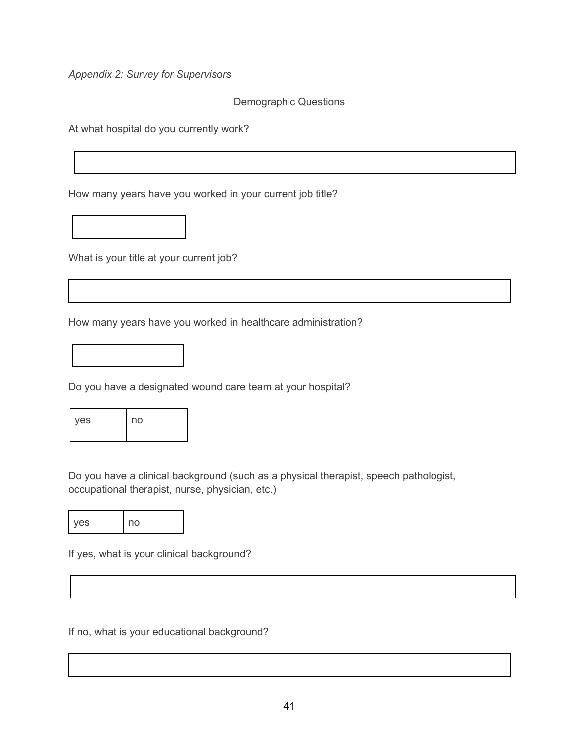*Appendix 2: Survey for Supervisors*

## Demographic Questions

At what hospital do you currently work?

How many years have you worked in your current job title?

What is your title at your current job?

How many years have you worked in healthcare administration?

Do you have a designated wound care team at your hospital?

| yes | no |
|---|---|

Do you have a clinical background (such as a physical therapist, speech pathologist, occupational therapist, nurse, physician, etc.)

| yes | no |
|---|---|

If yes, what is your clinical background?

If no, what is your educational background?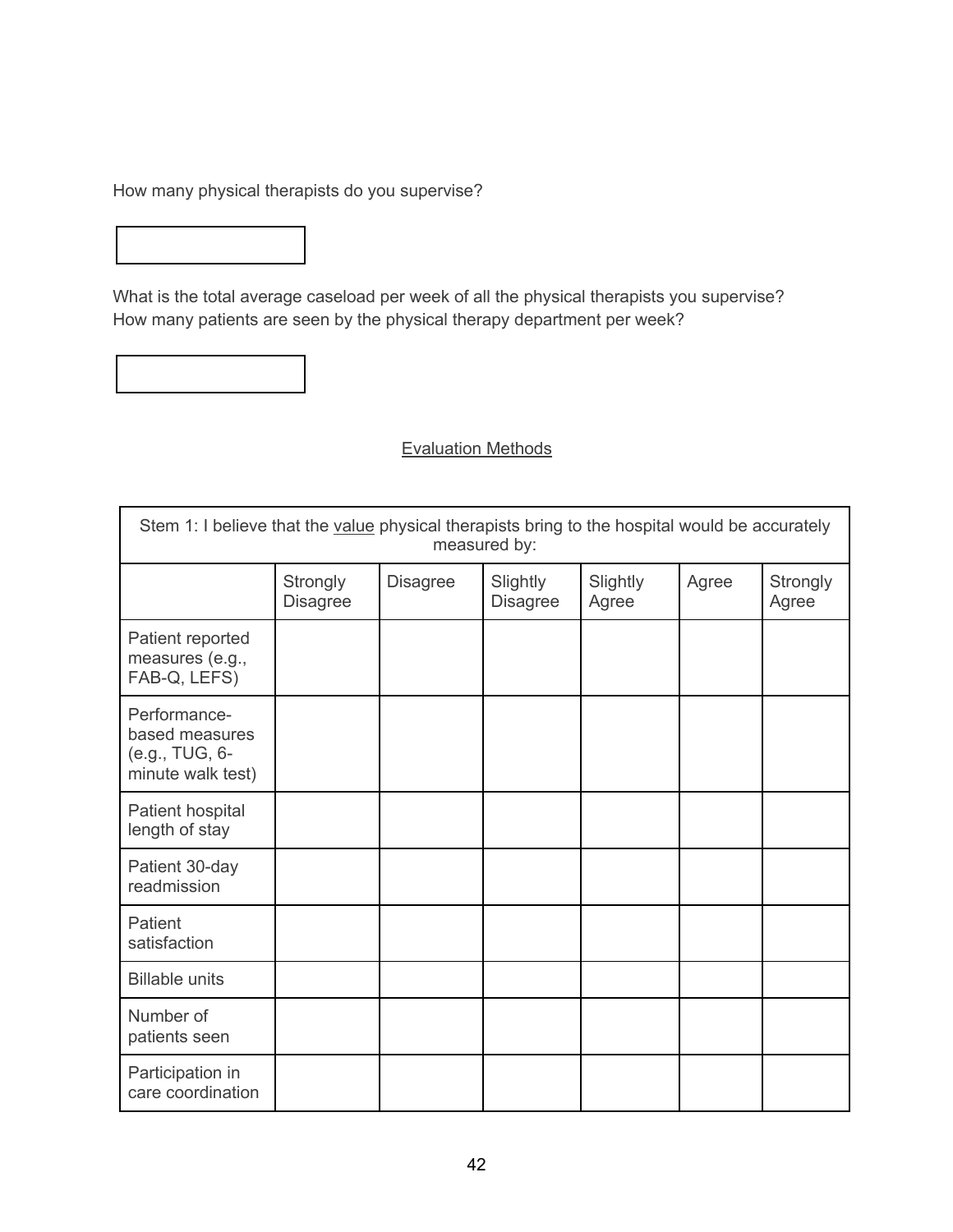How many physical therapists do you supervise?

What is the total average caseload per week of all the physical therapists you supervise? How many patients are seen by the physical therapy department per week?

Evaluation Methods

| Stem 1: I believe that the value physical therapists bring to the hospital would be accurately measured by: | | | | | | |
|---|---|---|---|---|---|---|
| | Strongly Disagree | Disagree | Slightly Disagree | Slightly Agree | Agree | Strongly Agree |
| Patient reported measures (e.g., FAB-Q, LEFS) | | | | | | |
| Performance-based measures (e.g., TUG, 6-minute walk test) | | | | | | |
| Patient hospital length of stay | | | | | | |
| Patient 30-day readmission | | | | | | |
| Patient satisfaction | | | | | | |
| Billable units | | | | | | |
| Number of patients seen | | | | | | |
| Participation in care coordination | | | | | | |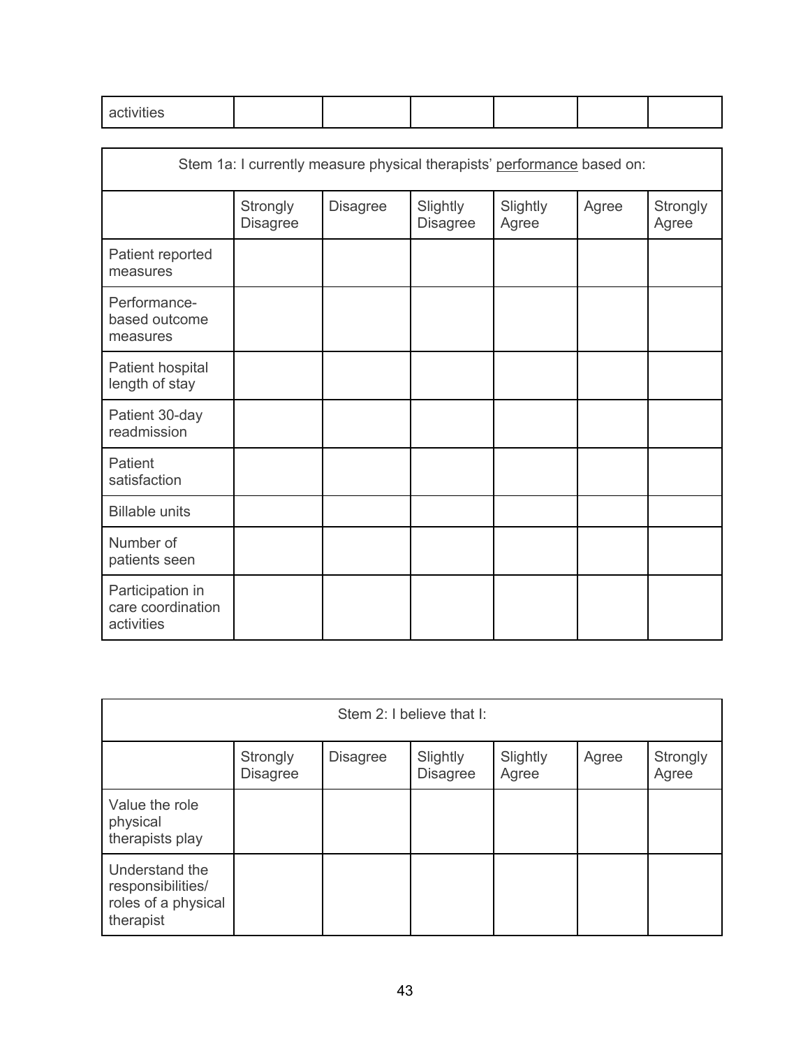| activities | | | | | | |
|---|---|---|---|---|---|---|

| Stem 1a: I currently measure physical therapists' <u>performance</u> based on: | | | | | | |
|---|---|---|---|---|---|---|
| | Strongly Disagree | Disagree | Slightly Disagree | Slightly Agree | Agree | Strongly Agree |
| Patient reported measures | | | | | | |
| Performance-based outcome measures | | | | | | |
| Patient hospital length of stay | | | | | | |
| Patient 30-day readmission | | | | | | |
| Patient satisfaction | | | | | | |
| Billable units | | | | | | |
| Number of patients seen | | | | | | |
| Participation in care coordination activities | | | | | | |

| Stem 2: I believe that I: | | | | | | |
|---|---|---|---|---|---|---|
| | Strongly Disagree | Disagree | Slightly Disagree | Slightly Agree | Agree | Strongly Agree |
| Value the role physical therapists play | | | | | | |
| Understand the responsibilities/ roles of a physical therapist | | | | | | |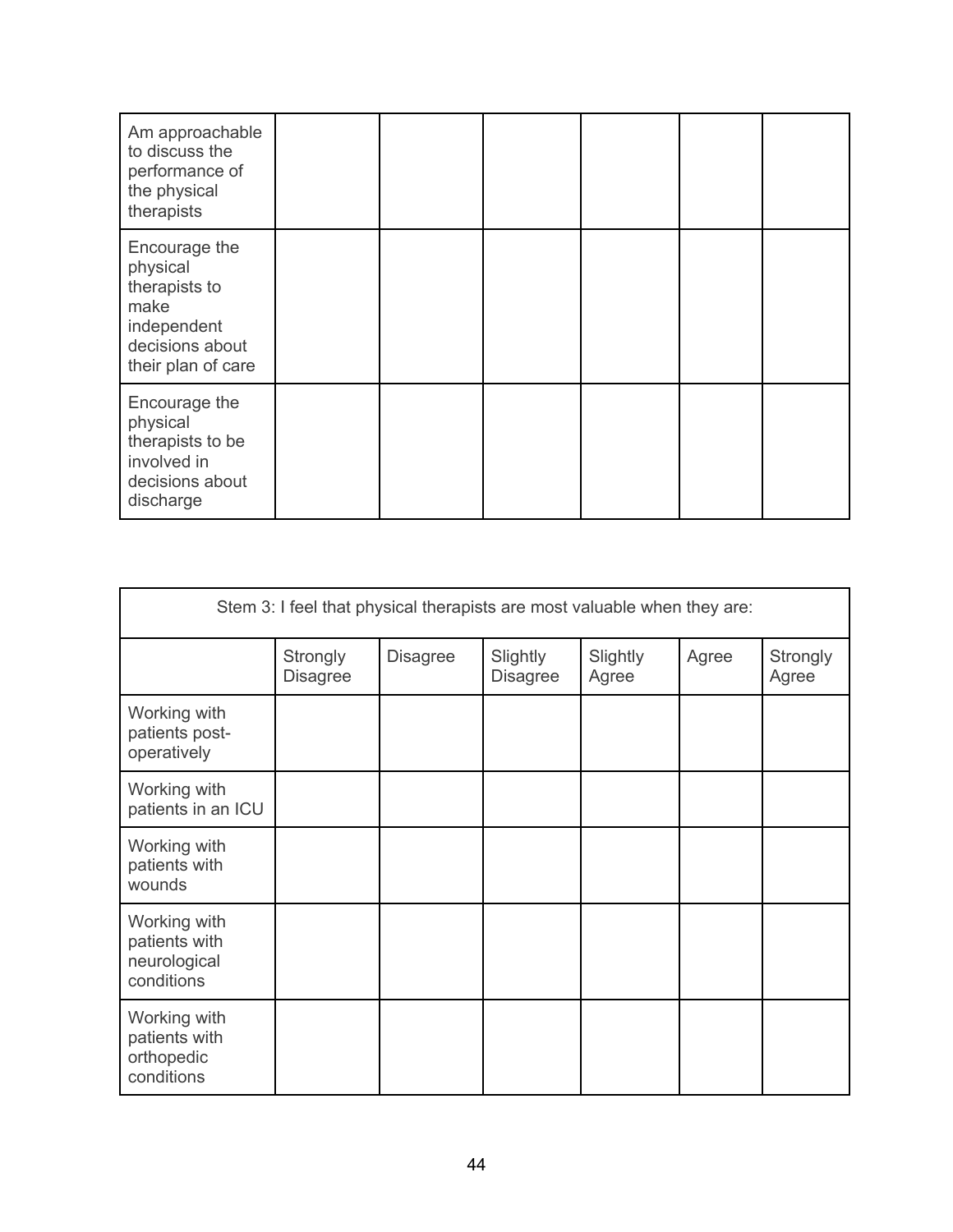| | | | | | | |
|---|---|---|---|---|---|---|
| Am approachable to discuss the performance of the physical therapists | | | | | | |
| Encourage the physical therapists to make independent decisions about their plan of care | | | | | | |
| Encourage the physical therapists to be involved in decisions about discharge | | | | | | |

| Stem 3: I feel that physical therapists are most valuable when they are: | | | | | | |
|---|---|---|---|---|---|---|
| | Strongly Disagree | Disagree | Slightly Disagree | Slightly Agree | Agree | Strongly Agree |
| Working with patients post-operatively | | | | | | |
| Working with patients in an ICU | | | | | | |
| Working with patients with wounds | | | | | | |
| Working with patients with neurological conditions | | | | | | |
| Working with patients with orthopedic conditions | | | | | | |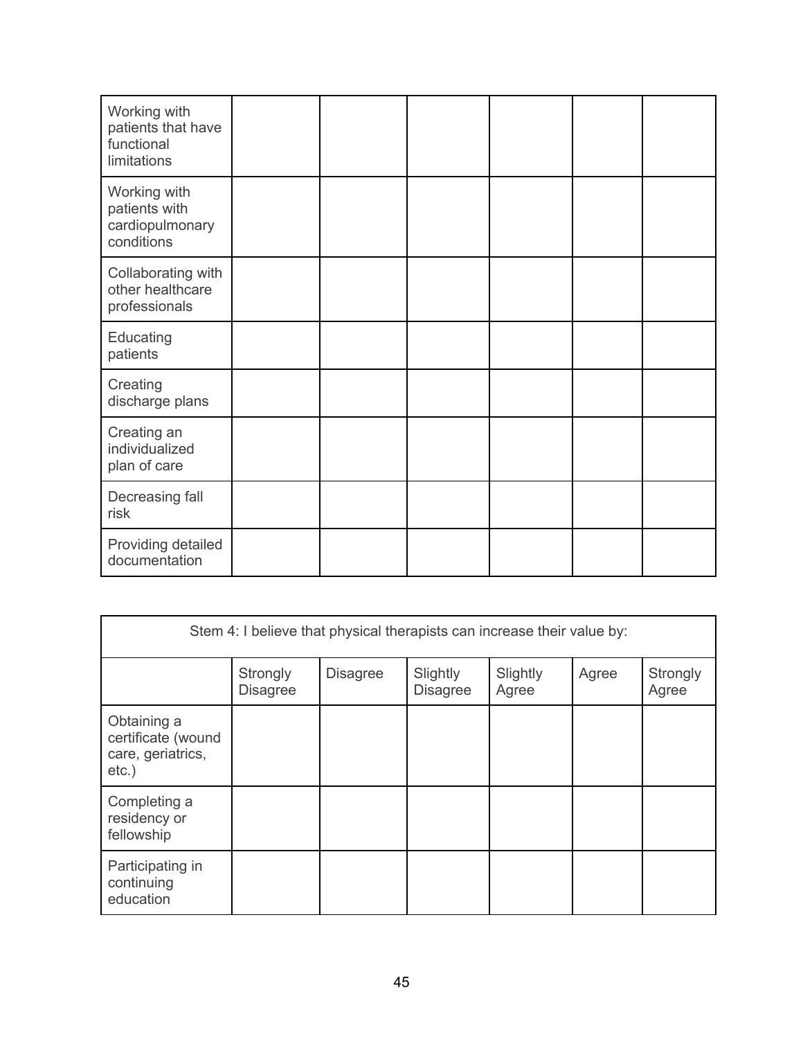| | | | | | | |
|---|---|---|---|---|---|---|
| Working with patients that have functional limitations | | | | | | |
| Working with patients with cardiopulmonary conditions | | | | | | |
| Collaborating with other healthcare professionals | | | | | | |
| Educating patients | | | | | | |
| Creating discharge plans | | | | | | |
| Creating an individualized plan of care | | | | | | |
| Decreasing fall risk | | | | | | |
| Providing detailed documentation | | | | | | |

| Stem 4: I believe that physical therapists can increase their value by: | | | | | | |
|---|---|---|---|---|---|---|
| | Strongly Disagree | Disagree | Slightly Disagree | Slightly Agree | Agree | Strongly Agree |
| Obtaining a certificate (wound care, geriatrics, etc.) | | | | | | |
| Completing a residency or fellowship | | | | | | |
| Participating in continuing education | | | | | | |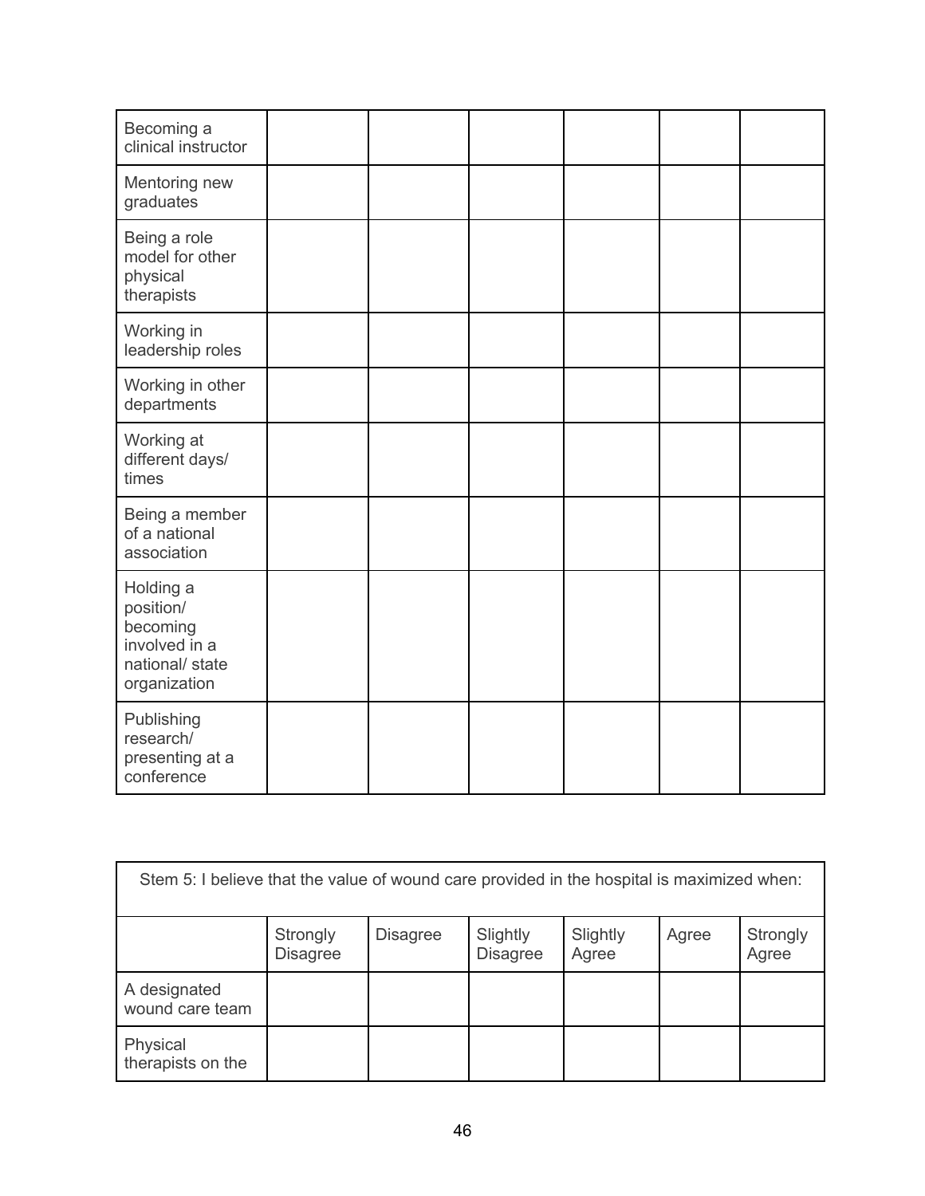| | | | | | | |
|---|---|---|---|---|---|---|
| Becoming a clinical instructor | | | | | | |
| Mentoring new graduates | | | | | | |
| Being a role model for other physical therapists | | | | | | |
| Working in leadership roles | | | | | | |
| Working in other departments | | | | | | |
| Working at different days/ times | | | | | | |
| Being a member of a national association | | | | | | |
| Holding a position/ becoming involved in a national/ state organization | | | | | | |
| Publishing research/ presenting at a conference | | | | | | |

| Stem 5: I believe that the value of wound care provided in the hospital is maximized when: | | | | | | |
|---|---|---|---|---|---|---|
| | Strongly Disagree | Disagree | Slightly Disagree | Slightly Agree | Agree | Strongly Agree |
| A designated wound care team | | | | | | |
| Physical therapists on the | | | | | | |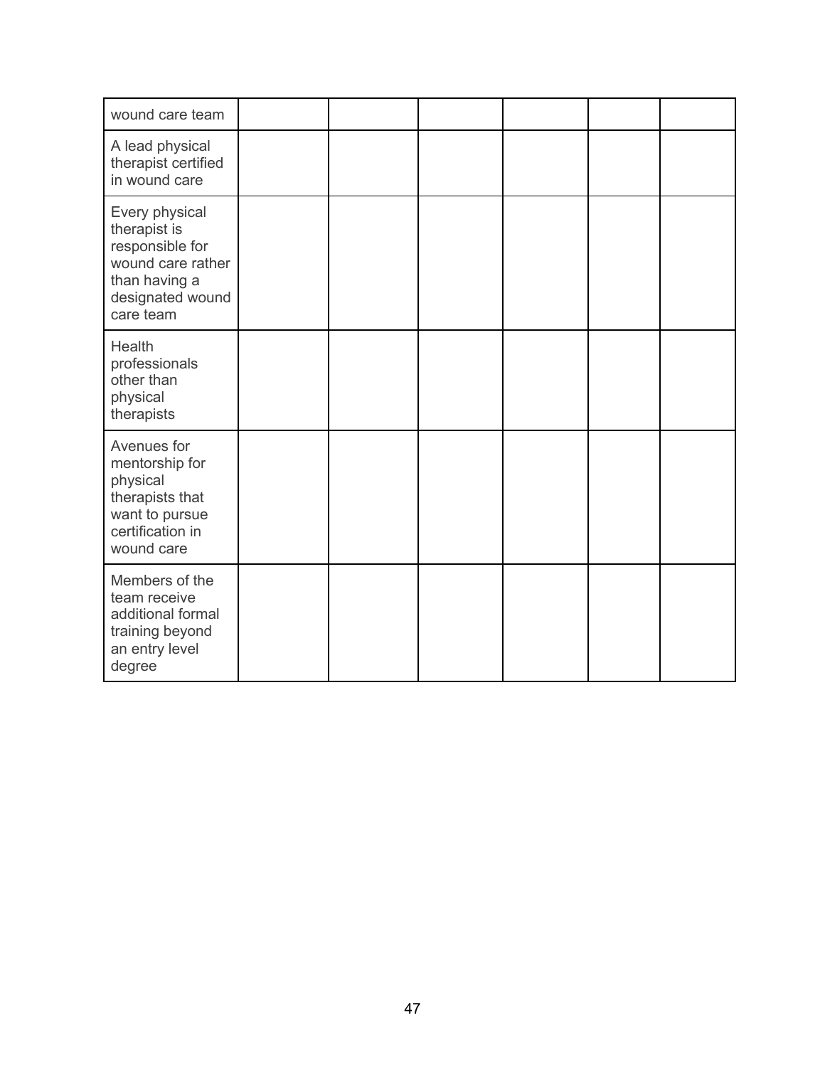| | | | | | | |
|---|---|---|---|---|---|---|
| wound care team | | | | | | |
| A lead physical therapist certified in wound care | | | | | | |
| Every physical therapist is responsible for wound care rather than having a designated wound care team | | | | | | |
| Health professionals other than physical therapists | | | | | | |
| Avenues for mentorship for physical therapists that want to pursue certification in wound care | | | | | | |
| Members of the team receive additional formal training beyond an entry level degree | | | | | | |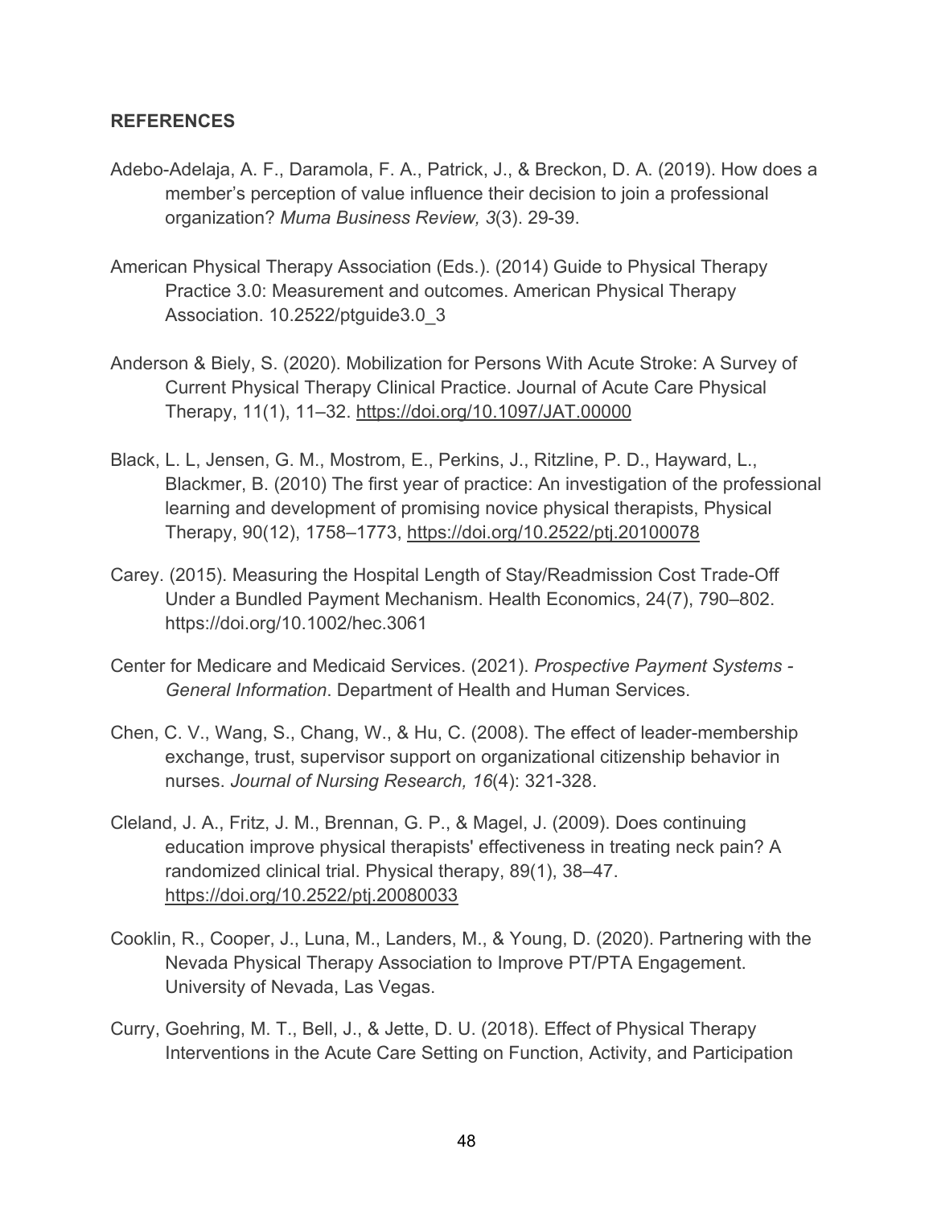**REFERENCES**

Adebo-Adelaja, A. F., Daramola, F. A., Patrick, J., & Breckon, D. A. (2019). How does a member's perception of value influence their decision to join a professional organization? *Muma Business Review, 3*(3). 29-39.

American Physical Therapy Association (Eds.). (2014) Guide to Physical Therapy Practice 3.0: Measurement and outcomes. American Physical Therapy Association. 10.2522/ptguide3.0_3

Anderson & Biely, S. (2020). Mobilization for Persons With Acute Stroke: A Survey of Current Physical Therapy Clinical Practice. Journal of Acute Care Physical Therapy, 11(1), 11–32. https://doi.org/10.1097/JAT.00000

Black, L. L, Jensen, G. M., Mostrom, E., Perkins, J., Ritzline, P. D., Hayward, L., Blackmer, B. (2010) The first year of practice: An investigation of the professional learning and development of promising novice physical therapists, Physical Therapy, 90(12), 1758–1773, https://doi.org/10.2522/ptj.20100078

Carey. (2015). Measuring the Hospital Length of Stay/Readmission Cost Trade-Off Under a Bundled Payment Mechanism. Health Economics, 24(7), 790–802. https://doi.org/10.1002/hec.3061

Center for Medicare and Medicaid Services. (2021). *Prospective Payment Systems - General Information*. Department of Health and Human Services.

Chen, C. V., Wang, S., Chang, W., & Hu, C. (2008). The effect of leader-membership exchange, trust, supervisor support on organizational citizenship behavior in nurses. *Journal of Nursing Research, 16*(4): 321-328.

Cleland, J. A., Fritz, J. M., Brennan, G. P., & Magel, J. (2009). Does continuing education improve physical therapists' effectiveness in treating neck pain? A randomized clinical trial. Physical therapy, 89(1), 38–47. https://doi.org/10.2522/ptj.20080033

Cooklin, R., Cooper, J., Luna, M., Landers, M., & Young, D. (2020). Partnering with the Nevada Physical Therapy Association to Improve PT/PTA Engagement. University of Nevada, Las Vegas.

Curry, Goehring, M. T., Bell, J., & Jette, D. U. (2018). Effect of Physical Therapy Interventions in the Acute Care Setting on Function, Activity, and Participation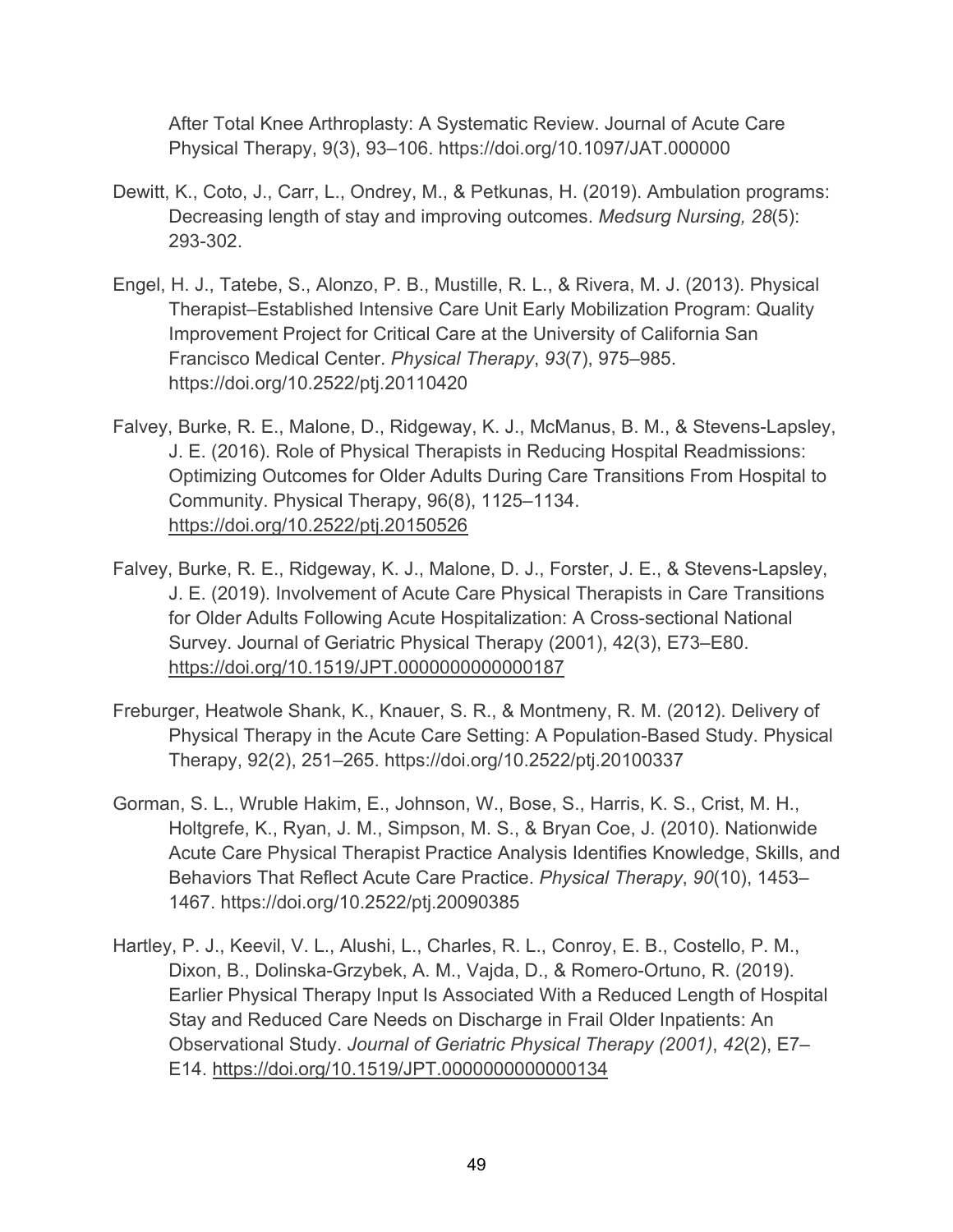After Total Knee Arthroplasty: A Systematic Review. Journal of Acute Care Physical Therapy, 9(3), 93–106. https://doi.org/10.1097/JAT.000000

Dewitt, K., Coto, J., Carr, L., Ondrey, M., & Petkunas, H. (2019). Ambulation programs: Decreasing length of stay and improving outcomes. *Medsurg Nursing, 28*(5): 293-302.

Engel, H. J., Tatebe, S., Alonzo, P. B., Mustille, R. L., & Rivera, M. J. (2013). Physical Therapist–Established Intensive Care Unit Early Mobilization Program: Quality Improvement Project for Critical Care at the University of California San Francisco Medical Center. *Physical Therapy*, *93*(7), 975–985. https://doi.org/10.2522/ptj.20110420

Falvey, Burke, R. E., Malone, D., Ridgeway, K. J., McManus, B. M., & Stevens-Lapsley, J. E. (2016). Role of Physical Therapists in Reducing Hospital Readmissions: Optimizing Outcomes for Older Adults During Care Transitions From Hospital to Community. Physical Therapy, 96(8), 1125–1134. https://doi.org/10.2522/ptj.20150526

Falvey, Burke, R. E., Ridgeway, K. J., Malone, D. J., Forster, J. E., & Stevens-Lapsley, J. E. (2019). Involvement of Acute Care Physical Therapists in Care Transitions for Older Adults Following Acute Hospitalization: A Cross-sectional National Survey. Journal of Geriatric Physical Therapy (2001), 42(3), E73–E80. https://doi.org/10.1519/JPT.0000000000000187

Freburger, Heatwole Shank, K., Knauer, S. R., & Montmeny, R. M. (2012). Delivery of Physical Therapy in the Acute Care Setting: A Population-Based Study. Physical Therapy, 92(2), 251–265. https://doi.org/10.2522/ptj.20100337

Gorman, S. L., Wruble Hakim, E., Johnson, W., Bose, S., Harris, K. S., Crist, M. H., Holtgrefe, K., Ryan, J. M., Simpson, M. S., & Bryan Coe, J. (2010). Nationwide Acute Care Physical Therapist Practice Analysis Identifies Knowledge, Skills, and Behaviors That Reflect Acute Care Practice. *Physical Therapy*, *90*(10), 1453–1467. https://doi.org/10.2522/ptj.20090385

Hartley, P. J., Keevil, V. L., Alushi, L., Charles, R. L., Conroy, E. B., Costello, P. M., Dixon, B., Dolinska-Grzybek, A. M., Vajda, D., & Romero-Ortuno, R. (2019). Earlier Physical Therapy Input Is Associated With a Reduced Length of Hospital Stay and Reduced Care Needs on Discharge in Frail Older Inpatients: An Observational Study. *Journal of Geriatric Physical Therapy (2001)*, *42*(2), E7–E14. https://doi.org/10.1519/JPT.0000000000000134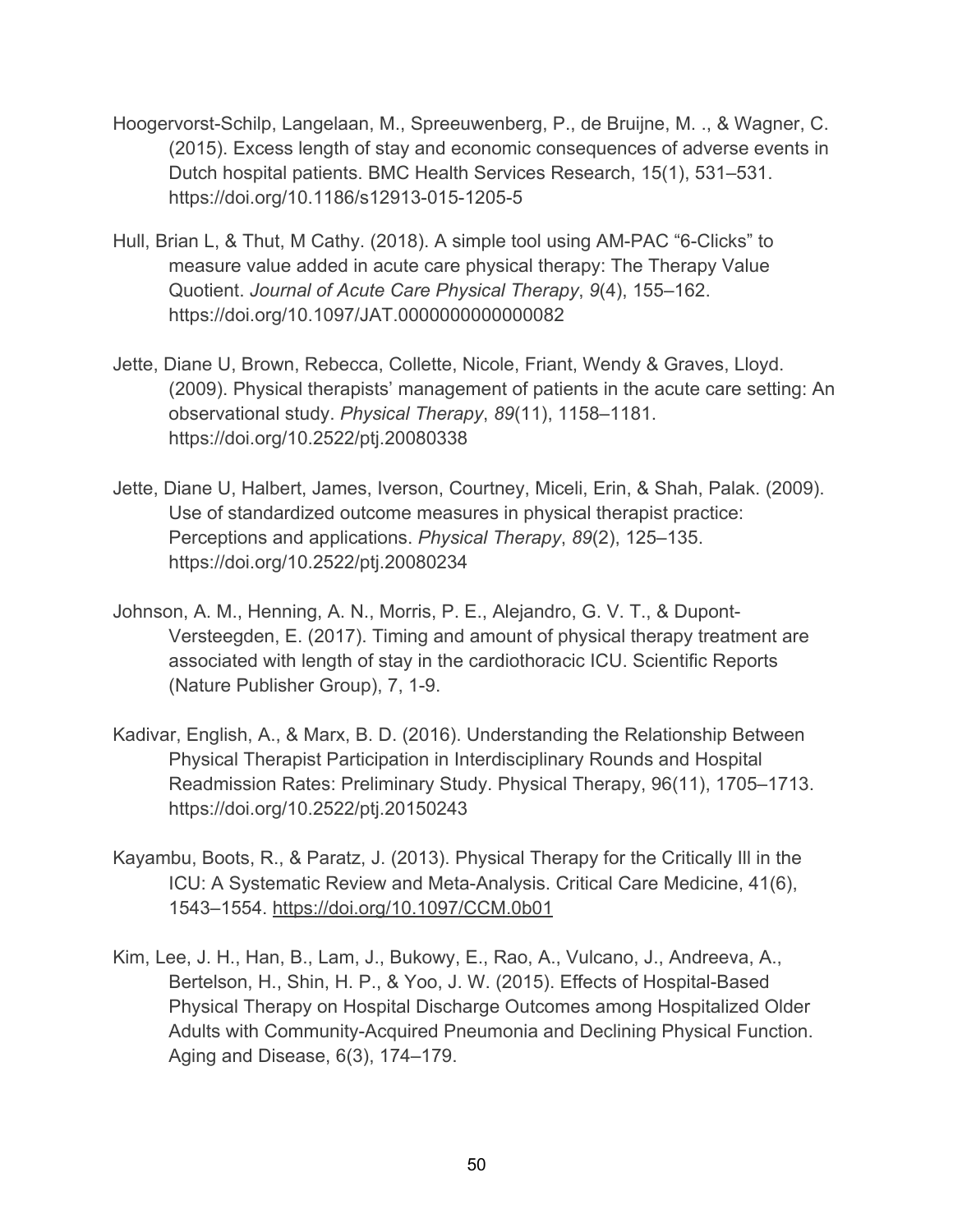Hoogervorst-Schilp, Langelaan, M., Spreeuwenberg, P., de Bruijne, M. ., & Wagner, C. (2015). Excess length of stay and economic consequences of adverse events in Dutch hospital patients. BMC Health Services Research, 15(1), 531–531. https://doi.org/10.1186/s12913-015-1205-5

Hull, Brian L, & Thut, M Cathy. (2018). A simple tool using AM-PAC "6-Clicks" to measure value added in acute care physical therapy: The Therapy Value Quotient. *Journal of Acute Care Physical Therapy*, *9*(4), 155–162. https://doi.org/10.1097/JAT.0000000000000082

Jette, Diane U, Brown, Rebecca, Collette, Nicole, Friant, Wendy & Graves, Lloyd. (2009). Physical therapists' management of patients in the acute care setting: An observational study. *Physical Therapy*, *89*(11), 1158–1181. https://doi.org/10.2522/ptj.20080338

Jette, Diane U, Halbert, James, Iverson, Courtney, Miceli, Erin, & Shah, Palak. (2009). Use of standardized outcome measures in physical therapist practice: Perceptions and applications. *Physical Therapy*, *89*(2), 125–135. https://doi.org/10.2522/ptj.20080234

Johnson, A. M., Henning, A. N., Morris, P. E., Alejandro, G. V. T., & Dupont-Versteegden, E. (2017). Timing and amount of physical therapy treatment are associated with length of stay in the cardiothoracic ICU. Scientific Reports (Nature Publisher Group), 7, 1-9.

Kadivar, English, A., & Marx, B. D. (2016). Understanding the Relationship Between Physical Therapist Participation in Interdisciplinary Rounds and Hospital Readmission Rates: Preliminary Study. Physical Therapy, 96(11), 1705–1713. https://doi.org/10.2522/ptj.20150243

Kayambu, Boots, R., & Paratz, J. (2013). Physical Therapy for the Critically Ill in the ICU: A Systematic Review and Meta-Analysis. Critical Care Medicine, 41(6), 1543–1554. https://doi.org/10.1097/CCM.0b01

Kim, Lee, J. H., Han, B., Lam, J., Bukowy, E., Rao, A., Vulcano, J., Andreeva, A., Bertelson, H., Shin, H. P., & Yoo, J. W. (2015). Effects of Hospital-Based Physical Therapy on Hospital Discharge Outcomes among Hospitalized Older Adults with Community-Acquired Pneumonia and Declining Physical Function. Aging and Disease, 6(3), 174–179.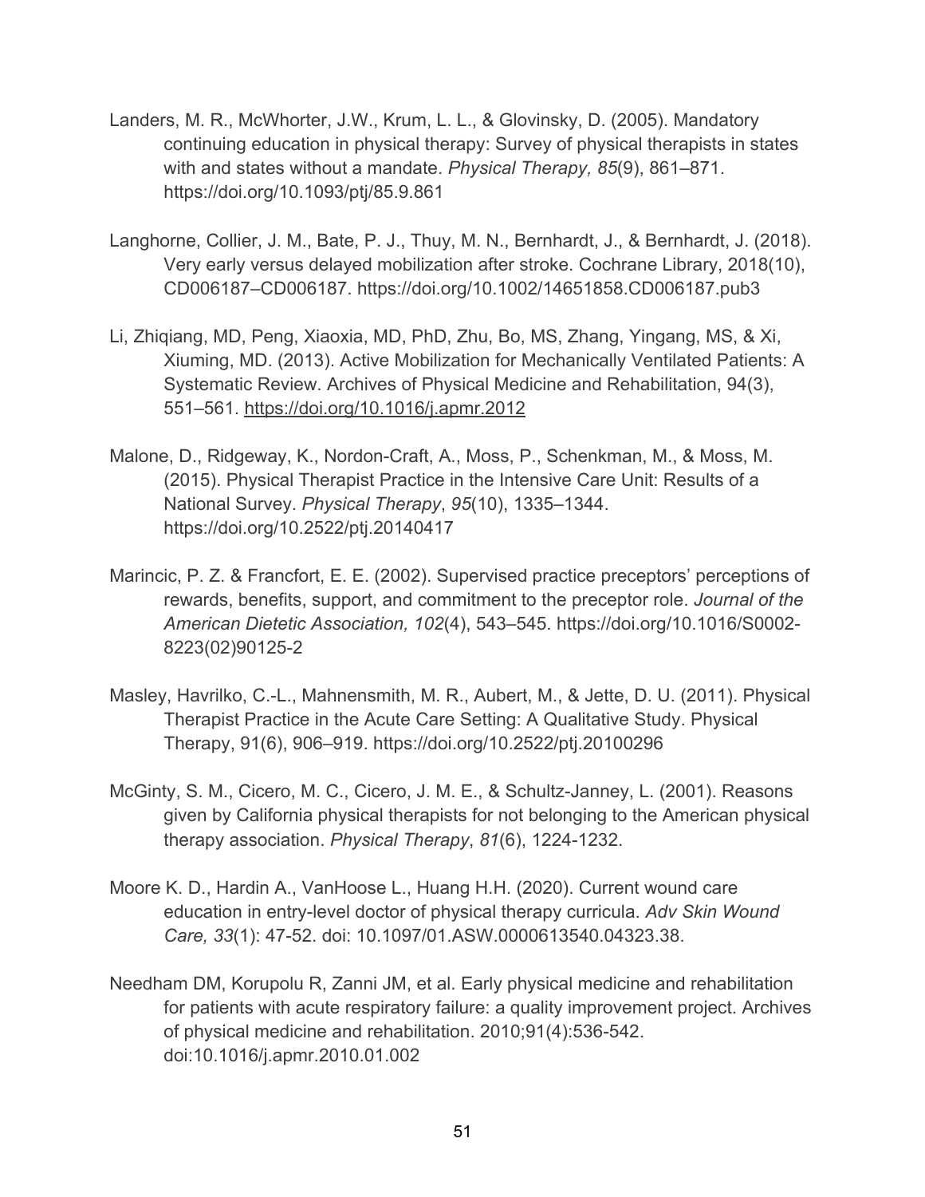Landers, M. R., McWhorter, J.W., Krum, L. L., & Glovinsky, D. (2005). Mandatory continuing education in physical therapy: Survey of physical therapists in states with and states without a mandate. *Physical Therapy, 85*(9), 861–871. https://doi.org/10.1093/ptj/85.9.861

Langhorne, Collier, J. M., Bate, P. J., Thuy, M. N., Bernhardt, J., & Bernhardt, J. (2018). Very early versus delayed mobilization after stroke. Cochrane Library, 2018(10), CD006187–CD006187. https://doi.org/10.1002/14651858.CD006187.pub3

Li, Zhiqiang, MD, Peng, Xiaoxia, MD, PhD, Zhu, Bo, MS, Zhang, Yingang, MS, & Xi, Xiuming, MD. (2013). Active Mobilization for Mechanically Ventilated Patients: A Systematic Review. Archives of Physical Medicine and Rehabilitation, 94(3), 551–561. https://doi.org/10.1016/j.apmr.2012

Malone, D., Ridgeway, K., Nordon-Craft, A., Moss, P., Schenkman, M., & Moss, M. (2015). Physical Therapist Practice in the Intensive Care Unit: Results of a National Survey. *Physical Therapy*, *95*(10), 1335–1344. https://doi.org/10.2522/ptj.20140417

Marincic, P. Z. & Francfort, E. E. (2002). Supervised practice preceptors' perceptions of rewards, benefits, support, and commitment to the preceptor role. *Journal of the American Dietetic Association, 102*(4), 543–545. https://doi.org/10.1016/S0002-8223(02)90125-2

Masley, Havrilko, C.-L., Mahnensmith, M. R., Aubert, M., & Jette, D. U. (2011). Physical Therapist Practice in the Acute Care Setting: A Qualitative Study. Physical Therapy, 91(6), 906–919. https://doi.org/10.2522/ptj.20100296

McGinty, S. M., Cicero, M. C., Cicero, J. M. E., & Schultz-Janney, L. (2001). Reasons given by California physical therapists for not belonging to the American physical therapy association. *Physical Therapy*, *81*(6), 1224-1232.

Moore K. D., Hardin A., VanHoose L., Huang H.H. (2020). Current wound care education in entry-level doctor of physical therapy curricula. *Adv Skin Wound Care, 33*(1): 47-52. doi: 10.1097/01.ASW.0000613540.04323.38.

Needham DM, Korupolu R, Zanni JM, et al. Early physical medicine and rehabilitation for patients with acute respiratory failure: a quality improvement project. Archives of physical medicine and rehabilitation. 2010;91(4):536-542. doi:10.1016/j.apmr.2010.01.002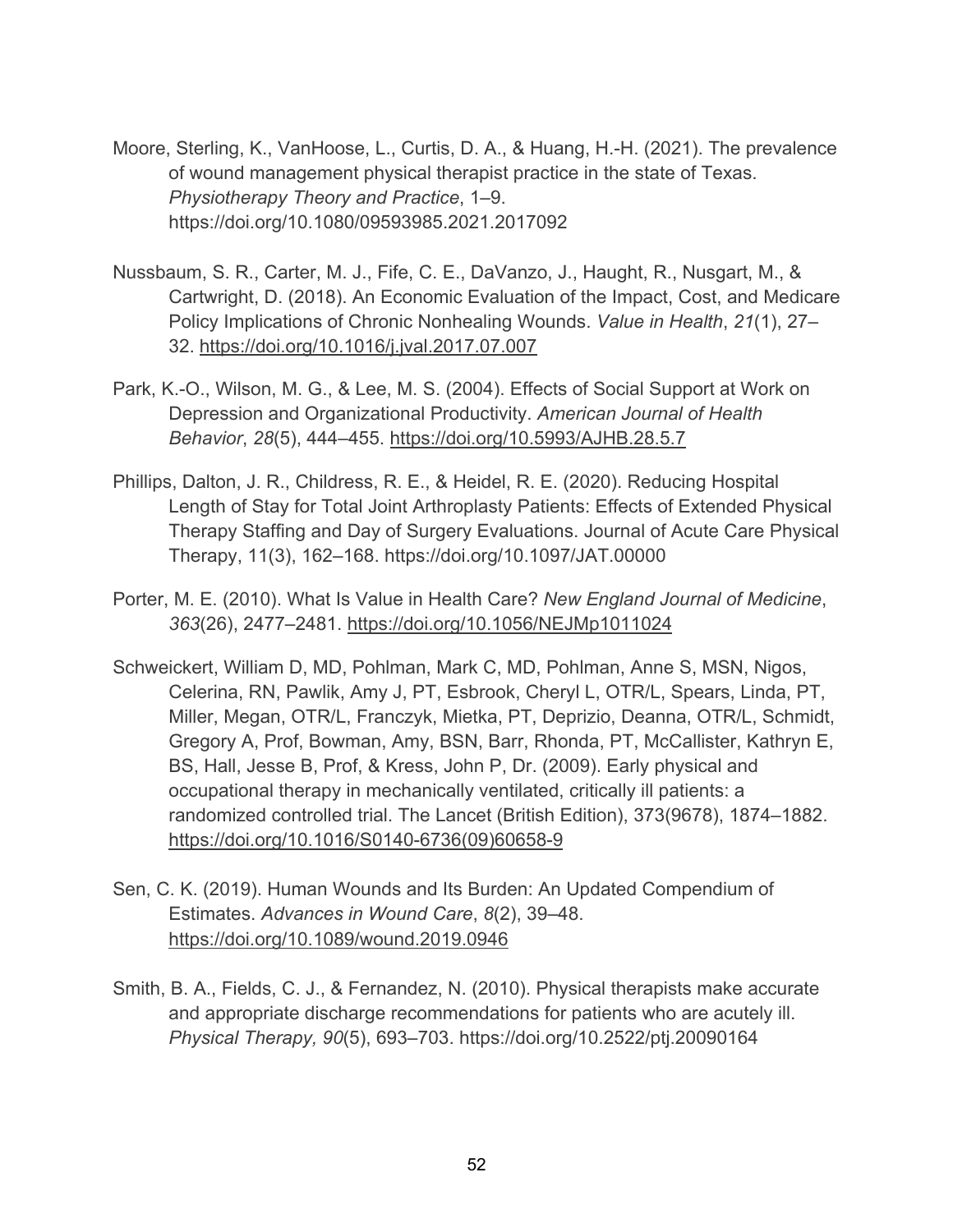Moore, Sterling, K., VanHoose, L., Curtis, D. A., & Huang, H.-H. (2021). The prevalence of wound management physical therapist practice in the state of Texas. *Physiotherapy Theory and Practice*, 1–9. https://doi.org/10.1080/09593985.2021.2017092

Nussbaum, S. R., Carter, M. J., Fife, C. E., DaVanzo, J., Haught, R., Nusgart, M., & Cartwright, D. (2018). An Economic Evaluation of the Impact, Cost, and Medicare Policy Implications of Chronic Nonhealing Wounds. *Value in Health*, *21*(1), 27–32. https://doi.org/10.1016/j.jval.2017.07.007

Park, K.-O., Wilson, M. G., & Lee, M. S. (2004). Effects of Social Support at Work on Depression and Organizational Productivity. *American Journal of Health Behavior*, *28*(5), 444–455. https://doi.org/10.5993/AJHB.28.5.7

Phillips, Dalton, J. R., Childress, R. E., & Heidel, R. E. (2020). Reducing Hospital Length of Stay for Total Joint Arthroplasty Patients: Effects of Extended Physical Therapy Staffing and Day of Surgery Evaluations. Journal of Acute Care Physical Therapy, 11(3), 162–168. https://doi.org/10.1097/JAT.00000

Porter, M. E. (2010). What Is Value in Health Care? *New England Journal of Medicine*, *363*(26), 2477–2481. https://doi.org/10.1056/NEJMp1011024

Schweickert, William D, MD, Pohlman, Mark C, MD, Pohlman, Anne S, MSN, Nigos, Celerina, RN, Pawlik, Amy J, PT, Esbrook, Cheryl L, OTR/L, Spears, Linda, PT, Miller, Megan, OTR/L, Franczyk, Mietka, PT, Deprizio, Deanna, OTR/L, Schmidt, Gregory A, Prof, Bowman, Amy, BSN, Barr, Rhonda, PT, McCallister, Kathryn E, BS, Hall, Jesse B, Prof, & Kress, John P, Dr. (2009). Early physical and occupational therapy in mechanically ventilated, critically ill patients: a randomized controlled trial. The Lancet (British Edition), 373(9678), 1874–1882. https://doi.org/10.1016/S0140-6736(09)60658-9

Sen, C. K. (2019). Human Wounds and Its Burden: An Updated Compendium of Estimates. *Advances in Wound Care*, *8*(2), 39–48. https://doi.org/10.1089/wound.2019.0946

Smith, B. A., Fields, C. J., & Fernandez, N. (2010). Physical therapists make accurate and appropriate discharge recommendations for patients who are acutely ill. *Physical Therapy, 90*(5), 693–703. https://doi.org/10.2522/ptj.20090164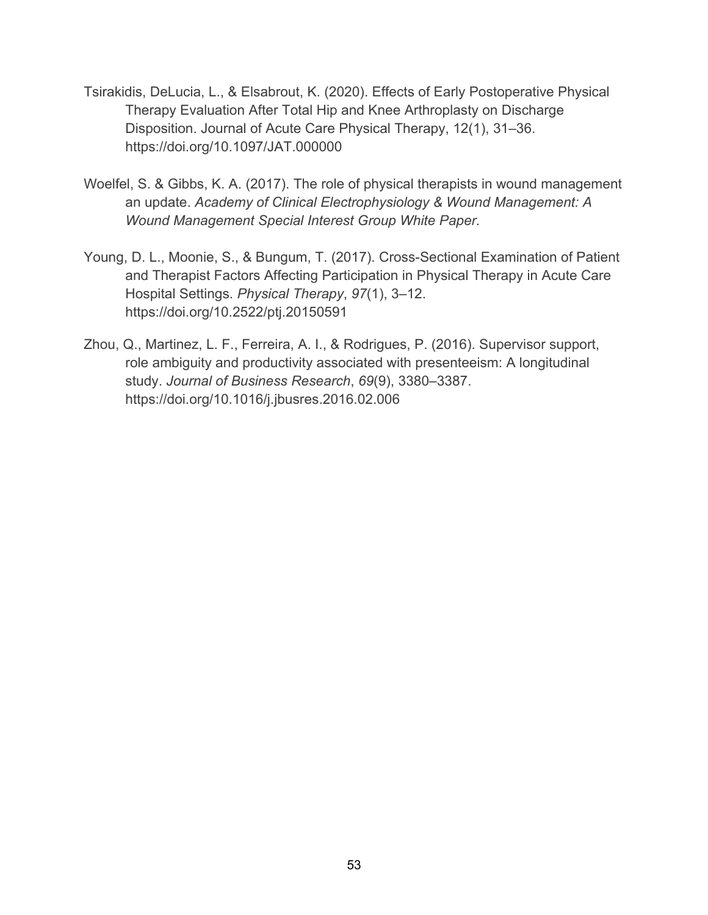Tsirakidis, DeLucia, L., & Elsabrout, K. (2020). Effects of Early Postoperative Physical Therapy Evaluation After Total Hip and Knee Arthroplasty on Discharge Disposition. Journal of Acute Care Physical Therapy, 12(1), 31–36. https://doi.org/10.1097/JAT.000000

Woelfel, S. & Gibbs, K. A. (2017). The role of physical therapists in wound management an update. *Academy of Clinical Electrophysiology & Wound Management: A Wound Management Special Interest Group White Paper.*

Young, D. L., Moonie, S., & Bungum, T. (2017). Cross-Sectional Examination of Patient and Therapist Factors Affecting Participation in Physical Therapy in Acute Care Hospital Settings. *Physical Therapy*, *97*(1), 3–12. https://doi.org/10.2522/ptj.20150591

Zhou, Q., Martinez, L. F., Ferreira, A. I., & Rodrigues, P. (2016). Supervisor support, role ambiguity and productivity associated with presenteeism: A longitudinal study. *Journal of Business Research*, *69*(9), 3380–3387. https://doi.org/10.1016/j.jbusres.2016.02.006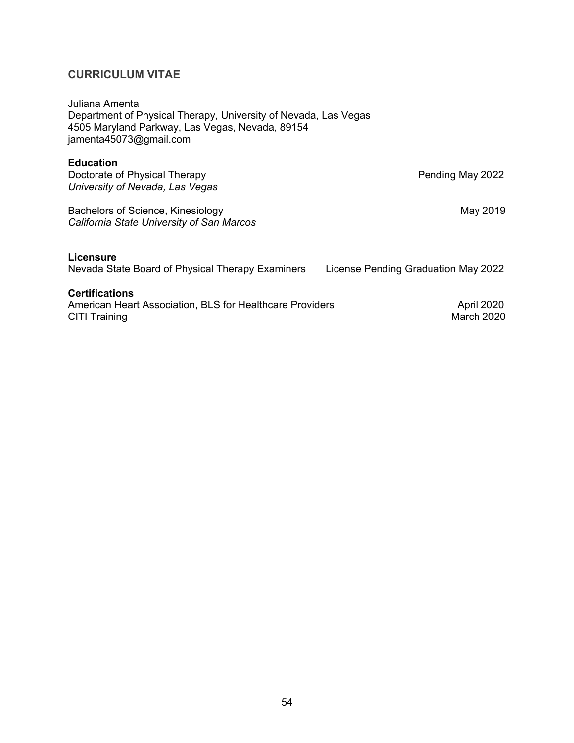## CURRICULUM VITAE

Juliana Amenta
Department of Physical Therapy, University of Nevada, Las Vegas
4505 Maryland Parkway, Las Vegas, Nevada, 89154
jamenta45073@gmail.com

### Education

Doctorate of Physical Therapy — Pending May 2022
*University of Nevada, Las Vegas*

Bachelors of Science, Kinesiology — May 2019
*California State University of San Marcos*

### Licensure

Nevada State Board of Physical Therapy Examiners — License Pending Graduation May 2022

### Certifications

American Heart Association, BLS for Healthcare Providers — April 2020
CITI Training — March 2020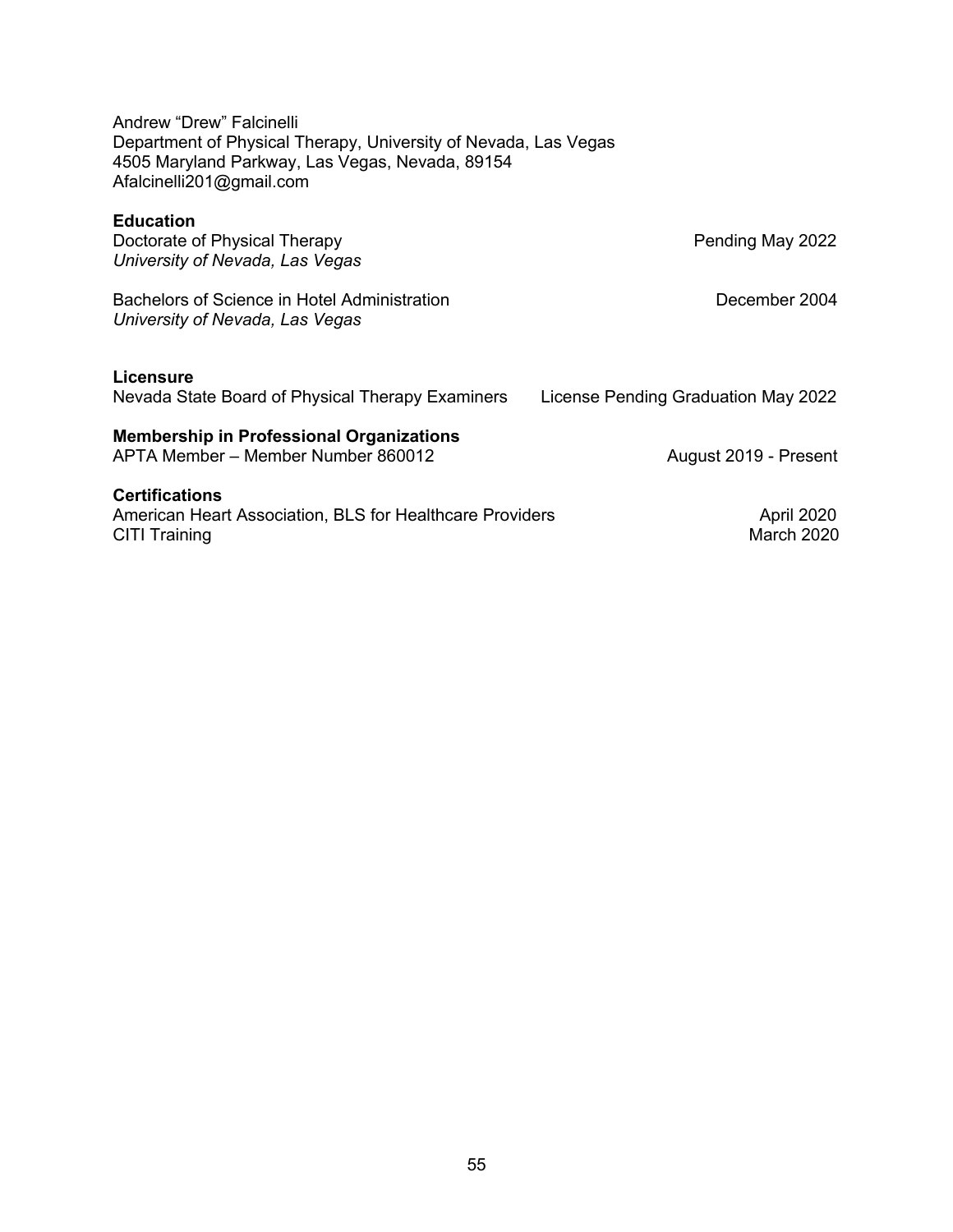Andrew “Drew” Falcinelli
Department of Physical Therapy, University of Nevada, Las Vegas
4505 Maryland Parkway, Las Vegas, Nevada, 89154
Afalcinelli201@gmail.com

**Education**

Doctorate of Physical Therapy — Pending May 2022
*University of Nevada, Las Vegas*

Bachelors of Science in Hotel Administration — December 2004
*University of Nevada, Las Vegas*

**Licensure**

Nevada State Board of Physical Therapy Examiners — License Pending Graduation May 2022

**Membership in Professional Organizations**

APTA Member – Member Number 860012 — August 2019 - Present

**Certifications**

American Heart Association, BLS for Healthcare Providers — April 2020
CITI Training — March 2020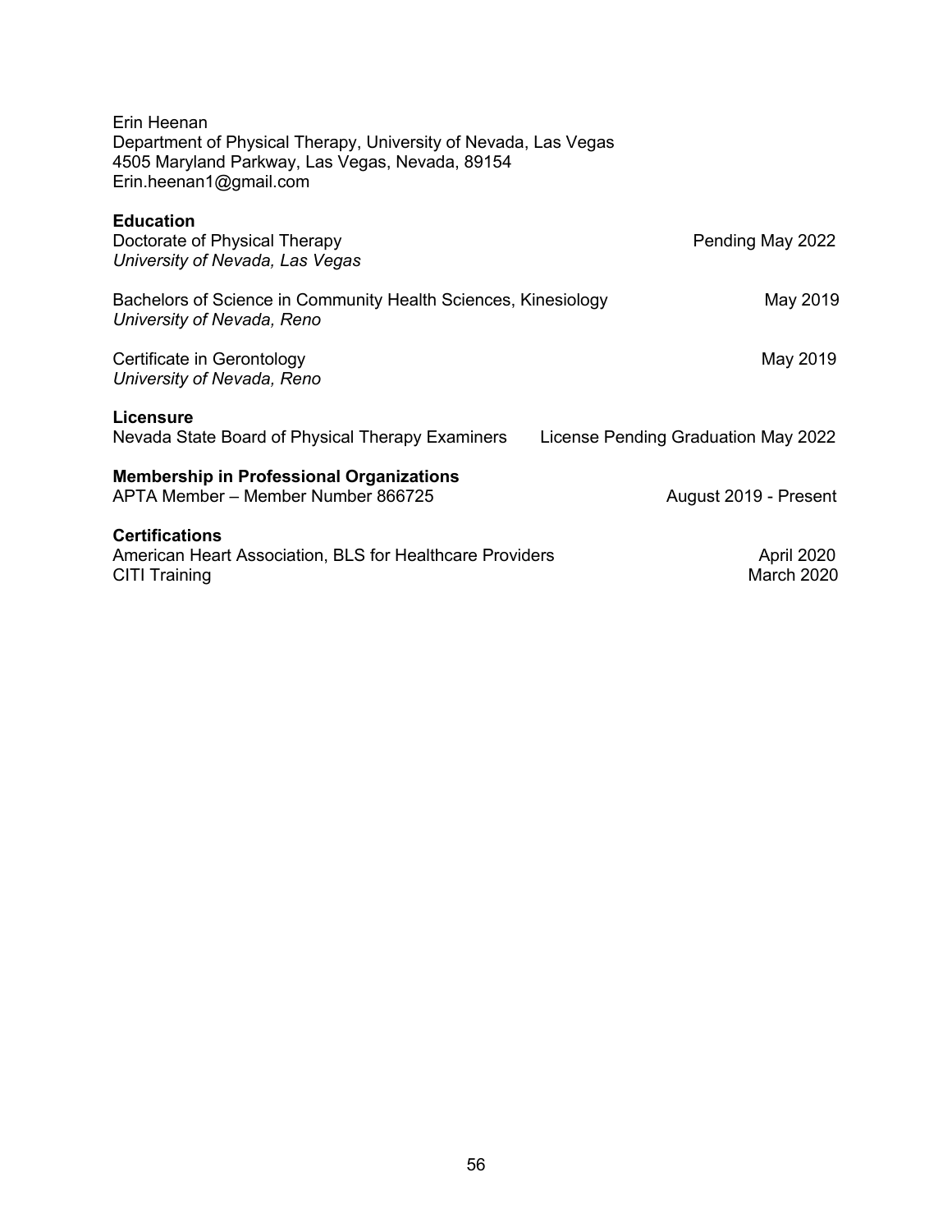Erin Heenan
Department of Physical Therapy, University of Nevada, Las Vegas
4505 Maryland Parkway, Las Vegas, Nevada, 89154
Erin.heenan1@gmail.com

**Education**

Doctorate of Physical Therapy — Pending May 2022
*University of Nevada, Las Vegas*

Bachelors of Science in Community Health Sciences, Kinesiology — May 2019
*University of Nevada, Reno*

Certificate in Gerontology — May 2019
*University of Nevada, Reno*

**Licensure**

Nevada State Board of Physical Therapy Examiners — License Pending Graduation May 2022

**Membership in Professional Organizations**

APTA Member – Member Number 866725 — August 2019 - Present

**Certifications**

American Heart Association, BLS for Healthcare Providers — April 2020
CITI Training — March 2020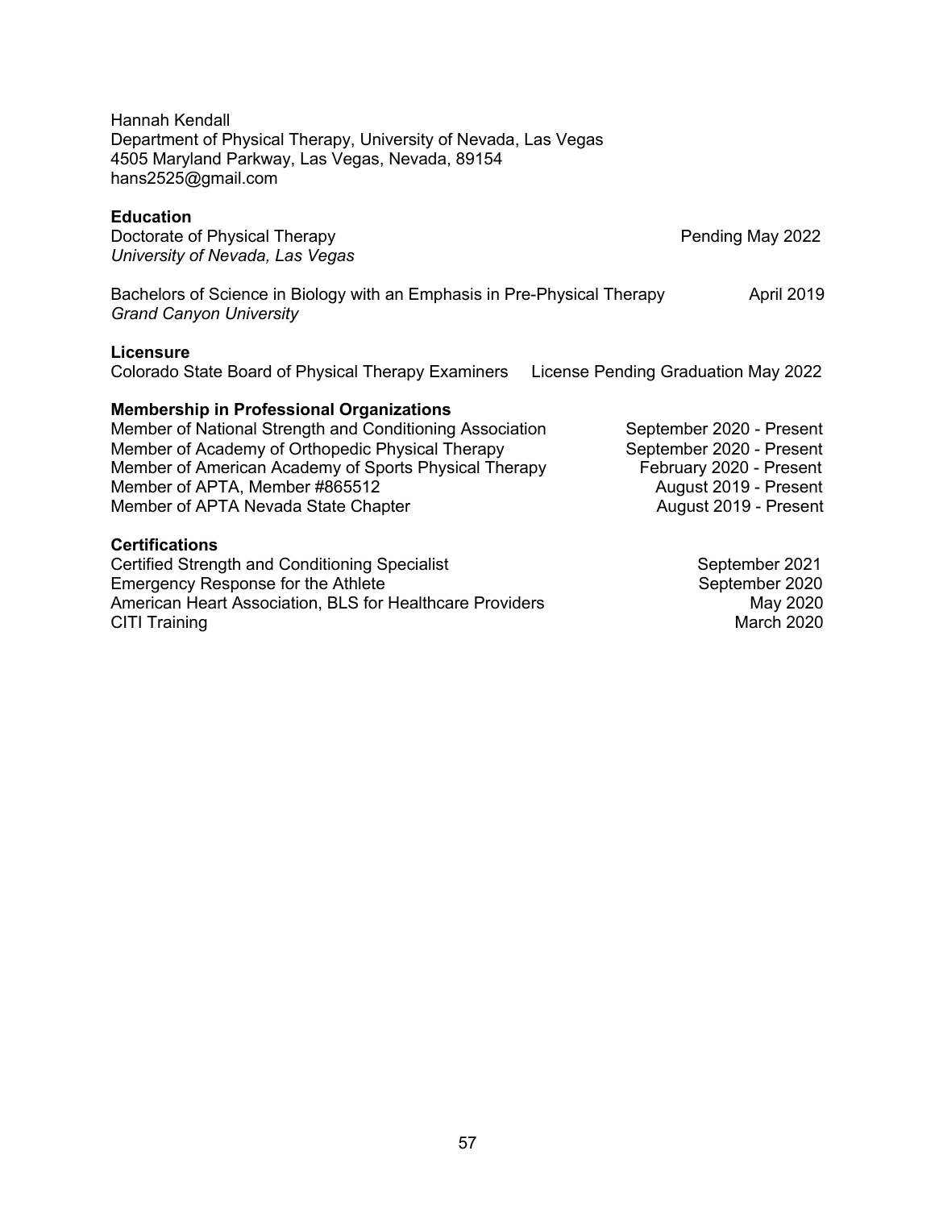Hannah Kendall
Department of Physical Therapy, University of Nevada, Las Vegas
4505 Maryland Parkway, Las Vegas, Nevada, 89154
hans2525@gmail.com

**Education**

Doctorate of Physical Therapy — Pending May 2022
*University of Nevada, Las Vegas*

Bachelors of Science in Biology with an Emphasis in Pre-Physical Therapy — April 2019
*Grand Canyon University*

**Licensure**

Colorado State Board of Physical Therapy Examiners — License Pending Graduation May 2022

**Membership in Professional Organizations**

Member of National Strength and Conditioning Association — September 2020 - Present
Member of Academy of Orthopedic Physical Therapy — September 2020 - Present
Member of American Academy of Sports Physical Therapy — February 2020 - Present
Member of APTA, Member #865512 — August 2019 - Present
Member of APTA Nevada State Chapter — August 2019 - Present

**Certifications**

Certified Strength and Conditioning Specialist — September 2021
Emergency Response for the Athlete — September 2020
American Heart Association, BLS for Healthcare Providers — May 2020
CITI Training — March 2020